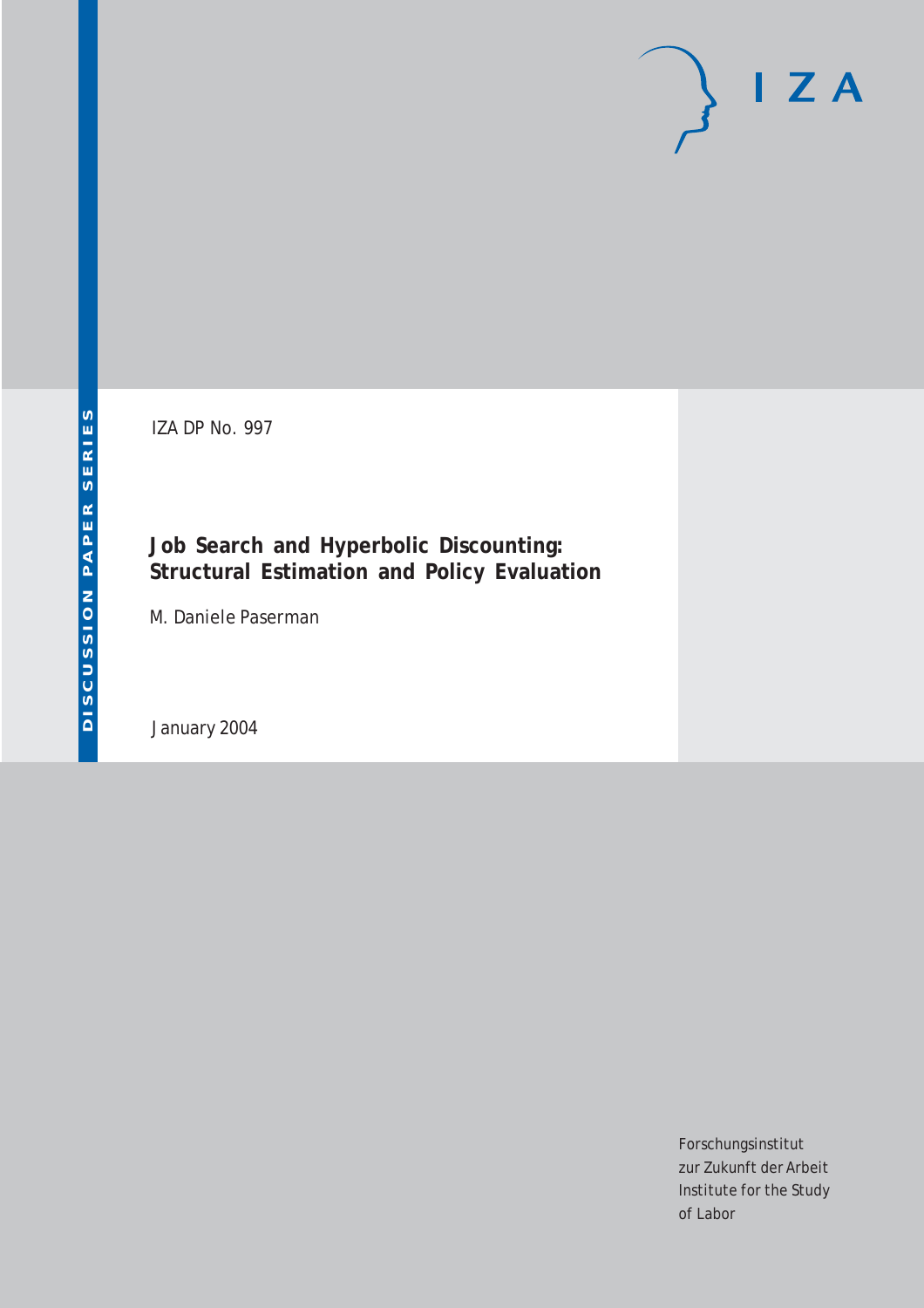DISCUSSION PAPER SERIES

IZA

IZA DP No. 997

# Job Search and Hyperbolic Discounting: Structural Estimation and Policy Evaluation

M. Daniele Paserman

January 2004

Forschungsinstitut
zur Zukunft der Arbeit
Institute for the Study
of Labor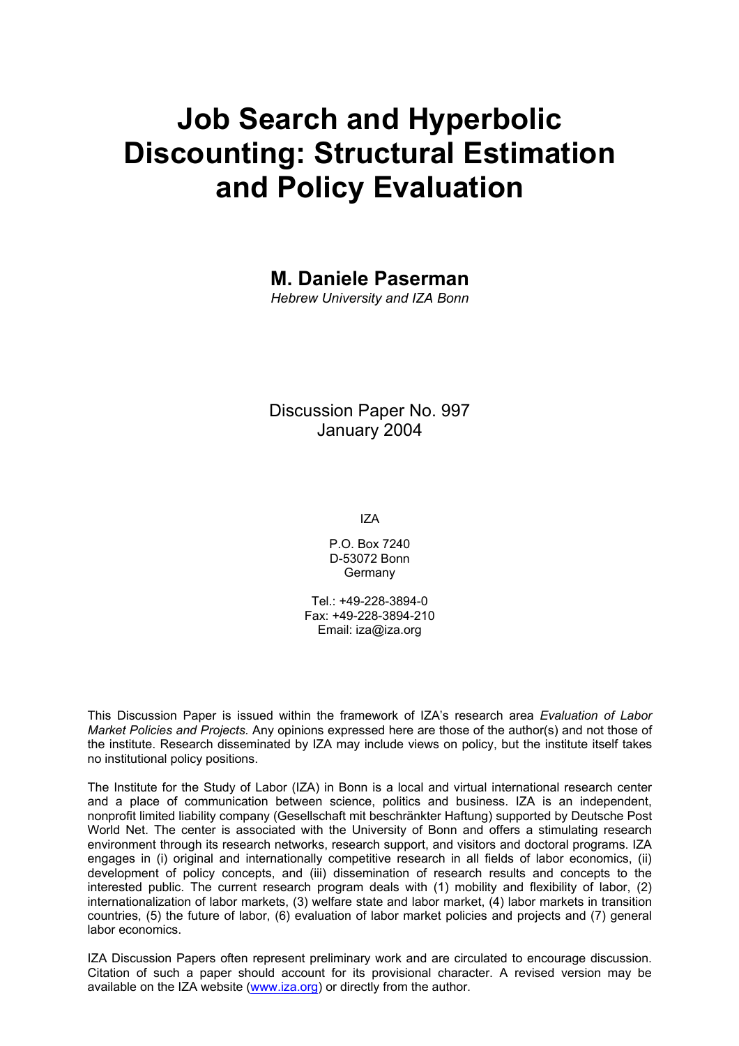# Job Search and Hyperbolic Discounting: Structural Estimation and Policy Evaluation

**M. Daniele Paserman**

*Hebrew University and IZA Bonn*

Discussion Paper No. 997
January 2004

IZA

P.O. Box 7240
D-53072 Bonn
Germany

Tel.: +49-228-3894-0
Fax: +49-228-3894-210
Email: iza@iza.org

This Discussion Paper is issued within the framework of IZA's research area *Evaluation of Labor Market Policies and Projects.* Any opinions expressed here are those of the author(s) and not those of the institute. Research disseminated by IZA may include views on policy, but the institute itself takes no institutional policy positions.

The Institute for the Study of Labor (IZA) in Bonn is a local and virtual international research center and a place of communication between science, politics and business. IZA is an independent, nonprofit limited liability company (Gesellschaft mit beschränkter Haftung) supported by Deutsche Post World Net. The center is associated with the University of Bonn and offers a stimulating research environment through its research networks, research support, and visitors and doctoral programs. IZA engages in (i) original and internationally competitive research in all fields of labor economics, (ii) development of policy concepts, and (iii) dissemination of research results and concepts to the interested public. The current research program deals with (1) mobility and flexibility of labor, (2) internationalization of labor markets, (3) welfare state and labor market, (4) labor markets in transition countries, (5) the future of labor, (6) evaluation of labor market policies and projects and (7) general labor economics.

IZA Discussion Papers often represent preliminary work and are circulated to encourage discussion. Citation of such a paper should account for its provisional character. A revised version may be available on the IZA website (www.iza.org) or directly from the author.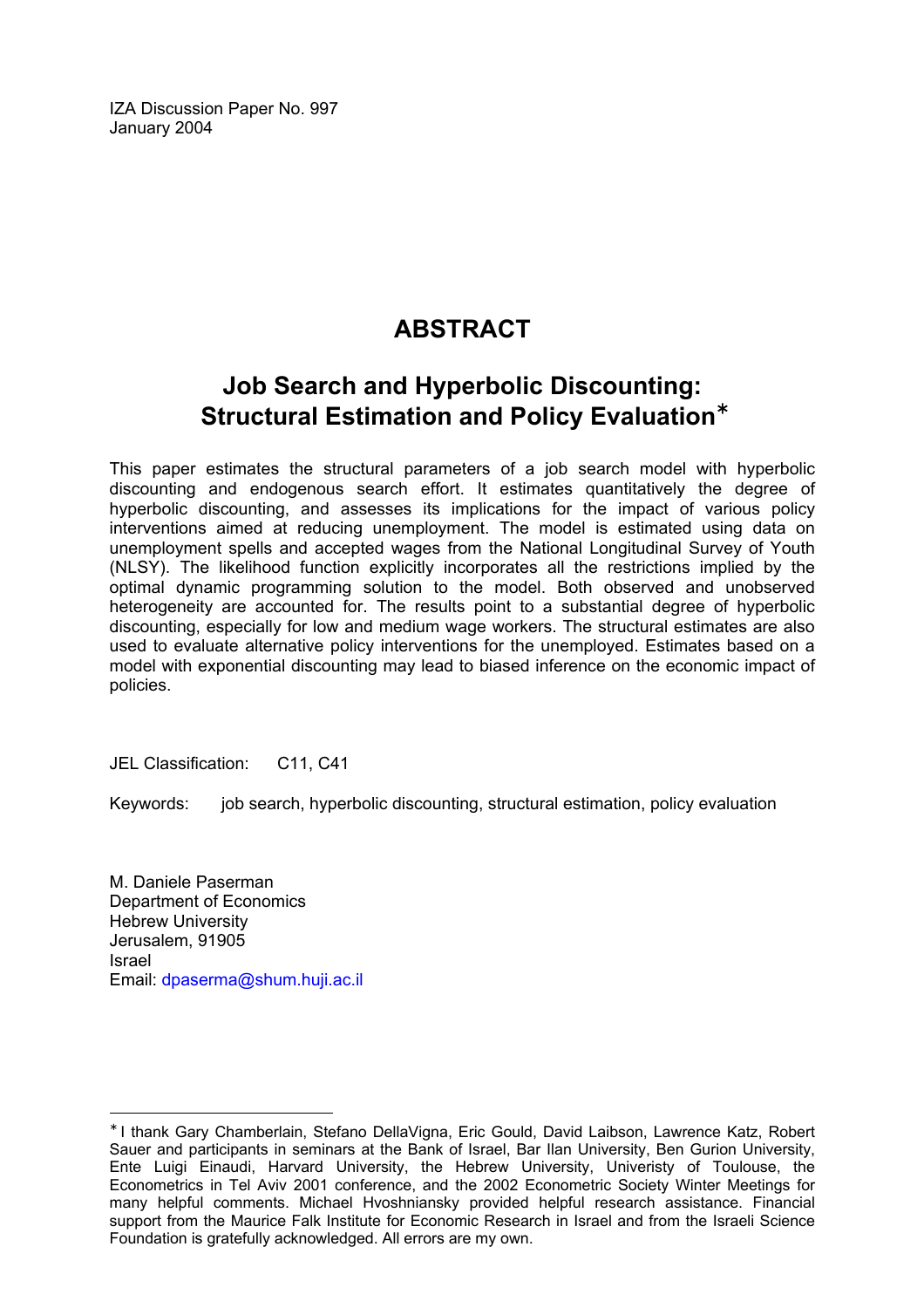IZA Discussion Paper No. 997
January 2004

# ABSTRACT

## Job Search and Hyperbolic Discounting: Structural Estimation and Policy Evaluation[∗]

This paper estimates the structural parameters of a job search model with hyperbolic discounting and endogenous search effort. It estimates quantitatively the degree of hyperbolic discounting, and assesses its implications for the impact of various policy interventions aimed at reducing unemployment. The model is estimated using data on unemployment spells and accepted wages from the National Longitudinal Survey of Youth (NLSY). The likelihood function explicitly incorporates all the restrictions implied by the optimal dynamic programming solution to the model. Both observed and unobserved heterogeneity are accounted for. The results point to a substantial degree of hyperbolic discounting, especially for low and medium wage workers. The structural estimates are also used to evaluate alternative policy interventions for the unemployed. Estimates based on a model with exponential discounting may lead to biased inference on the economic impact of policies.

JEL Classification: C11, C41

Keywords: job search, hyperbolic discounting, structural estimation, policy evaluation

M. Daniele Paserman
Department of Economics
Hebrew University
Jerusalem, 91905
Israel
Email: dpaserma@shum.huji.ac.il

---

[∗] I thank Gary Chamberlain, Stefano DellaVigna, Eric Gould, David Laibson, Lawrence Katz, Robert Sauer and participants in seminars at the Bank of Israel, Bar Ilan University, Ben Gurion University, Ente Luigi Einaudi, Harvard University, the Hebrew University, Univeristy of Toulouse, the Econometrics in Tel Aviv 2001 conference, and the 2002 Econometric Society Winter Meetings for many helpful comments. Michael Hvoshniansky provided helpful research assistance. Financial support from the Maurice Falk Institute for Economic Research in Israel and from the Israeli Science Foundation is gratefully acknowledged. All errors are my own.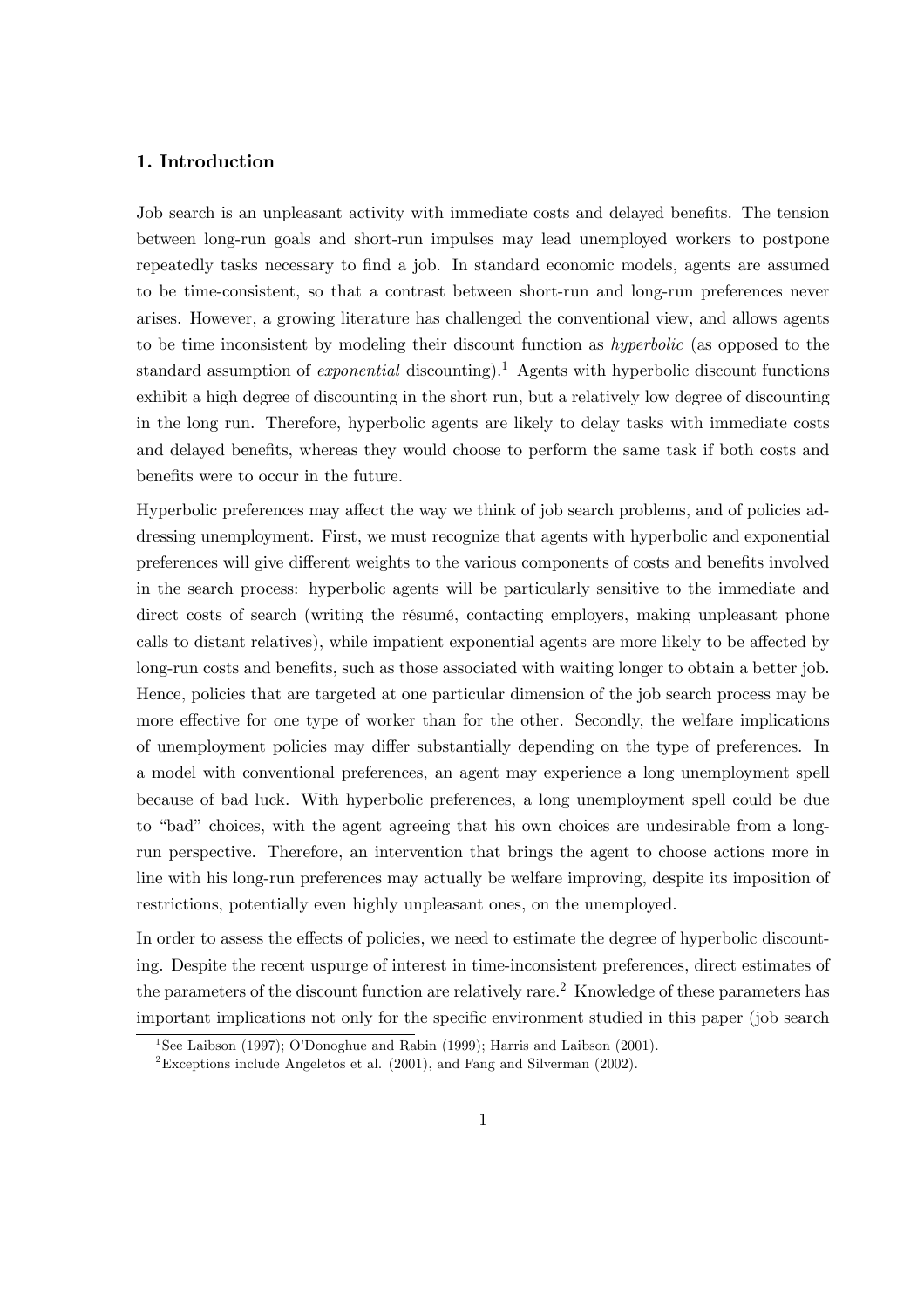## 1. Introduction

Job search is an unpleasant activity with immediate costs and delayed benefits. The tension between long-run goals and short-run impulses may lead unemployed workers to postpone repeatedly tasks necessary to find a job. In standard economic models, agents are assumed to be time-consistent, so that a contrast between short-run and long-run preferences never arises. However, a growing literature has challenged the conventional view, and allows agents to be time inconsistent by modeling their discount function as *hyperbolic* (as opposed to the standard assumption of *exponential* discounting).[1] Agents with hyperbolic discount functions exhibit a high degree of discounting in the short run, but a relatively low degree of discounting in the long run. Therefore, hyperbolic agents are likely to delay tasks with immediate costs and delayed benefits, whereas they would choose to perform the same task if both costs and benefits were to occur in the future.

Hyperbolic preferences may affect the way we think of job search problems, and of policies addressing unemployment. First, we must recognize that agents with hyperbolic and exponential preferences will give different weights to the various components of costs and benefits involved in the search process: hyperbolic agents will be particularly sensitive to the immediate and direct costs of search (writing the résumé, contacting employers, making unpleasant phone calls to distant relatives), while impatient exponential agents are more likely to be affected by long-run costs and benefits, such as those associated with waiting longer to obtain a better job. Hence, policies that are targeted at one particular dimension of the job search process may be more effective for one type of worker than for the other. Secondly, the welfare implications of unemployment policies may differ substantially depending on the type of preferences. In a model with conventional preferences, an agent may experience a long unemployment spell because of bad luck. With hyperbolic preferences, a long unemployment spell could be due to "bad" choices, with the agent agreeing that his own choices are undesirable from a long-run perspective. Therefore, an intervention that brings the agent to choose actions more in line with his long-run preferences may actually be welfare improving, despite its imposition of restrictions, potentially even highly unpleasant ones, on the unemployed.

In order to assess the effects of policies, we need to estimate the degree of hyperbolic discounting. Despite the recent uspurge of interest in time-inconsistent preferences, direct estimates of the parameters of the discount function are relatively rare.[2] Knowledge of these parameters has important implications not only for the specific environment studied in this paper (job search

[1] See Laibson (1997); O'Donoghue and Rabin (1999); Harris and Laibson (2001).

[2] Exceptions include Angeletos et al. (2001), and Fang and Silverman (2002).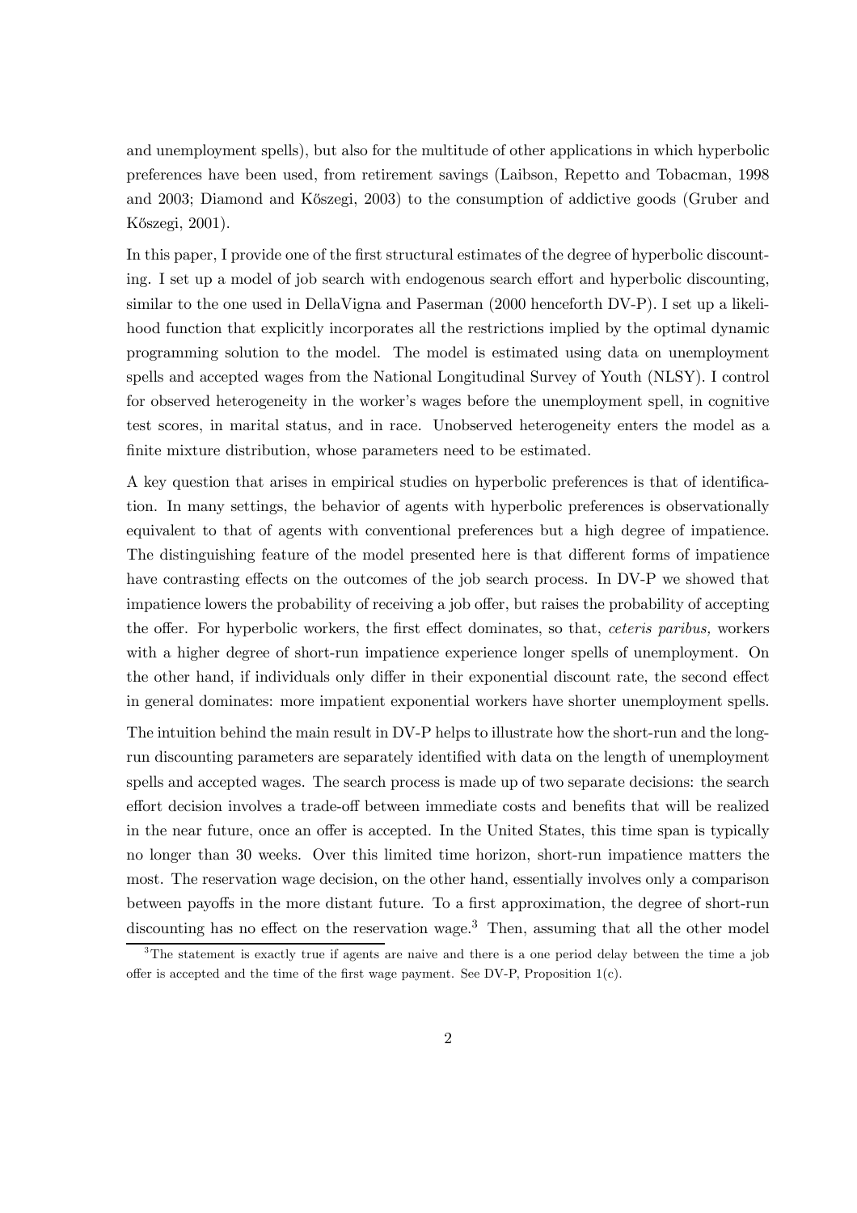and unemployment spells), but also for the multitude of other applications in which hyperbolic preferences have been used, from retirement savings (Laibson, Repetto and Tobacman, 1998 and 2003; Diamond and Kőszegi, 2003) to the consumption of addictive goods (Gruber and Kőszegi, 2001).

In this paper, I provide one of the first structural estimates of the degree of hyperbolic discounting. I set up a model of job search with endogenous search effort and hyperbolic discounting, similar to the one used in DellaVigna and Paserman (2000 henceforth DV-P). I set up a likelihood function that explicitly incorporates all the restrictions implied by the optimal dynamic programming solution to the model. The model is estimated using data on unemployment spells and accepted wages from the National Longitudinal Survey of Youth (NLSY). I control for observed heterogeneity in the worker's wages before the unemployment spell, in cognitive test scores, in marital status, and in race. Unobserved heterogeneity enters the model as a finite mixture distribution, whose parameters need to be estimated.

A key question that arises in empirical studies on hyperbolic preferences is that of identification. In many settings, the behavior of agents with hyperbolic preferences is observationally equivalent to that of agents with conventional preferences but a high degree of impatience. The distinguishing feature of the model presented here is that different forms of impatience have contrasting effects on the outcomes of the job search process. In DV-P we showed that impatience lowers the probability of receiving a job offer, but raises the probability of accepting the offer. For hyperbolic workers, the first effect dominates, so that, *ceteris paribus,* workers with a higher degree of short-run impatience experience longer spells of unemployment. On the other hand, if individuals only differ in their exponential discount rate, the second effect in general dominates: more impatient exponential workers have shorter unemployment spells.

The intuition behind the main result in DV-P helps to illustrate how the short-run and the long-run discounting parameters are separately identified with data on the length of unemployment spells and accepted wages. The search process is made up of two separate decisions: the search effort decision involves a trade-off between immediate costs and benefits that will be realized in the near future, once an offer is accepted. In the United States, this time span is typically no longer than 30 weeks. Over this limited time horizon, short-run impatience matters the most. The reservation wage decision, on the other hand, essentially involves only a comparison between payoffs in the more distant future. To a first approximation, the degree of short-run discounting has no effect on the reservation wage.[3] Then, assuming that all the other model

[3]The statement is exactly true if agents are naive and there is a one period delay between the time a job offer is accepted and the time of the first wage payment. See DV-P, Proposition 1(c).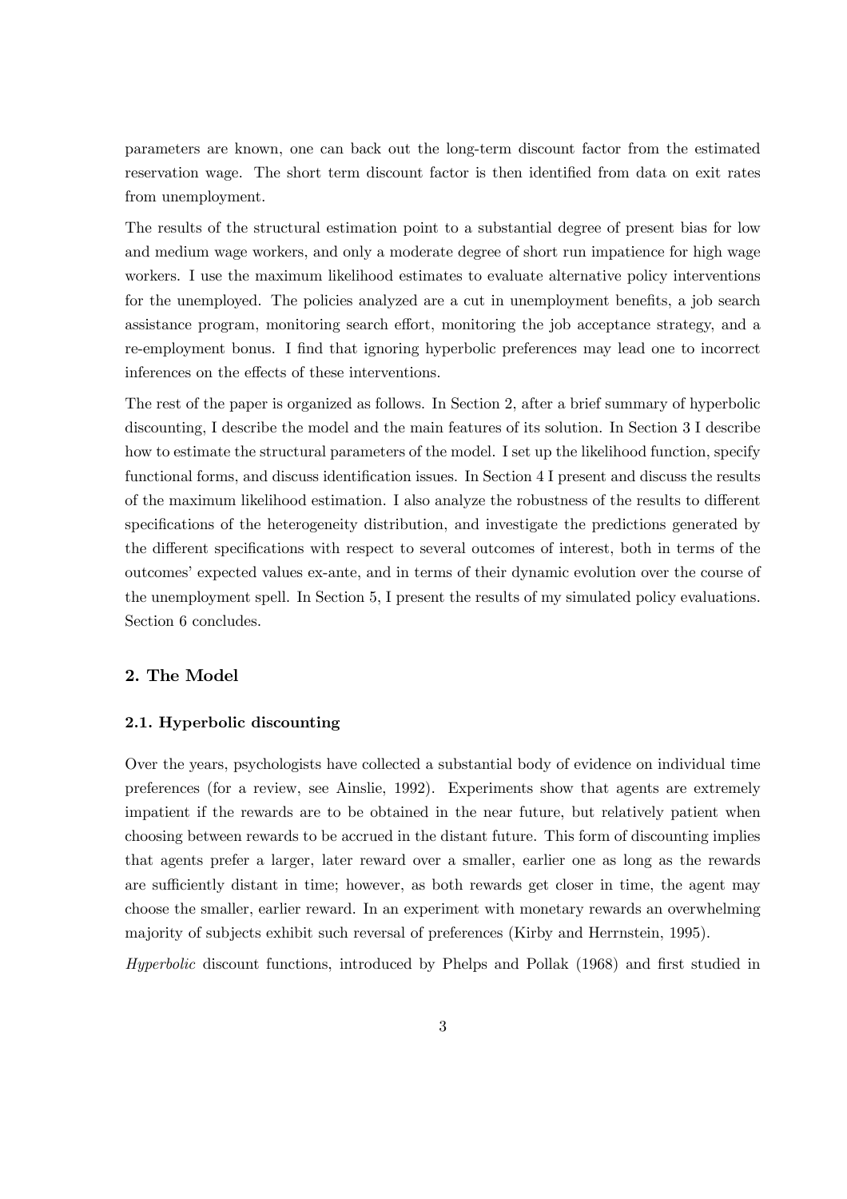parameters are known, one can back out the long-term discount factor from the estimated reservation wage. The short term discount factor is then identified from data on exit rates from unemployment.

The results of the structural estimation point to a substantial degree of present bias for low and medium wage workers, and only a moderate degree of short run impatience for high wage workers. I use the maximum likelihood estimates to evaluate alternative policy interventions for the unemployed. The policies analyzed are a cut in unemployment benefits, a job search assistance program, monitoring search effort, monitoring the job acceptance strategy, and a re-employment bonus. I find that ignoring hyperbolic preferences may lead one to incorrect inferences on the effects of these interventions.

The rest of the paper is organized as follows. In Section 2, after a brief summary of hyperbolic discounting, I describe the model and the main features of its solution. In Section 3 I describe how to estimate the structural parameters of the model. I set up the likelihood function, specify functional forms, and discuss identification issues. In Section 4 I present and discuss the results of the maximum likelihood estimation. I also analyze the robustness of the results to different specifications of the heterogeneity distribution, and investigate the predictions generated by the different specifications with respect to several outcomes of interest, both in terms of the outcomes' expected values ex-ante, and in terms of their dynamic evolution over the course of the unemployment spell. In Section 5, I present the results of my simulated policy evaluations. Section 6 concludes.

## 2. The Model

### 2.1. Hyperbolic discounting

Over the years, psychologists have collected a substantial body of evidence on individual time preferences (for a review, see Ainslie, 1992). Experiments show that agents are extremely impatient if the rewards are to be obtained in the near future, but relatively patient when choosing between rewards to be accrued in the distant future. This form of discounting implies that agents prefer a larger, later reward over a smaller, earlier one as long as the rewards are sufficiently distant in time; however, as both rewards get closer in time, the agent may choose the smaller, earlier reward. In an experiment with monetary rewards an overwhelming majority of subjects exhibit such reversal of preferences (Kirby and Herrnstein, 1995).

*Hyperbolic* discount functions, introduced by Phelps and Pollak (1968) and first studied in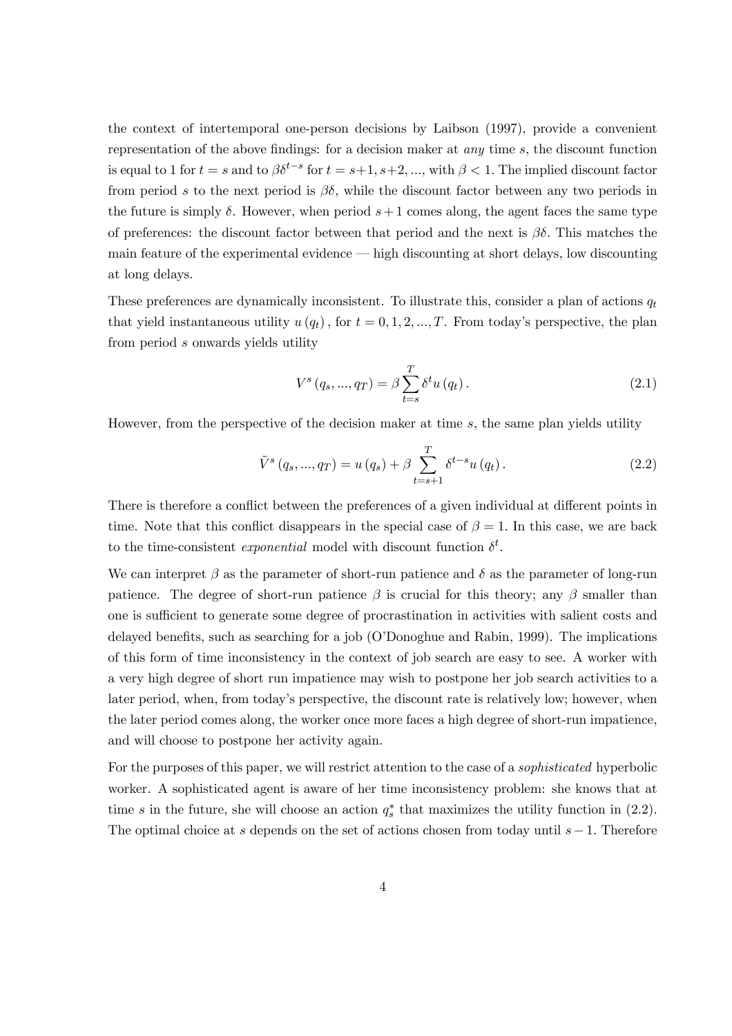the context of intertemporal one-person decisions by Laibson (1997), provide a convenient representation of the above findings: for a decision maker at *any* time $s$, the discount function is equal to 1 for $t = s$ and to $\beta\delta^{t-s}$ for $t = s+1, s+2, \ldots$, with $\beta < 1$. The implied discount factor from period $s$ to the next period is $\beta\delta$, while the discount factor between any two periods in the future is simply $\delta$. However, when period $s+1$ comes along, the agent faces the same type of preferences: the discount factor between that period and the next is $\beta\delta$. This matches the main feature of the experimental evidence — high discounting at short delays, low discounting at long delays.

These preferences are dynamically inconsistent. To illustrate this, consider a plan of actions $q_t$ that yield instantaneous utility $u(q_t)$, for $t = 0, 1, 2, \ldots, T$. From today's perspective, the plan from period $s$ onwards yields utility

$$V^s(q_s, \ldots, q_T) = \beta \sum_{t=s}^{T} \delta^t u(q_t). \tag{2.1}$$

However, from the perspective of the decision maker at time $s$, the same plan yields utility

$$\tilde{V}^s(q_s, \ldots, q_T) = u(q_s) + \beta \sum_{t=s+1}^{T} \delta^{t-s} u(q_t). \tag{2.2}$$

There is therefore a conflict between the preferences of a given individual at different points in time. Note that this conflict disappears in the special case of $\beta = 1$. In this case, we are back to the time-consistent *exponential* model with discount function $\delta^t$.

We can interpret $\beta$ as the parameter of short-run patience and $\delta$ as the parameter of long-run patience. The degree of short-run patience $\beta$ is crucial for this theory; any $\beta$ smaller than one is sufficient to generate some degree of procrastination in activities with salient costs and delayed benefits, such as searching for a job (O'Donoghue and Rabin, 1999). The implications of this form of time inconsistency in the context of job search are easy to see. A worker with a very high degree of short run impatience may wish to postpone her job search activities to a later period, when, from today's perspective, the discount rate is relatively low; however, when the later period comes along, the worker once more faces a high degree of short-run impatience, and will choose to postpone her activity again.

For the purposes of this paper, we will restrict attention to the case of a *sophisticated* hyperbolic worker. A sophisticated agent is aware of her time inconsistency problem: she knows that at time $s$ in the future, she will choose an action $q_s^*$ that maximizes the utility function in (2.2). The optimal choice at $s$ depends on the set of actions chosen from today until $s - 1$. Therefore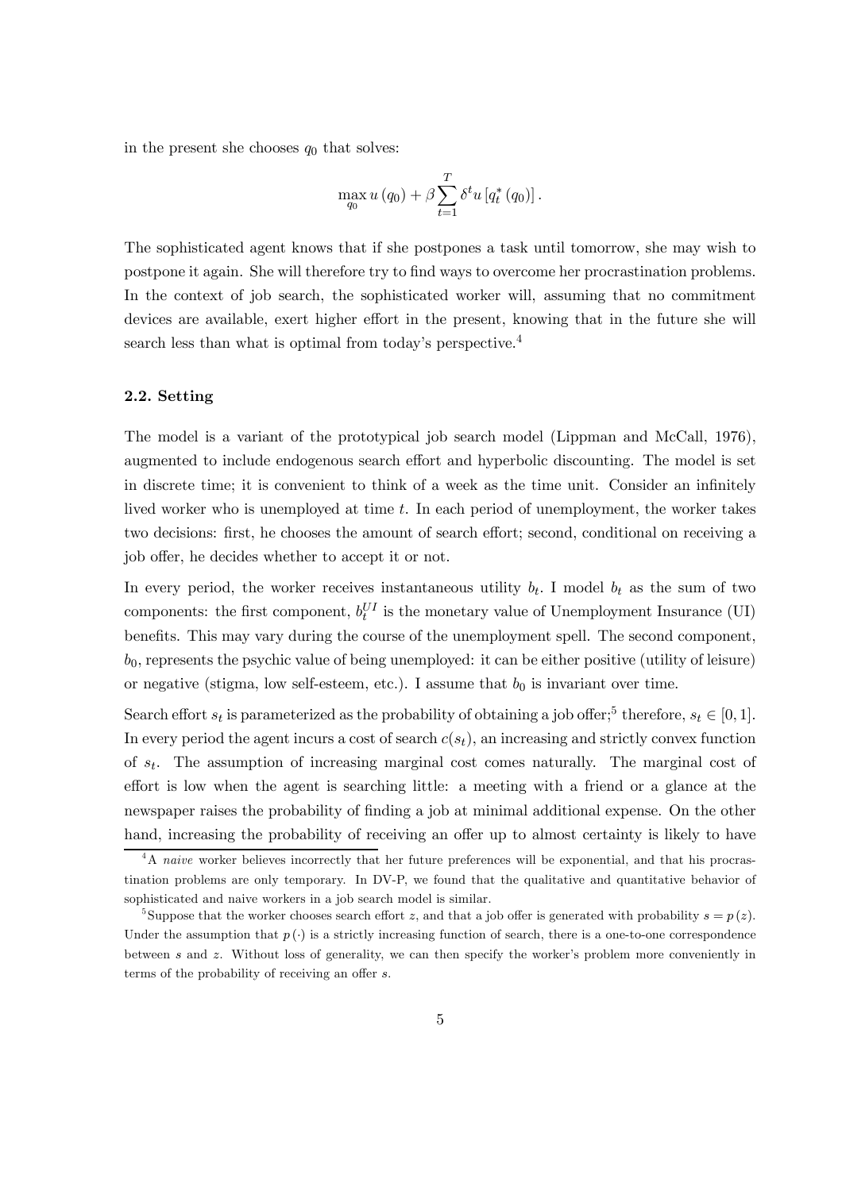in the present she chooses $q_0$ that solves:

$$\max_{q_0} u(q_0) + \beta \sum_{t=1}^{T} \delta^t u\left[q_t^*(q_0)\right].$$

The sophisticated agent knows that if she postpones a task until tomorrow, she may wish to postpone it again. She will therefore try to find ways to overcome her procrastination problems. In the context of job search, the sophisticated worker will, assuming that no commitment devices are available, exert higher effort in the present, knowing that in the future she will search less than what is optimal from today's perspective.[4]

### 2.2. Setting

The model is a variant of the prototypical job search model (Lippman and McCall, 1976), augmented to include endogenous search effort and hyperbolic discounting. The model is set in discrete time; it is convenient to think of a week as the time unit. Consider an infinitely lived worker who is unemployed at time $t$. In each period of unemployment, the worker takes two decisions: first, he chooses the amount of search effort; second, conditional on receiving a job offer, he decides whether to accept it or not.

In every period, the worker receives instantaneous utility $b_t$. I model $b_t$ as the sum of two components: the first component, $b_t^{UI}$ is the monetary value of Unemployment Insurance (UI) benefits. This may vary during the course of the unemployment spell. The second component, $b_0$, represents the psychic value of being unemployed: it can be either positive (utility of leisure) or negative (stigma, low self-esteem, etc.). I assume that $b_0$ is invariant over time.

Search effort $s_t$ is parameterized as the probability of obtaining a job offer;[5] therefore, $s_t \in [0, 1]$. In every period the agent incurs a cost of search $c(s_t)$, an increasing and strictly convex function of $s_t$. The assumption of increasing marginal cost comes naturally. The marginal cost of effort is low when the agent is searching little: a meeting with a friend or a glance at the newspaper raises the probability of finding a job at minimal additional expense. On the other hand, increasing the probability of receiving an offer up to almost certainty is likely to have

---

[4] A *naive* worker believes incorrectly that her future preferences will be exponential, and that his procrastination problems are only temporary. In DV-P, we found that the qualitative and quantitative behavior of sophisticated and naive workers in a job search model is similar.

[5] Suppose that the worker chooses search effort $z$, and that a job offer is generated with probability $s = p(z)$. Under the assumption that $p(\cdot)$ is a strictly increasing function of search, there is a one-to-one correspondence between $s$ and $z$. Without loss of generality, we can then specify the worker's problem more conveniently in terms of the probability of receiving an offer $s$.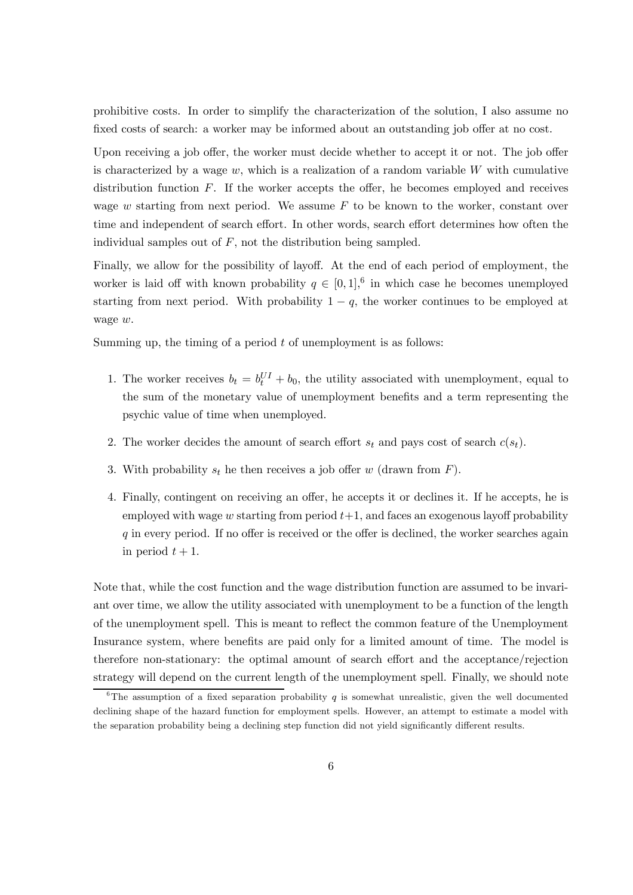prohibitive costs. In order to simplify the characterization of the solution, I also assume no fixed costs of search: a worker may be informed about an outstanding job offer at no cost.

Upon receiving a job offer, the worker must decide whether to accept it or not. The job offer is characterized by a wage $w$, which is a realization of a random variable $W$ with cumulative distribution function $F$. If the worker accepts the offer, he becomes employed and receives wage $w$ starting from next period. We assume $F$ to be known to the worker, constant over time and independent of search effort. In other words, search effort determines how often the individual samples out of $F$, not the distribution being sampled.

Finally, we allow for the possibility of layoff. At the end of each period of employment, the worker is laid off with known probability $q \in [0, 1]$,[6] in which case he becomes unemployed starting from next period. With probability $1 - q$, the worker continues to be employed at wage $w$.

Summing up, the timing of a period $t$ of unemployment is as follows:

1. The worker receives $b_t = b_t^{UI} + b_0$, the utility associated with unemployment, equal to the sum of the monetary value of unemployment benefits and a term representing the psychic value of time when unemployed.
2. The worker decides the amount of search effort $s_t$ and pays cost of search $c(s_t)$.
3. With probability $s_t$ he then receives a job offer $w$ (drawn from $F$).
4. Finally, contingent on receiving an offer, he accepts it or declines it. If he accepts, he is employed with wage $w$ starting from period $t+1$, and faces an exogenous layoff probability $q$ in every period. If no offer is received or the offer is declined, the worker searches again in period $t + 1$.

Note that, while the cost function and the wage distribution function are assumed to be invariant over time, we allow the utility associated with unemployment to be a function of the length of the unemployment spell. This is meant to reflect the common feature of the Unemployment Insurance system, where benefits are paid only for a limited amount of time. The model is therefore non-stationary: the optimal amount of search effort and the acceptance/rejection strategy will depend on the current length of the unemployment spell. Finally, we should note

[6] The assumption of a fixed separation probability $q$ is somewhat unrealistic, given the well documented declining shape of the hazard function for employment spells. However, an attempt to estimate a model with the separation probability being a declining step function did not yield significantly different results.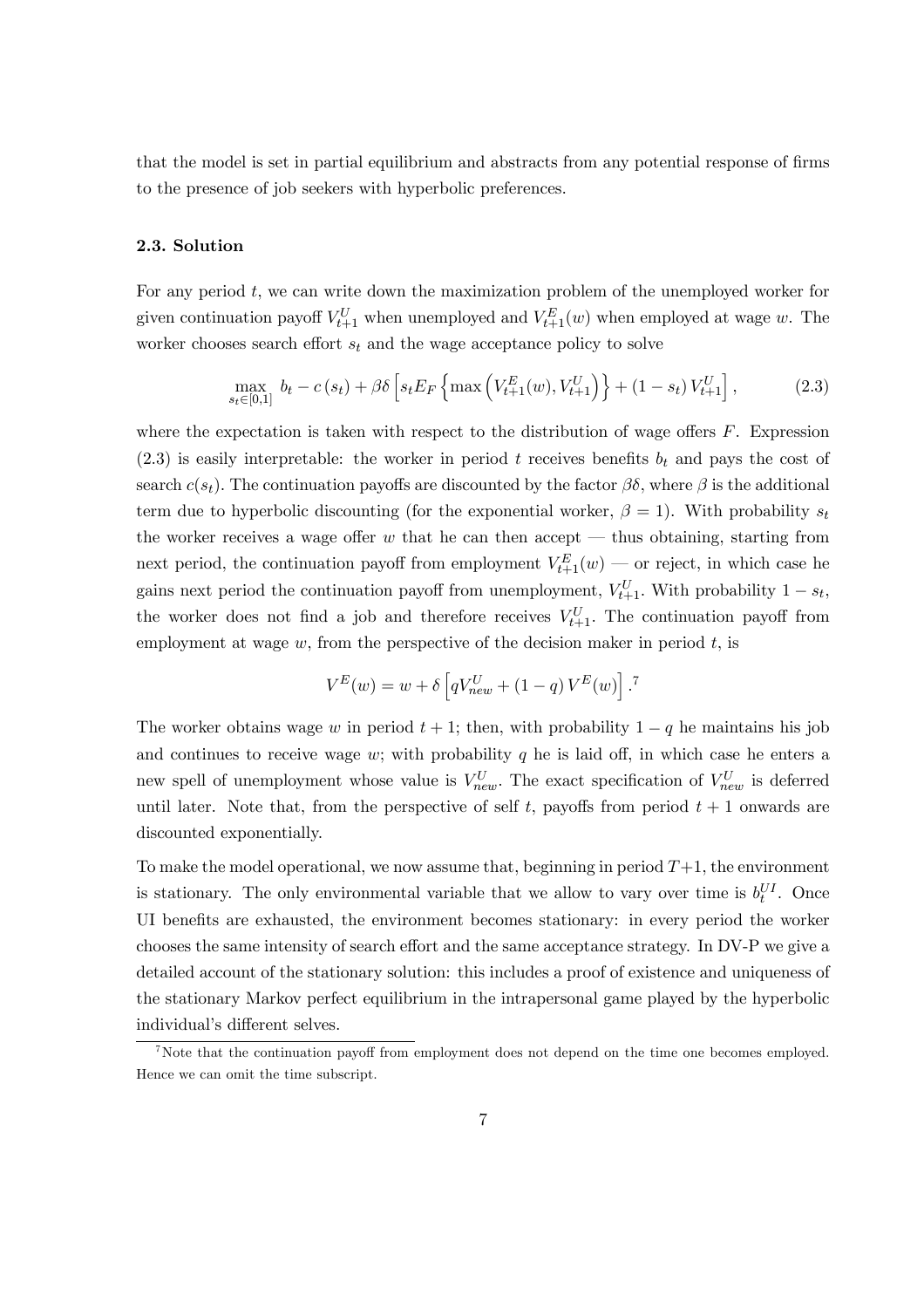that the model is set in partial equilibrium and abstracts from any potential response of firms to the presence of job seekers with hyperbolic preferences.

### 2.3. Solution

For any period $t$, we can write down the maximization problem of the unemployed worker for given continuation payoff $V_{t+1}^{U}$ when unemployed and $V_{t+1}^{E}(w)$ when employed at wage $w$. The worker chooses search effort $s_t$ and the wage acceptance policy to solve

$$\max_{s_t \in [0,1]} b_t - c(s_t) + \beta\delta \left[ s_t E_F \left\{ \max\left( V_{t+1}^{E}(w), V_{t+1}^{U} \right) \right\} + (1 - s_t) V_{t+1}^{U} \right], \tag{2.3}$$

where the expectation is taken with respect to the distribution of wage offers $F$. Expression (2.3) is easily interpretable: the worker in period $t$ receives benefits $b_t$ and pays the cost of search $c(s_t)$. The continuation payoffs are discounted by the factor $\beta\delta$, where $\beta$ is the additional term due to hyperbolic discounting (for the exponential worker, $\beta = 1$). With probability $s_t$ the worker receives a wage offer $w$ that he can then accept — thus obtaining, starting from next period, the continuation payoff from employment $V_{t+1}^{E}(w)$ — or reject, in which case he gains next period the continuation payoff from unemployment, $V_{t+1}^{U}$. With probability $1 - s_t$, the worker does not find a job and therefore receives $V_{t+1}^{U}$. The continuation payoff from employment at wage $w$, from the perspective of the decision maker in period $t$, is

$$V^{E}(w) = w + \delta \left[ q V_{new}^{U} + (1 - q) V^{E}(w) \right].^{7}$$

The worker obtains wage $w$ in period $t+1$; then, with probability $1 - q$ he maintains his job and continues to receive wage $w$; with probability $q$ he is laid off, in which case he enters a new spell of unemployment whose value is $V_{new}^{U}$. The exact specification of $V_{new}^{U}$ is deferred until later. Note that, from the perspective of self $t$, payoffs from period $t+1$ onwards are discounted exponentially.

To make the model operational, we now assume that, beginning in period $T+1$, the environment is stationary. The only environmental variable that we allow to vary over time is $b_t^{UI}$. Once UI benefits are exhausted, the environment becomes stationary: in every period the worker chooses the same intensity of search effort and the same acceptance strategy. In DV-P we give a detailed account of the stationary solution: this includes a proof of existence and uniqueness of the stationary Markov perfect equilibrium in the intrapersonal game played by the hyperbolic individual's different selves.

[7] Note that the continuation payoff from employment does not depend on the time one becomes employed. Hence we can omit the time subscript.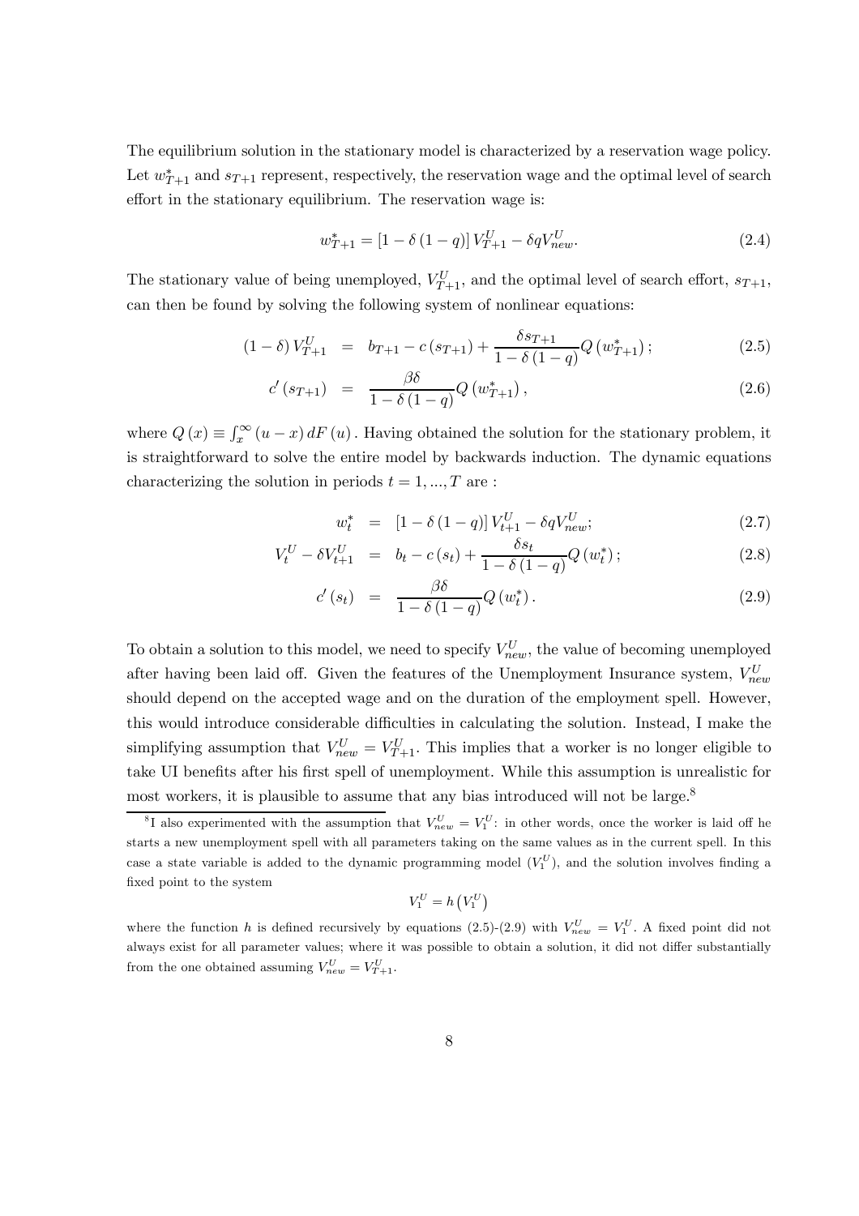The equilibrium solution in the stationary model is characterized by a reservation wage policy. Let $w_{T+1}^*$ and $s_{T+1}$ represent, respectively, the reservation wage and the optimal level of search effort in the stationary equilibrium. The reservation wage is:

$$w_{T+1}^* = \left[1 - \delta\left(1-q\right)\right] V_{T+1}^U - \delta q V_{new}^U. \tag{2.4}$$

The stationary value of being unemployed, $V_{T+1}^U$, and the optimal level of search effort, $s_{T+1}$, can then be found by solving the following system of nonlinear equations:

$$\left(1-\delta\right) V_{T+1}^U = b_{T+1} - c\left(s_{T+1}\right) + \frac{\delta s_{T+1}}{1-\delta\left(1-q\right)} Q\left(w_{T+1}^*\right); \tag{2.5}$$

$$c'\left(s_{T+1}\right) = \frac{\beta\delta}{1-\delta\left(1-q\right)} Q\left(w_{T+1}^*\right), \tag{2.6}$$

where $Q\left(x\right) \equiv \int_x^\infty \left(u-x\right) dF\left(u\right)$. Having obtained the solution for the stationary problem, it is straightforward to solve the entire model by backwards induction. The dynamic equations characterizing the solution in periods $t = 1, ..., T$ are :

$$w_t^* = \left[1-\delta\left(1-q\right)\right] V_{t+1}^U - \delta q V_{new}^U; \tag{2.7}$$

$$V_t^U - \delta V_{t+1}^U = b_t - c\left(s_t\right) + \frac{\delta s_t}{1-\delta\left(1-q\right)} Q\left(w_t^*\right); \tag{2.8}$$

$$c'\left(s_t\right) = \frac{\beta\delta}{1-\delta\left(1-q\right)} Q\left(w_t^*\right). \tag{2.9}$$

To obtain a solution to this model, we need to specify $V_{new}^U$, the value of becoming unemployed after having been laid off. Given the features of the Unemployment Insurance system, $V_{new}^U$ should depend on the accepted wage and on the duration of the employment spell. However, this would introduce considerable difficulties in calculating the solution. Instead, I make the simplifying assumption that $V_{new}^U = V_{T+1}^U$. This implies that a worker is no longer eligible to take UI benefits after his first spell of unemployment. While this assumption is unrealistic for most workers, it is plausible to assume that any bias introduced will not be large.[8]

[8] I also experimented with the assumption that $V_{new}^U = V_1^U$: in other words, once the worker is laid off he starts a new unemployment spell with all parameters taking on the same values as in the current spell. In this case a state variable is added to the dynamic programming model ($V_1^U$), and the solution involves finding a fixed point to the system

$$V_1^U = h\left(V_1^U\right)$$

where the function $h$ is defined recursively by equations (2.5)-(2.9) with $V_{new}^U = V_1^U$. A fixed point did not always exist for all parameter values; where it was possible to obtain a solution, it did not differ substantially from the one obtained assuming $V_{new}^U = V_{T+1}^U$.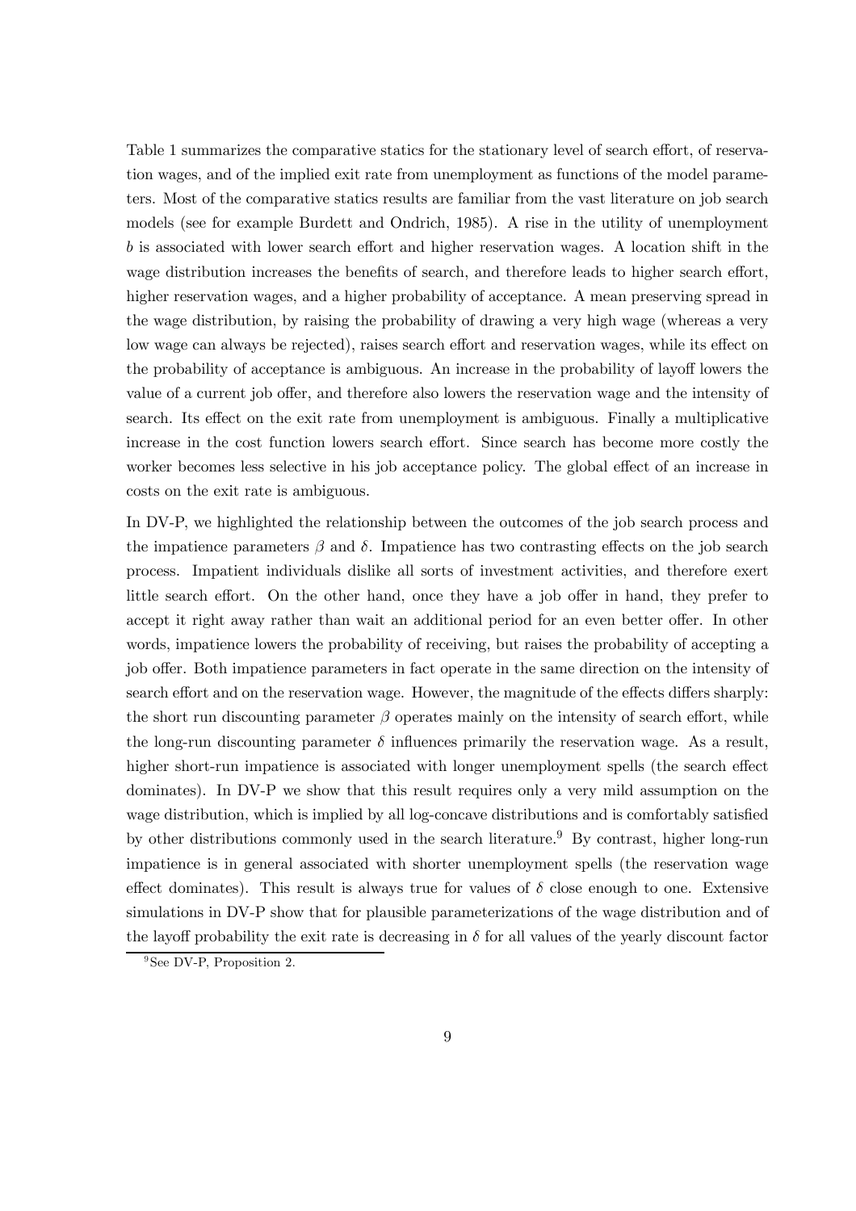Table 1 summarizes the comparative statics for the stationary level of search effort, of reservation wages, and of the implied exit rate from unemployment as functions of the model parameters. Most of the comparative statics results are familiar from the vast literature on job search models (see for example Burdett and Ondrich, 1985). A rise in the utility of unemployment $b$ is associated with lower search effort and higher reservation wages. A location shift in the wage distribution increases the benefits of search, and therefore leads to higher search effort, higher reservation wages, and a higher probability of acceptance. A mean preserving spread in the wage distribution, by raising the probability of drawing a very high wage (whereas a very low wage can always be rejected), raises search effort and reservation wages, while its effect on the probability of acceptance is ambiguous. An increase in the probability of layoff lowers the value of a current job offer, and therefore also lowers the reservation wage and the intensity of search. Its effect on the exit rate from unemployment is ambiguous. Finally a multiplicative increase in the cost function lowers search effort. Since search has become more costly the worker becomes less selective in his job acceptance policy. The global effect of an increase in costs on the exit rate is ambiguous.

In DV-P, we highlighted the relationship between the outcomes of the job search process and the impatience parameters $\beta$ and $\delta$. Impatience has two contrasting effects on the job search process. Impatient individuals dislike all sorts of investment activities, and therefore exert little search effort. On the other hand, once they have a job offer in hand, they prefer to accept it right away rather than wait an additional period for an even better offer. In other words, impatience lowers the probability of receiving, but raises the probability of accepting a job offer. Both impatience parameters in fact operate in the same direction on the intensity of search effort and on the reservation wage. However, the magnitude of the effects differs sharply: the short run discounting parameter $\beta$ operates mainly on the intensity of search effort, while the long-run discounting parameter $\delta$ influences primarily the reservation wage. As a result, higher short-run impatience is associated with longer unemployment spells (the search effect dominates). In DV-P we show that this result requires only a very mild assumption on the wage distribution, which is implied by all log-concave distributions and is comfortably satisfied by other distributions commonly used in the search literature.[9] By contrast, higher long-run impatience is in general associated with shorter unemployment spells (the reservation wage effect dominates). This result is always true for values of $\delta$ close enough to one. Extensive simulations in DV-P show that for plausible parameterizations of the wage distribution and of the layoff probability the exit rate is decreasing in $\delta$ for all values of the yearly discount factor

[9] See DV-P, Proposition 2.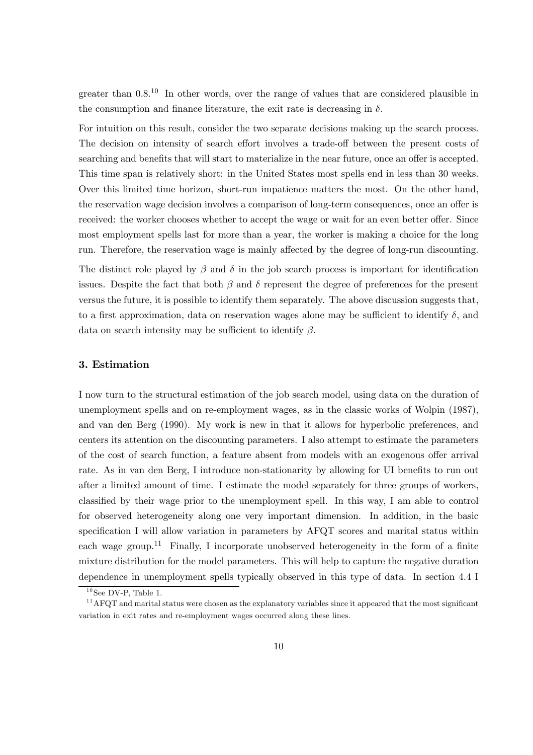greater than 0.8.[10] In other words, over the range of values that are considered plausible in the consumption and finance literature, the exit rate is decreasing in $\delta$.

For intuition on this result, consider the two separate decisions making up the search process. The decision on intensity of search effort involves a trade-off between the present costs of searching and benefits that will start to materialize in the near future, once an offer is accepted. This time span is relatively short: in the United States most spells end in less than 30 weeks. Over this limited time horizon, short-run impatience matters the most. On the other hand, the reservation wage decision involves a comparison of long-term consequences, once an offer is received: the worker chooses whether to accept the wage or wait for an even better offer. Since most employment spells last for more than a year, the worker is making a choice for the long run. Therefore, the reservation wage is mainly affected by the degree of long-run discounting.

The distinct role played by $\beta$ and $\delta$ in the job search process is important for identification issues. Despite the fact that both $\beta$ and $\delta$ represent the degree of preferences for the present versus the future, it is possible to identify them separately. The above discussion suggests that, to a first approximation, data on reservation wages alone may be sufficient to identify $\delta$, and data on search intensity may be sufficient to identify $\beta$.

## 3. Estimation

I now turn to the structural estimation of the job search model, using data on the duration of unemployment spells and on re-employment wages, as in the classic works of Wolpin (1987), and van den Berg (1990). My work is new in that it allows for hyperbolic preferences, and centers its attention on the discounting parameters. I also attempt to estimate the parameters of the cost of search function, a feature absent from models with an exogenous offer arrival rate. As in van den Berg, I introduce non-stationarity by allowing for UI benefits to run out after a limited amount of time. I estimate the model separately for three groups of workers, classified by their wage prior to the unemployment spell. In this way, I am able to control for observed heterogeneity along one very important dimension. In addition, in the basic specification I will allow variation in parameters by AFQT scores and marital status within each wage group.[11] Finally, I incorporate unobserved heterogeneity in the form of a finite mixture distribution for the model parameters. This will help to capture the negative duration dependence in unemployment spells typically observed in this type of data. In section 4.4 I

[10] See DV-P, Table 1.

[11] AFQT and marital status were chosen as the explanatory variables since it appeared that the most significant variation in exit rates and re-employment wages occurred along these lines.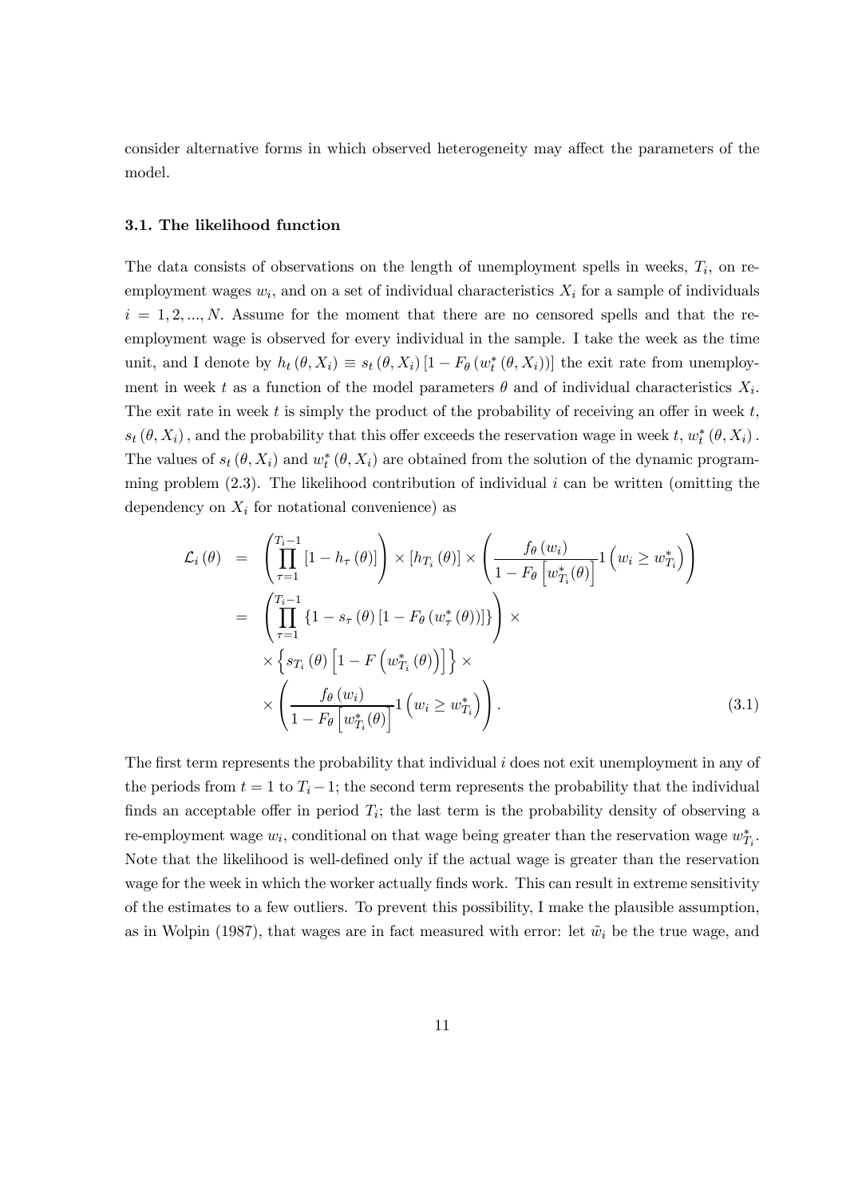consider alternative forms in which observed heterogeneity may affect the parameters of the model.

### 3.1. The likelihood function

The data consists of observations on the length of unemployment spells in weeks, $T_i$, on re-employment wages $w_i$, and on a set of individual characteristics $X_i$ for a sample of individuals $i = 1, 2, ..., N$. Assume for the moment that there are no censored spells and that the re-employment wage is observed for every individual in the sample. I take the week as the time unit, and I denote by $h_t(\theta, X_i) \equiv s_t(\theta, X_i)[1 - F_\theta(w_t^*(\theta, X_i))]$ the exit rate from unemployment in week $t$ as a function of the model parameters $\theta$ and of individual characteristics $X_i$. The exit rate in week $t$ is simply the product of the probability of receiving an offer in week $t$, $s_t(\theta, X_i)$, and the probability that this offer exceeds the reservation wage in week $t$, $w_t^*(\theta, X_i)$. The values of $s_t(\theta, X_i)$ and $w_t^*(\theta, X_i)$ are obtained from the solution of the dynamic programming problem (2.3). The likelihood contribution of individual $i$ can be written (omitting the dependency on $X_i$ for notational convenience) as

$$
\begin{aligned}
\mathcal{L}_i(\theta) &= \left( \prod_{\tau=1}^{T_i - 1} [1 - h_\tau(\theta)] \right) \times [h_{T_i}(\theta)] \times \left( \frac{f_\theta(w_i)}{1 - F_\theta\left[w_{T_i}^*(\theta)\right]} 1\left(w_i \geq w_{T_i}^*\right) \right) \\
&= \left( \prod_{\tau=1}^{T_i - 1} \{1 - s_\tau(\theta)[1 - F_\theta(w_\tau^*(\theta))]\} \right) \times \\
&\quad \times \left\{ s_{T_i}(\theta)\left[1 - F\left(w_{T_i}^*(\theta)\right)\right] \right\} \times \\
&\quad \times \left( \frac{f_\theta(w_i)}{1 - F_\theta\left[w_{T_i}^*(\theta)\right]} 1\left(w_i \geq w_{T_i}^*\right) \right). \qquad (3.1)
\end{aligned}
$$

The first term represents the probability that individual $i$ does not exit unemployment in any of the periods from $t = 1$ to $T_i - 1$; the second term represents the probability that the individual finds an acceptable offer in period $T_i$; the last term is the probability density of observing a re-employment wage $w_i$, conditional on that wage being greater than the reservation wage $w_{T_i}^*$. Note that the likelihood is well-defined only if the actual wage is greater than the reservation wage for the week in which the worker actually finds work. This can result in extreme sensitivity of the estimates to a few outliers. To prevent this possibility, I make the plausible assumption, as in Wolpin (1987), that wages are in fact measured with error: let $\tilde{w}_i$ be the true wage, and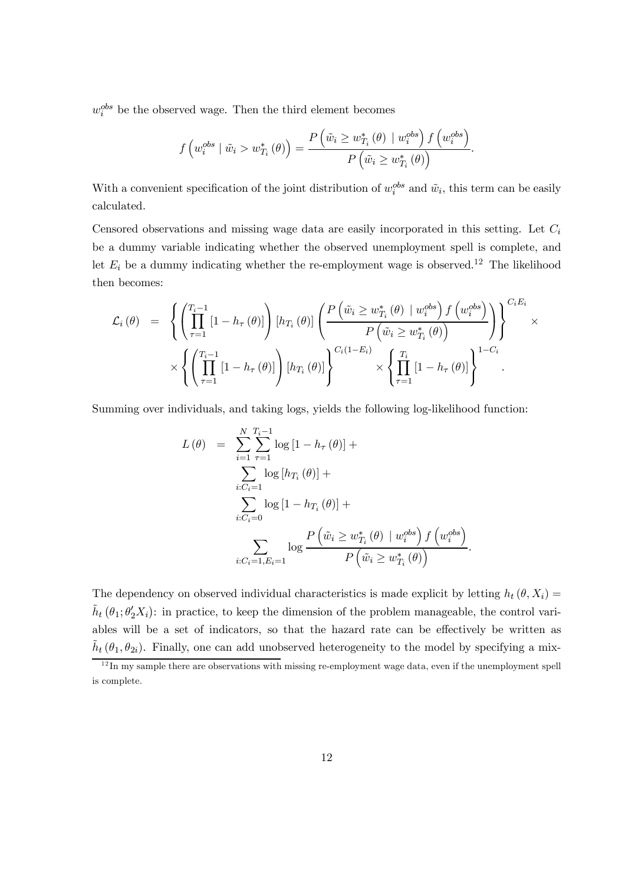$w_i^{obs}$ be the observed wage. Then the third element becomes

$$f\left(w_i^{obs} \mid \tilde{w}_i > w_{T_i}^*(\theta)\right) = \frac{P\left(\tilde{w}_i \geq w_{T_i}^*(\theta) \mid w_i^{obs}\right) f\left(w_i^{obs}\right)}{P\left(\tilde{w}_i \geq w_{T_i}^*(\theta)\right)}.$$

With a convenient specification of the joint distribution of $w_i^{obs}$ and $\tilde{w}_i$, this term can be easily calculated.

Censored observations and missing wage data are easily incorporated in this setting. Let $C_i$ be a dummy variable indicating whether the observed unemployment spell is complete, and let $E_i$ be a dummy indicating whether the re-employment wage is observed.[12] The likelihood then becomes:

$$\begin{aligned}
\mathcal{L}_i(\theta) \quad = \quad & \left\{ \left( \prod_{\tau=1}^{T_i-1} \left[1 - h_\tau(\theta)\right] \right) \left[h_{T_i}(\theta)\right] \left( \frac{P\left(\tilde{w}_i \geq w_{T_i}^*(\theta) \mid w_i^{obs}\right) f\left(w_i^{obs}\right)}{P\left(\tilde{w}_i \geq w_{T_i}^*(\theta)\right)} \right) \right\}^{C_i E_i} \times \\
& \times \left\{ \left( \prod_{\tau=1}^{T_i-1} \left[1 - h_\tau(\theta)\right] \right) \left[h_{T_i}(\theta)\right] \right\}^{C_i(1-E_i)} \times \left\{ \prod_{\tau=1}^{T_i} \left[1 - h_\tau(\theta)\right] \right\}^{1-C_i}.
\end{aligned}$$

Summing over individuals, and taking logs, yields the following log-likelihood function:

$$\begin{aligned}
L(\theta) \quad = \quad & \sum_{i=1}^{N} \sum_{\tau=1}^{T_i-1} \log\left[1 - h_\tau(\theta)\right] + \\
& \sum_{i:C_i=1} \log\left[h_{T_i}(\theta)\right] + \\
& \sum_{i:C_i=0} \log\left[1 - h_{T_i}(\theta)\right] + \\
& \sum_{i:C_i=1,E_i=1} \log \frac{P\left(\tilde{w}_i \geq w_{T_i}^*(\theta) \mid w_i^{obs}\right) f\left(w_i^{obs}\right)}{P\left(\tilde{w}_i \geq w_{T_i}^*(\theta)\right)}.
\end{aligned}$$

The dependency on observed individual characteristics is made explicit by letting $h_t(\theta, X_i) = \tilde{h}_t(\theta_1; \theta_2' X_i)$: in practice, to keep the dimension of the problem manageable, the control variables will be a set of indicators, so that the hazard rate can be effectively be written as $\tilde{h}_t(\theta_1, \theta_{2i})$. Finally, one can add unobserved heterogeneity to the model by specifying a mix-

[12] In my sample there are observations with missing re-employment wage data, even if the unemployment spell is complete.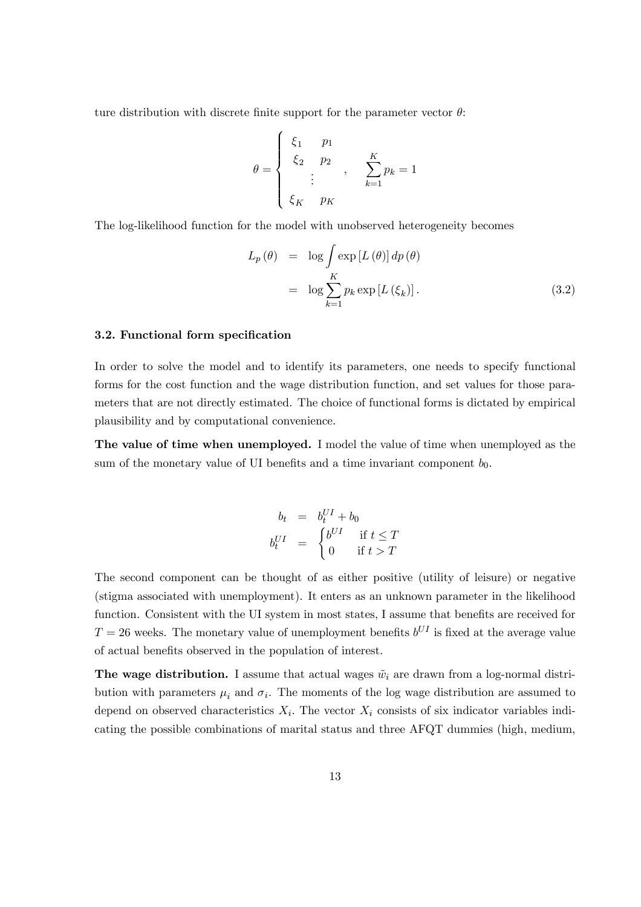ture distribution with discrete finite support for the parameter vector $\theta$:

$$\theta = \begin{cases} \xi_1 & p_1 \\ \xi_2 & p_2 \\ & \vdots \\ \xi_K & p_K \end{cases}, \quad \sum_{k=1}^{K} p_k = 1$$

The log-likelihood function for the model with unobserved heterogeneity becomes

$$\begin{aligned} L_p(\theta) &= \log \int \exp\left[L(\theta)\right] dp(\theta) \\ &= \log \sum_{k=1}^{K} p_k \exp\left[L(\xi_k)\right]. \end{aligned} \tag{3.2}$$

### 3.2. Functional form specification

In order to solve the model and to identify its parameters, one needs to specify functional forms for the cost function and the wage distribution function, and set values for those parameters that are not directly estimated. The choice of functional forms is dictated by empirical plausibility and by computational convenience.

**The value of time when unemployed.** I model the value of time when unemployed as the sum of the monetary value of UI benefits and a time invariant component $b_0$.

$$\begin{aligned} b_t &= b_t^{UI} + b_0 \\ b_t^{UI} &= \begin{cases} b^{UI} & \text{if } t \leq T \\ 0 & \text{if } t > T \end{cases} \end{aligned}$$

The second component can be thought of as either positive (utility of leisure) or negative (stigma associated with unemployment). It enters as an unknown parameter in the likelihood function. Consistent with the UI system in most states, I assume that benefits are received for $T = 26$ weeks. The monetary value of unemployment benefits $b^{UI}$ is fixed at the average value of actual benefits observed in the population of interest.

**The wage distribution.** I assume that actual wages $\tilde{w}_i$ are drawn from a log-normal distribution with parameters $\mu_i$ and $\sigma_i$. The moments of the log wage distribution are assumed to depend on observed characteristics $X_i$. The vector $X_i$ consists of six indicator variables indicating the possible combinations of marital status and three AFQT dummies (high, medium,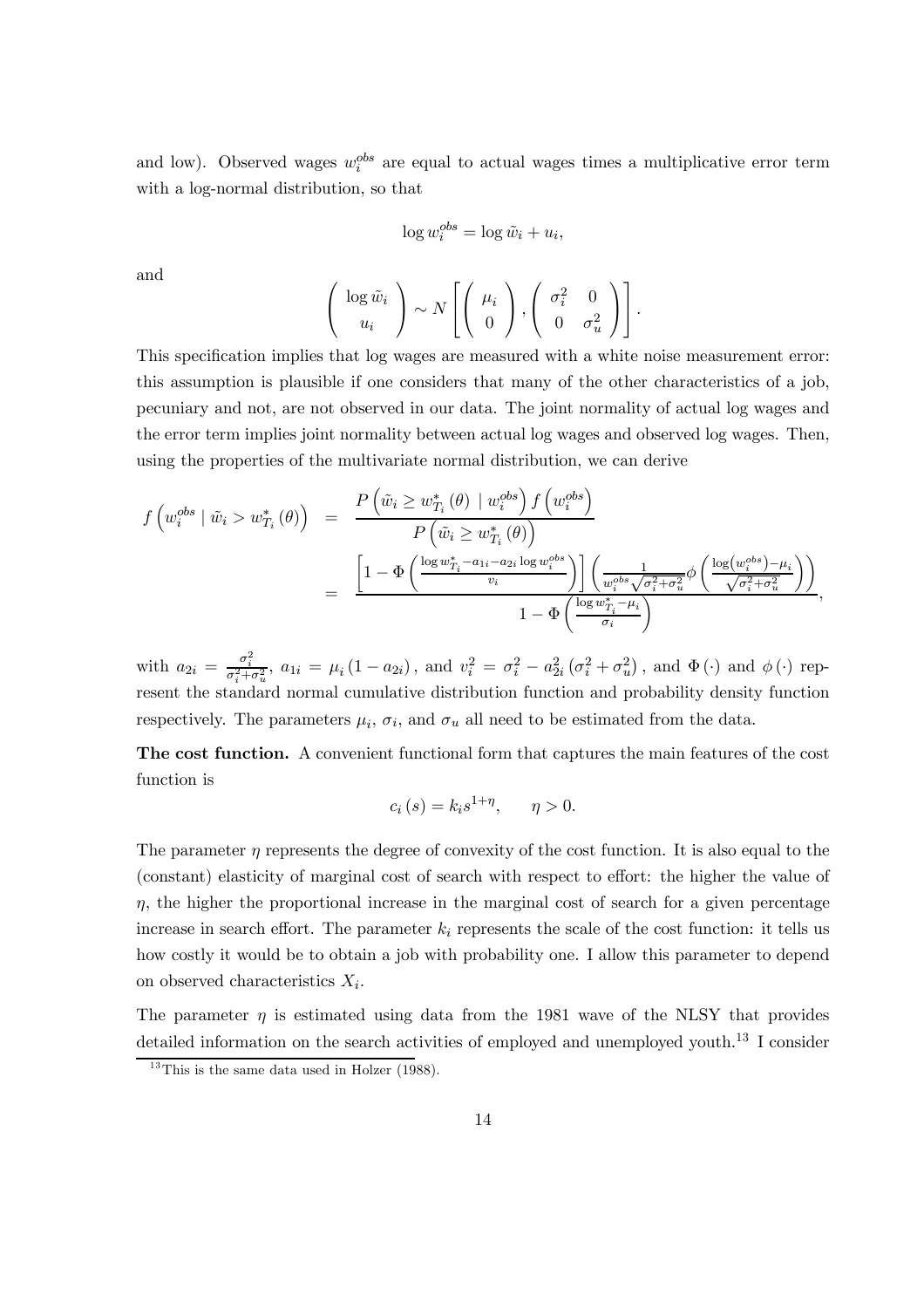and low). Observed wages $w_i^{obs}$ are equal to actual wages times a multiplicative error term with a log-normal distribution, so that

$$\log w_i^{obs} = \log \tilde{w}_i + u_i,$$

and

$$\left( \begin{array}{c} \log \tilde{w}_i \\ u_i \end{array} \right) \sim N \left[ \left( \begin{array}{c} \mu_i \\ 0 \end{array} \right), \left( \begin{array}{cc} \sigma_i^2 & 0 \\ 0 & \sigma_u^2 \end{array} \right) \right].$$

This specification implies that log wages are measured with a white noise measurement error: this assumption is plausible if one considers that many of the other characteristics of a job, pecuniary and not, are not observed in our data. The joint normality of actual log wages and the error term implies joint normality between actual log wages and observed log wages. Then, using the properties of the multivariate normal distribution, we can derive

$$\begin{aligned} f\left(w_i^{obs} \mid \tilde{w}_i > w_{T_i}^*(\theta)\right) &= \frac{P\left(\tilde{w}_i \geq w_{T_i}^*(\theta) \mid w_i^{obs}\right) f\left(w_i^{obs}\right)}{P\left(\tilde{w}_i \geq w_{T_i}^*(\theta)\right)} \\ &= \frac{\left[1 - \Phi\left(\frac{\log w_{T_i}^* - a_{1i} - a_{2i} \log w_i^{obs}}{v_i}\right)\right] \left(\frac{1}{w_i^{obs}\sqrt{\sigma_i^2 + \sigma_u^2}} \phi\left(\frac{\log\left(w_i^{obs}\right) - \mu_i}{\sqrt{\sigma_i^2 + \sigma_u^2}}\right)\right)}{1 - \Phi\left(\frac{\log w_{T_i}^* - \mu_i}{\sigma_i}\right)}, \end{aligned}$$

with $a_{2i} = \frac{\sigma_i^2}{\sigma_i^2 + \sigma_u^2}$, $a_{1i} = \mu_i (1 - a_{2i})$, and $v_i^2 = \sigma_i^2 - a_{2i}^2 (\sigma_i^2 + \sigma_u^2)$, and $\Phi(\cdot)$ and $\phi(\cdot)$ represent the standard normal cumulative distribution function and probability density function respectively. The parameters $\mu_i$, $\sigma_i$, and $\sigma_u$ all need to be estimated from the data.

**The cost function.** A convenient functional form that captures the main features of the cost function is

$$c_i(s) = k_i s^{1+\eta}, \qquad \eta > 0.$$

The parameter $\eta$ represents the degree of convexity of the cost function. It is also equal to the (constant) elasticity of marginal cost of search with respect to effort: the higher the value of $\eta$, the higher the proportional increase in the marginal cost of search for a given percentage increase in search effort. The parameter $k_i$ represents the scale of the cost function: it tells us how costly it would be to obtain a job with probability one. I allow this parameter to depend on observed characteristics $X_i$.

The parameter $\eta$ is estimated using data from the 1981 wave of the NLSY that provides detailed information on the search activities of employed and unemployed youth.[13] I consider

[13] This is the same data used in Holzer (1988).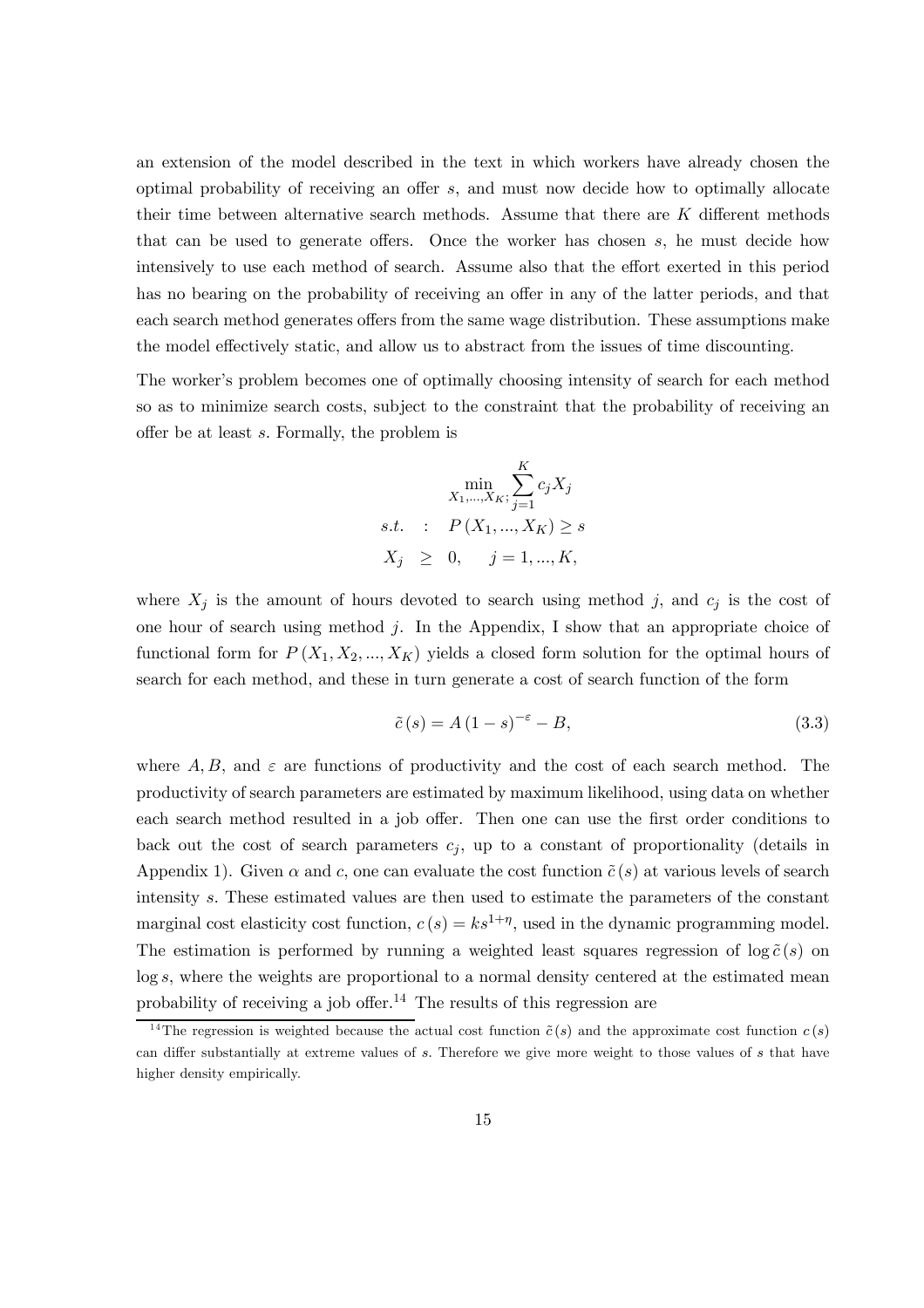an extension of the model described in the text in which workers have already chosen the optimal probability of receiving an offer $s$, and must now decide how to optimally allocate their time between alternative search methods. Assume that there are $K$ different methods that can be used to generate offers. Once the worker has chosen $s$, he must decide how intensively to use each method of search. Assume also that the effort exerted in this period has no bearing on the probability of receiving an offer in any of the latter periods, and that each search method generates offers from the same wage distribution. These assumptions make the model effectively static, and allow us to abstract from the issues of time discounting.

The worker's problem becomes one of optimally choosing intensity of search for each method so as to minimize search costs, subject to the constraint that the probability of receiving an offer be at least $s$. Formally, the problem is

$$
\begin{aligned}
&\min_{X_1,\ldots,X_K;} \sum_{j=1}^{K} c_j X_j \\
s.t. \quad &: \quad P(X_1, \ldots, X_K) \geq s \\
X_j \quad &\geq \quad 0, \qquad j = 1, \ldots, K,
\end{aligned}
$$

where $X_j$ is the amount of hours devoted to search using method $j$, and $c_j$ is the cost of one hour of search using method $j$. In the Appendix, I show that an appropriate choice of functional form for $P(X_1, X_2, \ldots, X_K)$ yields a closed form solution for the optimal hours of search for each method, and these in turn generate a cost of search function of the form

$$
\tilde{c}(s) = A(1-s)^{-\varepsilon} - B, \tag{3.3}
$$

where $A, B$, and $\varepsilon$ are functions of productivity and the cost of each search method. The productivity of search parameters are estimated by maximum likelihood, using data on whether each search method resulted in a job offer. Then one can use the first order conditions to back out the cost of search parameters $c_j$, up to a constant of proportionality (details in Appendix 1). Given $\alpha$ and $c$, one can evaluate the cost function $\tilde{c}(s)$ at various levels of search intensity $s$. These estimated values are then used to estimate the parameters of the constant marginal cost elasticity cost function, $c(s) = ks^{1+\eta}$, used in the dynamic programming model. The estimation is performed by running a weighted least squares regression of $\log \tilde{c}(s)$ on $\log s$, where the weights are proportional to a normal density centered at the estimated mean probability of receiving a job offer.[14] The results of this regression are

[14] The regression is weighted because the actual cost function $\tilde{c}(s)$ and the approximate cost function $c(s)$ can differ substantially at extreme values of $s$. Therefore we give more weight to those values of $s$ that have higher density empirically.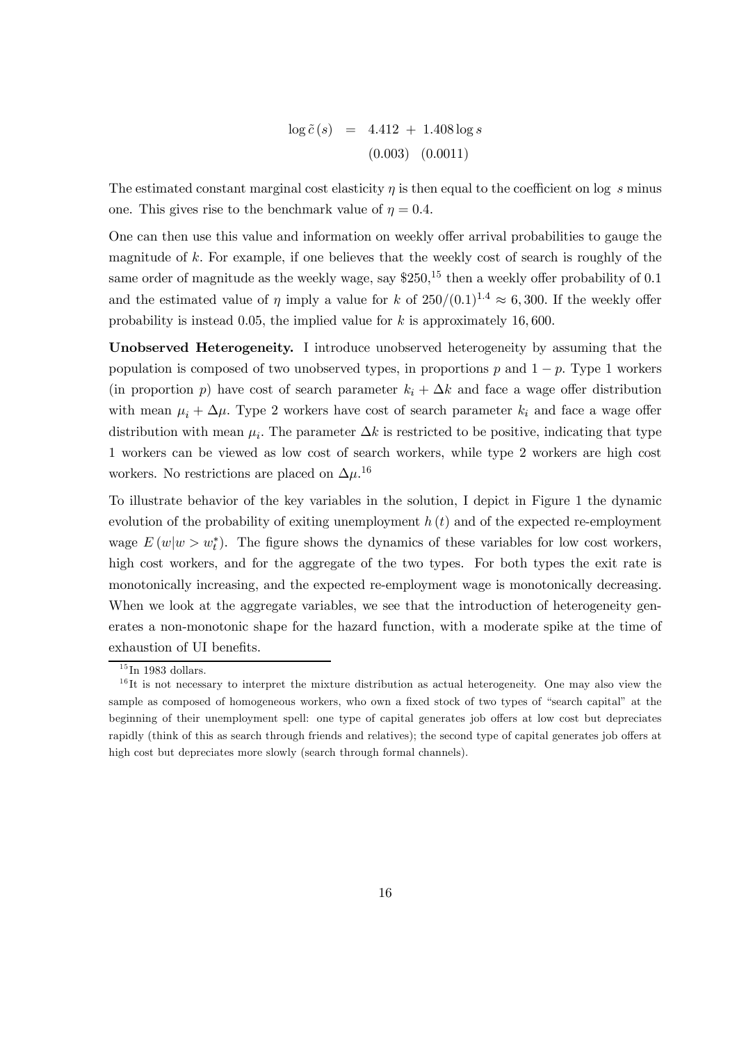$$
\begin{aligned}
\log \tilde{c}(s) &= \underset{(0.003)}{4.412} + \underset{(0.0011)}{1.408} \log s
\end{aligned}
$$

The estimated constant marginal cost elasticity $\eta$ is then equal to the coefficient on log $s$ minus one. This gives rise to the benchmark value of $\eta = 0.4$.

One can then use this value and information on weekly offer arrival probabilities to gauge the magnitude of $k$. For example, if one believes that the weekly cost of search is roughly of the same order of magnitude as the weekly wage, say \$250,[15] then a weekly offer probability of 0.1 and the estimated value of $\eta$ imply a value for $k$ of $250/(0.1)^{1.4} \approx 6,300$. If the weekly offer probability is instead 0.05, the implied value for $k$ is approximately 16,600.

**Unobserved Heterogeneity.** I introduce unobserved heterogeneity by assuming that the population is composed of two unobserved types, in proportions $p$ and $1 - p$. Type 1 workers (in proportion $p$) have cost of search parameter $k_i + \Delta k$ and face a wage offer distribution with mean $\mu_i + \Delta\mu$. Type 2 workers have cost of search parameter $k_i$ and face a wage offer distribution with mean $\mu_i$. The parameter $\Delta k$ is restricted to be positive, indicating that type 1 workers can be viewed as low cost of search workers, while type 2 workers are high cost workers. No restrictions are placed on $\Delta\mu$.[16]

To illustrate behavior of the key variables in the solution, I depict in Figure 1 the dynamic evolution of the probability of exiting unemployment $h(t)$ and of the expected re-employment wage $E(w|w > w_t^*)$. The figure shows the dynamics of these variables for low cost workers, high cost workers, and for the aggregate of the two types. For both types the exit rate is monotonically increasing, and the expected re-employment wage is monotonically decreasing. When we look at the aggregate variables, we see that the introduction of heterogeneity generates a non-monotonic shape for the hazard function, with a moderate spike at the time of exhaustion of UI benefits.

[15] In 1983 dollars.

[16] It is not necessary to interpret the mixture distribution as actual heterogeneity. One may also view the sample as composed of homogeneous workers, who own a fixed stock of two types of "search capital" at the beginning of their unemployment spell: one type of capital generates job offers at low cost but depreciates rapidly (think of this as search through friends and relatives); the second type of capital generates job offers at high cost but depreciates more slowly (search through formal channels).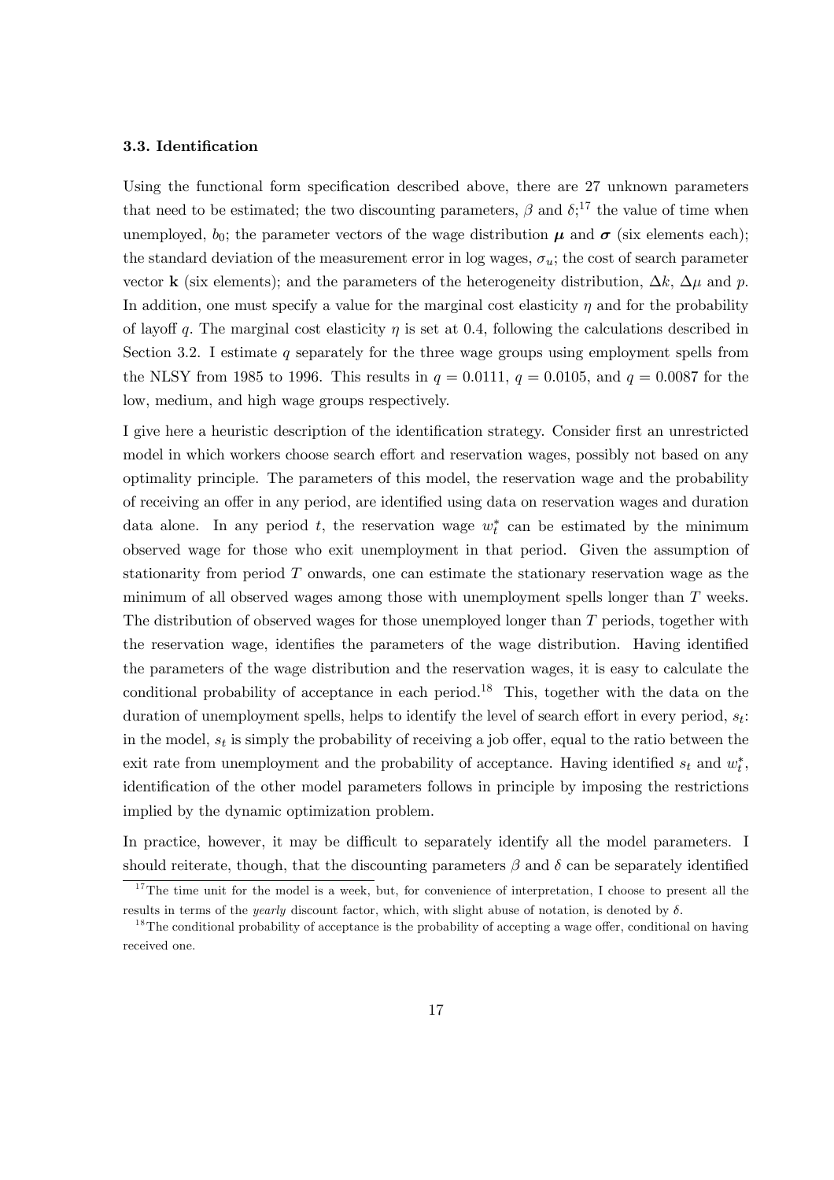### 3.3. Identification

Using the functional form specification described above, there are 27 unknown parameters that need to be estimated; the two discounting parameters, $\beta$ and $\delta$;[17] the value of time when unemployed, $b_0$; the parameter vectors of the wage distribution $\boldsymbol{\mu}$ and $\boldsymbol{\sigma}$ (six elements each); the standard deviation of the measurement error in log wages, $\sigma_u$; the cost of search parameter vector $\mathbf{k}$ (six elements); and the parameters of the heterogeneity distribution, $\Delta k$, $\Delta\mu$ and $p$. In addition, one must specify a value for the marginal cost elasticity $\eta$ and for the probability of layoff $q$. The marginal cost elasticity $\eta$ is set at 0.4, following the calculations described in Section 3.2. I estimate $q$ separately for the three wage groups using employment spells from the NLSY from 1985 to 1996. This results in $q = 0.0111$, $q = 0.0105$, and $q = 0.0087$ for the low, medium, and high wage groups respectively.

I give here a heuristic description of the identification strategy. Consider first an unrestricted model in which workers choose search effort and reservation wages, possibly not based on any optimality principle. The parameters of this model, the reservation wage and the probability of receiving an offer in any period, are identified using data on reservation wages and duration data alone. In any period $t$, the reservation wage $w_t^*$ can be estimated by the minimum observed wage for those who exit unemployment in that period. Given the assumption of stationarity from period $T$ onwards, one can estimate the stationary reservation wage as the minimum of all observed wages among those with unemployment spells longer than $T$ weeks. The distribution of observed wages for those unemployed longer than $T$ periods, together with the reservation wage, identifies the parameters of the wage distribution. Having identified the parameters of the wage distribution and the reservation wages, it is easy to calculate the conditional probability of acceptance in each period.[18] This, together with the data on the duration of unemployment spells, helps to identify the level of search effort in every period, $s_t$: in the model, $s_t$ is simply the probability of receiving a job offer, equal to the ratio between the exit rate from unemployment and the probability of acceptance. Having identified $s_t$ and $w_t^*$, identification of the other model parameters follows in principle by imposing the restrictions implied by the dynamic optimization problem.

In practice, however, it may be difficult to separately identify all the model parameters. I should reiterate, though, that the discounting parameters $\beta$ and $\delta$ can be separately identified

---

[17] The time unit for the model is a week, but, for convenience of interpretation, I choose to present all the results in terms of the *yearly* discount factor, which, with slight abuse of notation, is denoted by $\delta$.

[18] The conditional probability of acceptance is the probability of accepting a wage offer, conditional on having received one.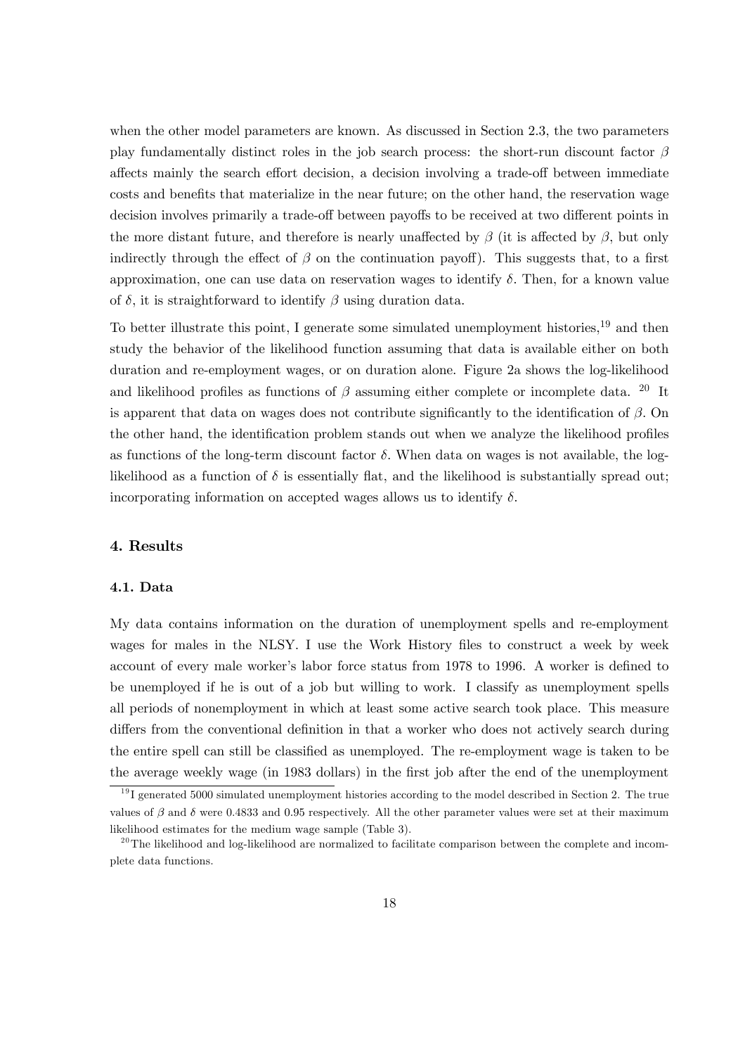when the other model parameters are known. As discussed in Section 2.3, the two parameters play fundamentally distinct roles in the job search process: the short-run discount factor $\beta$ affects mainly the search effort decision, a decision involving a trade-off between immediate costs and benefits that materialize in the near future; on the other hand, the reservation wage decision involves primarily a trade-off between payoffs to be received at two different points in the more distant future, and therefore is nearly unaffected by $\beta$ (it is affected by $\beta$, but only indirectly through the effect of $\beta$ on the continuation payoff). This suggests that, to a first approximation, one can use data on reservation wages to identify $\delta$. Then, for a known value of $\delta$, it is straightforward to identify $\beta$ using duration data.

To better illustrate this point, I generate some simulated unemployment histories,[19] and then study the behavior of the likelihood function assuming that data is available either on both duration and re-employment wages, or on duration alone. Figure 2a shows the log-likelihood and likelihood profiles as functions of $\beta$ assuming either complete or incomplete data. [20] It is apparent that data on wages does not contribute significantly to the identification of $\beta$. On the other hand, the identification problem stands out when we analyze the likelihood profiles as functions of the long-term discount factor $\delta$. When data on wages is not available, the log-likelihood as a function of $\delta$ is essentially flat, and the likelihood is substantially spread out; incorporating information on accepted wages allows us to identify $\delta$.

## 4. Results

### 4.1. Data

My data contains information on the duration of unemployment spells and re-employment wages for males in the NLSY. I use the Work History files to construct a week by week account of every male worker's labor force status from 1978 to 1996. A worker is defined to be unemployed if he is out of a job but willing to work. I classify as unemployment spells all periods of nonemployment in which at least some active search took place. This measure differs from the conventional definition in that a worker who does not actively search during the entire spell can still be classified as unemployed. The re-employment wage is taken to be the average weekly wage (in 1983 dollars) in the first job after the end of the unemployment

[19] I generated 5000 simulated unemployment histories according to the model described in Section 2. The true values of $\beta$ and $\delta$ were 0.4833 and 0.95 respectively. All the other parameter values were set at their maximum likelihood estimates for the medium wage sample (Table 3).

[20] The likelihood and log-likelihood are normalized to facilitate comparison between the complete and incomplete data functions.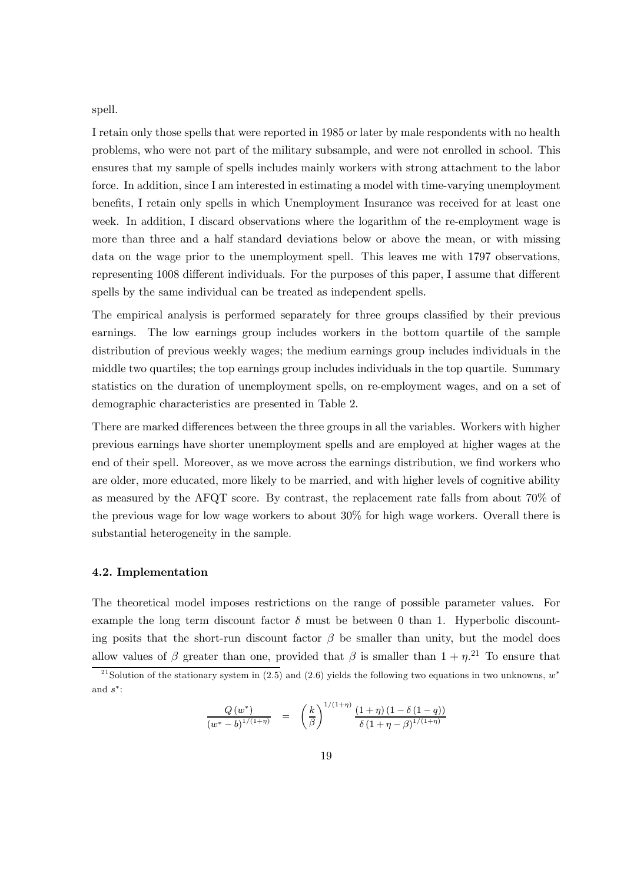spell.

I retain only those spells that were reported in 1985 or later by male respondents with no health problems, who were not part of the military subsample, and were not enrolled in school. This ensures that my sample of spells includes mainly workers with strong attachment to the labor force. In addition, since I am interested in estimating a model with time-varying unemployment benefits, I retain only spells in which Unemployment Insurance was received for at least one week. In addition, I discard observations where the logarithm of the re-employment wage is more than three and a half standard deviations below or above the mean, or with missing data on the wage prior to the unemployment spell. This leaves me with 1797 observations, representing 1008 different individuals. For the purposes of this paper, I assume that different spells by the same individual can be treated as independent spells.

The empirical analysis is performed separately for three groups classified by their previous earnings. The low earnings group includes workers in the bottom quartile of the sample distribution of previous weekly wages; the medium earnings group includes individuals in the middle two quartiles; the top earnings group includes individuals in the top quartile. Summary statistics on the duration of unemployment spells, on re-employment wages, and on a set of demographic characteristics are presented in Table 2.

There are marked differences between the three groups in all the variables. Workers with higher previous earnings have shorter unemployment spells and are employed at higher wages at the end of their spell. Moreover, as we move across the earnings distribution, we find workers who are older, more educated, more likely to be married, and with higher levels of cognitive ability as measured by the AFQT score. By contrast, the replacement rate falls from about 70% of the previous wage for low wage workers to about 30% for high wage workers. Overall there is substantial heterogeneity in the sample.

### 4.2. Implementation

The theoretical model imposes restrictions on the range of possible parameter values. For example the long term discount factor $\delta$ must be between 0 than 1. Hyperbolic discounting posits that the short-run discount factor $\beta$ be smaller than unity, but the model does allow values of $\beta$ greater than one, provided that $\beta$ is smaller than $1+\eta$.[21] To ensure that

[21] Solution of the stationary system in (2.5) and (2.6) yields the following two equations in two unknowns, $w^*$ and $s^*$:

$$\frac{Q(w^*)}{(w^*-b)^{1/(1+\eta)}} = \left(\frac{k}{\beta}\right)^{1/(1+\eta)} \frac{(1+\eta)(1-\delta(1-q))}{\delta(1+\eta-\beta)^{1/(1+\eta)}}$$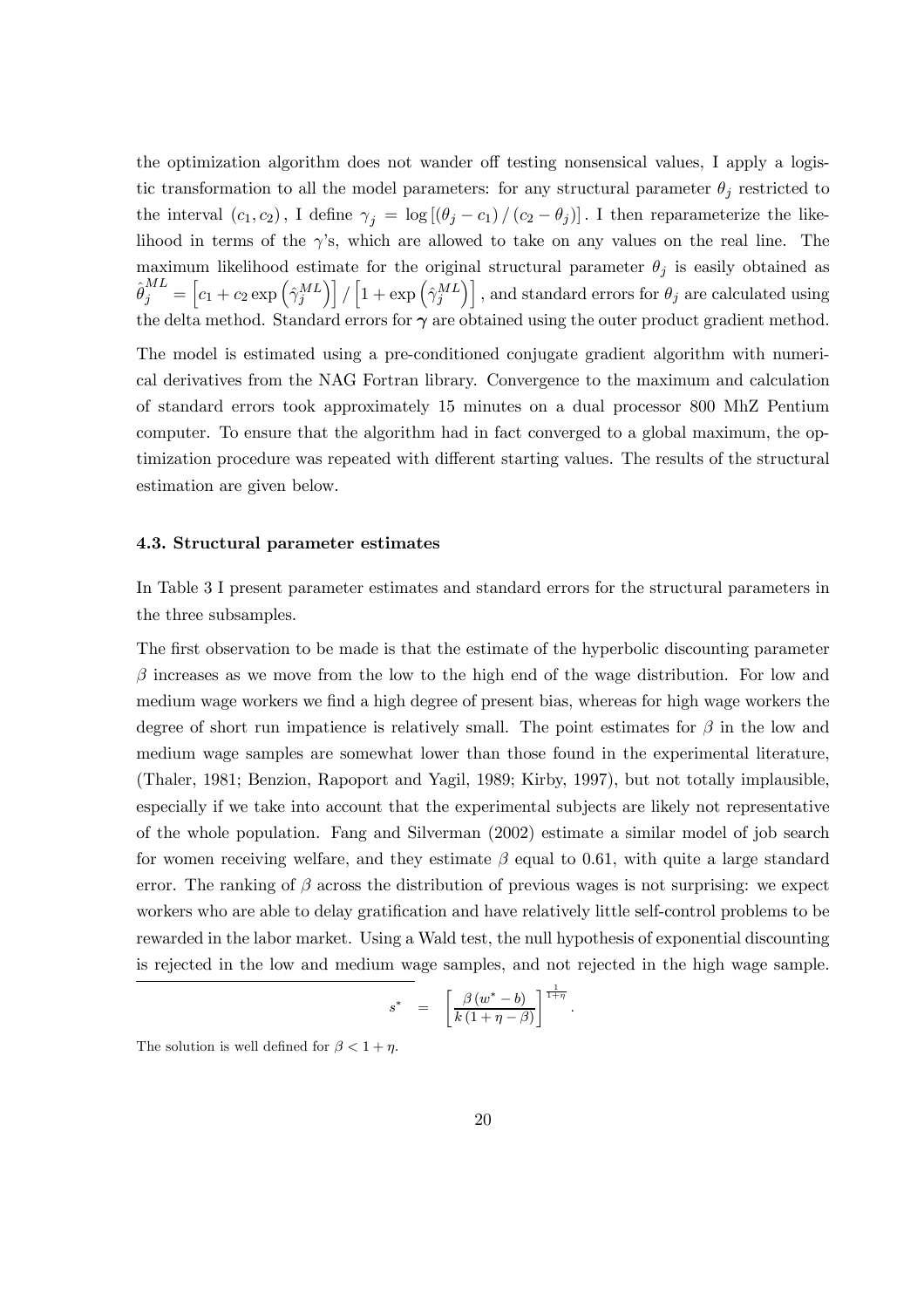the optimization algorithm does not wander off testing nonsensical values, I apply a logistic transformation to all the model parameters: for any structural parameter $\theta_j$ restricted to the interval $(c_1, c_2)$, I define $\gamma_j = \log\left[(\theta_j - c_1)/(c_2 - \theta_j)\right]$. I then reparameterize the likelihood in terms of the $\gamma$'s, which are allowed to take on any values on the real line. The maximum likelihood estimate for the original structural parameter $\theta_j$ is easily obtained as $\hat{\theta}_j^{ML} = \left[c_1 + c_2 \exp\left(\hat{\gamma}_j^{ML}\right)\right] / \left[1 + \exp\left(\hat{\gamma}_j^{ML}\right)\right]$, and standard errors for $\theta_j$ are calculated using the delta method. Standard errors for $\boldsymbol{\gamma}$ are obtained using the outer product gradient method.

The model is estimated using a pre-conditioned conjugate gradient algorithm with numerical derivatives from the NAG Fortran library. Convergence to the maximum and calculation of standard errors took approximately 15 minutes on a dual processor 800 MhZ Pentium computer. To ensure that the algorithm had in fact converged to a global maximum, the optimization procedure was repeated with different starting values. The results of the structural estimation are given below.

### 4.3. Structural parameter estimates

In Table 3 I present parameter estimates and standard errors for the structural parameters in the three subsamples.

The first observation to be made is that the estimate of the hyperbolic discounting parameter $\beta$ increases as we move from the low to the high end of the wage distribution. For low and medium wage workers we find a high degree of present bias, whereas for high wage workers the degree of short run impatience is relatively small. The point estimates for $\beta$ in the low and medium wage samples are somewhat lower than those found in the experimental literature, (Thaler, 1981; Benzion, Rapoport and Yagil, 1989; Kirby, 1997), but not totally implausible, especially if we take into account that the experimental subjects are likely not representative of the whole population. Fang and Silverman (2002) estimate a similar model of job search for women receiving welfare, and they estimate $\beta$ equal to 0.61, with quite a large standard error. The ranking of $\beta$ across the distribution of previous wages is not surprising: we expect workers who are able to delay gratification and have relatively little self-control problems to be rewarded in the labor market. Using a Wald test, the null hypothesis of exponential discounting is rejected in the low and medium wage samples, and not rejected in the high wage sample.

---

$$s^* = \left[\frac{\beta (w^* - b)}{k (1 + \eta - \beta)}\right]^{\frac{1}{1+\eta}}.$$

The solution is well defined for $\beta < 1 + \eta$.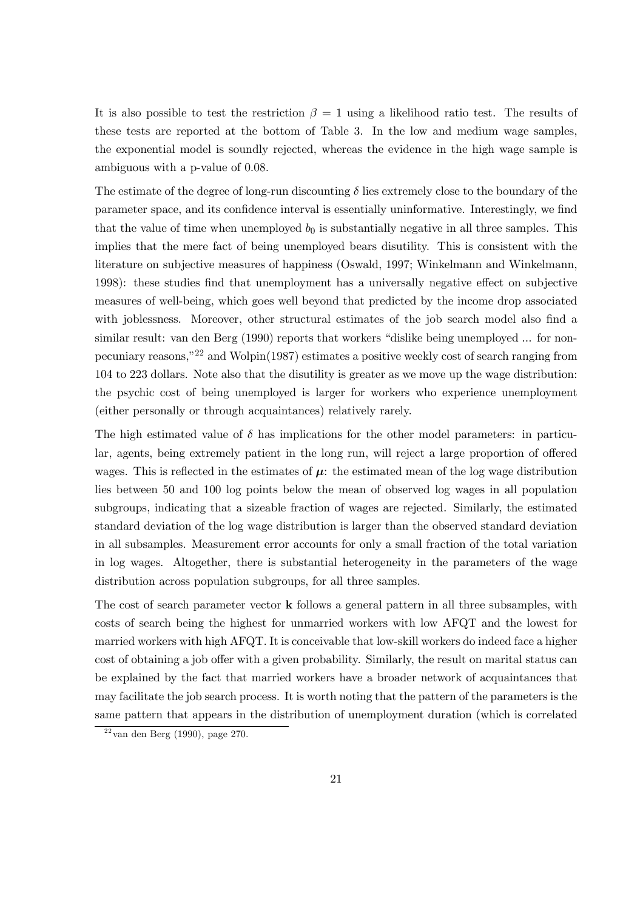It is also possible to test the restriction $\beta = 1$ using a likelihood ratio test. The results of these tests are reported at the bottom of Table 3. In the low and medium wage samples, the exponential model is soundly rejected, whereas the evidence in the high wage sample is ambiguous with a p-value of 0.08.

The estimate of the degree of long-run discounting $\delta$ lies extremely close to the boundary of the parameter space, and its confidence interval is essentially uninformative. Interestingly, we find that the value of time when unemployed $b_0$ is substantially negative in all three samples. This implies that the mere fact of being unemployed bears disutility. This is consistent with the literature on subjective measures of happiness (Oswald, 1997; Winkelmann and Winkelmann, 1998): these studies find that unemployment has a universally negative effect on subjective measures of well-being, which goes well beyond that predicted by the income drop associated with joblessness. Moreover, other structural estimates of the job search model also find a similar result: van den Berg (1990) reports that workers "dislike being unemployed ... for non-pecuniary reasons,"[22] and Wolpin(1987) estimates a positive weekly cost of search ranging from 104 to 223 dollars. Note also that the disutility is greater as we move up the wage distribution: the psychic cost of being unemployed is larger for workers who experience unemployment (either personally or through acquaintances) relatively rarely.

The high estimated value of $\delta$ has implications for the other model parameters: in particular, agents, being extremely patient in the long run, will reject a large proportion of offered wages. This is reflected in the estimates of $\boldsymbol{\mu}$: the estimated mean of the log wage distribution lies between 50 and 100 log points below the mean of observed log wages in all population subgroups, indicating that a sizeable fraction of wages are rejected. Similarly, the estimated standard deviation of the log wage distribution is larger than the observed standard deviation in all subsamples. Measurement error accounts for only a small fraction of the total variation in log wages. Altogether, there is substantial heterogeneity in the parameters of the wage distribution across population subgroups, for all three samples.

The cost of search parameter vector $\mathbf{k}$ follows a general pattern in all three subsamples, with costs of search being the highest for unmarried workers with low AFQT and the lowest for married workers with high AFQT. It is conceivable that low-skill workers do indeed face a higher cost of obtaining a job offer with a given probability. Similarly, the result on marital status can be explained by the fact that married workers have a broader network of acquaintances that may facilitate the job search process. It is worth noting that the pattern of the parameters is the same pattern that appears in the distribution of unemployment duration (which is correlated

[22] van den Berg (1990), page 270.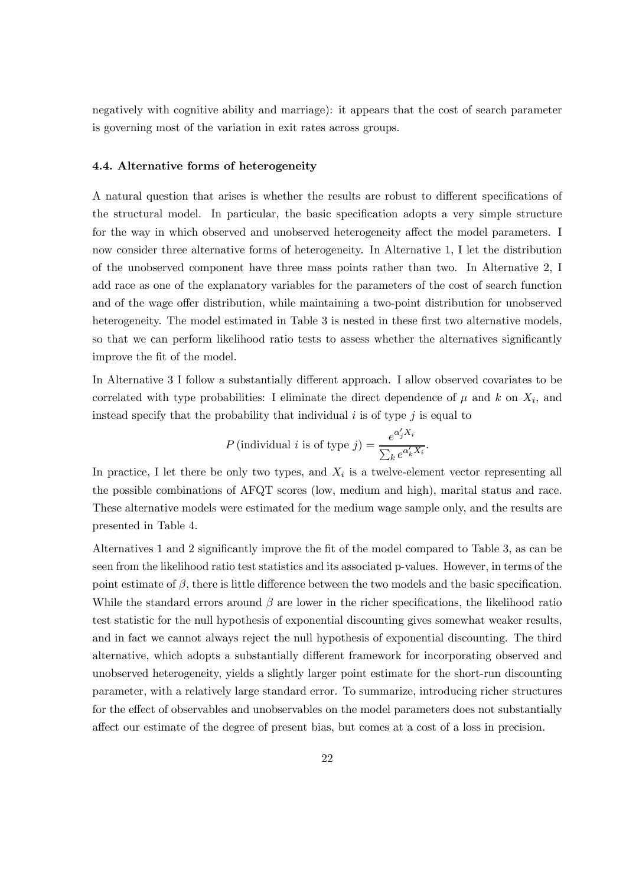negatively with cognitive ability and marriage): it appears that the cost of search parameter is governing most of the variation in exit rates across groups.

### 4.4. Alternative forms of heterogeneity

A natural question that arises is whether the results are robust to different specifications of the structural model. In particular, the basic specification adopts a very simple structure for the way in which observed and unobserved heterogeneity affect the model parameters. I now consider three alternative forms of heterogeneity. In Alternative 1, I let the distribution of the unobserved component have three mass points rather than two. In Alternative 2, I add race as one of the explanatory variables for the parameters of the cost of search function and of the wage offer distribution, while maintaining a two-point distribution for unobserved heterogeneity. The model estimated in Table 3 is nested in these first two alternative models, so that we can perform likelihood ratio tests to assess whether the alternatives significantly improve the fit of the model.

In Alternative 3 I follow a substantially different approach. I allow observed covariates to be correlated with type probabilities: I eliminate the direct dependence of $\mu$ and $k$ on $X_i$, and instead specify that the probability that individual $i$ is of type $j$ is equal to

$$P\left(\text{individual } i \text{ is of type } j\right) = \frac{e^{\alpha_j' X_i}}{\sum_k e^{\alpha_k' X_i}}.$$

In practice, I let there be only two types, and $X_i$ is a twelve-element vector representing all the possible combinations of AFQT scores (low, medium and high), marital status and race. These alternative models were estimated for the medium wage sample only, and the results are presented in Table 4.

Alternatives 1 and 2 significantly improve the fit of the model compared to Table 3, as can be seen from the likelihood ratio test statistics and its associated p-values. However, in terms of the point estimate of $\beta$, there is little difference between the two models and the basic specification. While the standard errors around $\beta$ are lower in the richer specifications, the likelihood ratio test statistic for the null hypothesis of exponential discounting gives somewhat weaker results, and in fact we cannot always reject the null hypothesis of exponential discounting. The third alternative, which adopts a substantially different framework for incorporating observed and unobserved heterogeneity, yields a slightly larger point estimate for the short-run discounting parameter, with a relatively large standard error. To summarize, introducing richer structures for the effect of observables and unobservables on the model parameters does not substantially affect our estimate of the degree of present bias, but comes at a cost of a loss in precision.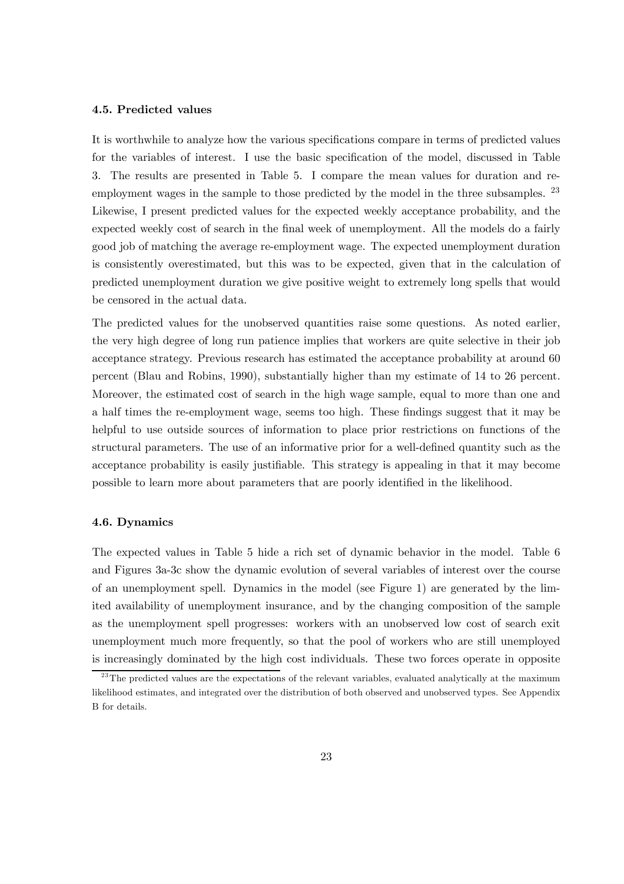### 4.5. Predicted values

It is worthwhile to analyze how the various specifications compare in terms of predicted values for the variables of interest. I use the basic specification of the model, discussed in Table 3. The results are presented in Table 5. I compare the mean values for duration and re-employment wages in the sample to those predicted by the model in the three subsamples. [23] Likewise, I present predicted values for the expected weekly acceptance probability, and the expected weekly cost of search in the final week of unemployment. All the models do a fairly good job of matching the average re-employment wage. The expected unemployment duration is consistently overestimated, but this was to be expected, given that in the calculation of predicted unemployment duration we give positive weight to extremely long spells that would be censored in the actual data.

The predicted values for the unobserved quantities raise some questions. As noted earlier, the very high degree of long run patience implies that workers are quite selective in their job acceptance strategy. Previous research has estimated the acceptance probability at around 60 percent (Blau and Robins, 1990), substantially higher than my estimate of 14 to 26 percent. Moreover, the estimated cost of search in the high wage sample, equal to more than one and a half times the re-employment wage, seems too high. These findings suggest that it may be helpful to use outside sources of information to place prior restrictions on functions of the structural parameters. The use of an informative prior for a well-defined quantity such as the acceptance probability is easily justifiable. This strategy is appealing in that it may become possible to learn more about parameters that are poorly identified in the likelihood.

### 4.6. Dynamics

The expected values in Table 5 hide a rich set of dynamic behavior in the model. Table 6 and Figures 3a-3c show the dynamic evolution of several variables of interest over the course of an unemployment spell. Dynamics in the model (see Figure 1) are generated by the limited availability of unemployment insurance, and by the changing composition of the sample as the unemployment spell progresses: workers with an unobserved low cost of search exit unemployment much more frequently, so that the pool of workers who are still unemployed is increasingly dominated by the high cost individuals. These two forces operate in opposite

[23] The predicted values are the expectations of the relevant variables, evaluated analytically at the maximum likelihood estimates, and integrated over the distribution of both observed and unobserved types. See Appendix B for details.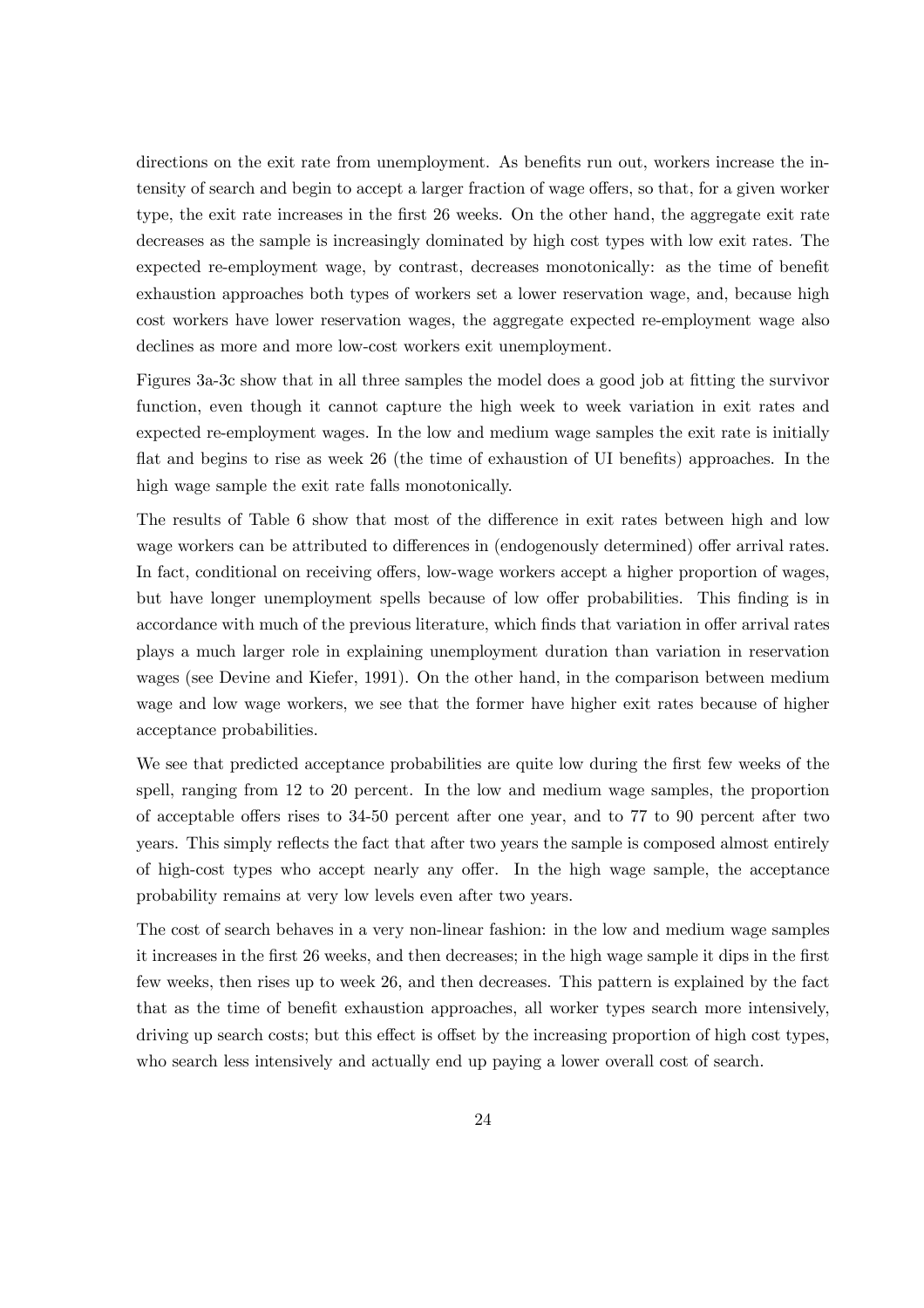directions on the exit rate from unemployment. As benefits run out, workers increase the intensity of search and begin to accept a larger fraction of wage offers, so that, for a given worker type, the exit rate increases in the first 26 weeks. On the other hand, the aggregate exit rate decreases as the sample is increasingly dominated by high cost types with low exit rates. The expected re-employment wage, by contrast, decreases monotonically: as the time of benefit exhaustion approaches both types of workers set a lower reservation wage, and, because high cost workers have lower reservation wages, the aggregate expected re-employment wage also declines as more and more low-cost workers exit unemployment.

Figures 3a-3c show that in all three samples the model does a good job at fitting the survivor function, even though it cannot capture the high week to week variation in exit rates and expected re-employment wages. In the low and medium wage samples the exit rate is initially flat and begins to rise as week 26 (the time of exhaustion of UI benefits) approaches. In the high wage sample the exit rate falls monotonically.

The results of Table 6 show that most of the difference in exit rates between high and low wage workers can be attributed to differences in (endogenously determined) offer arrival rates. In fact, conditional on receiving offers, low-wage workers accept a higher proportion of wages, but have longer unemployment spells because of low offer probabilities. This finding is in accordance with much of the previous literature, which finds that variation in offer arrival rates plays a much larger role in explaining unemployment duration than variation in reservation wages (see Devine and Kiefer, 1991). On the other hand, in the comparison between medium wage and low wage workers, we see that the former have higher exit rates because of higher acceptance probabilities.

We see that predicted acceptance probabilities are quite low during the first few weeks of the spell, ranging from 12 to 20 percent. In the low and medium wage samples, the proportion of acceptable offers rises to 34-50 percent after one year, and to 77 to 90 percent after two years. This simply reflects the fact that after two years the sample is composed almost entirely of high-cost types who accept nearly any offer. In the high wage sample, the acceptance probability remains at very low levels even after two years.

The cost of search behaves in a very non-linear fashion: in the low and medium wage samples it increases in the first 26 weeks, and then decreases; in the high wage sample it dips in the first few weeks, then rises up to week 26, and then decreases. This pattern is explained by the fact that as the time of benefit exhaustion approaches, all worker types search more intensively, driving up search costs; but this effect is offset by the increasing proportion of high cost types, who search less intensively and actually end up paying a lower overall cost of search.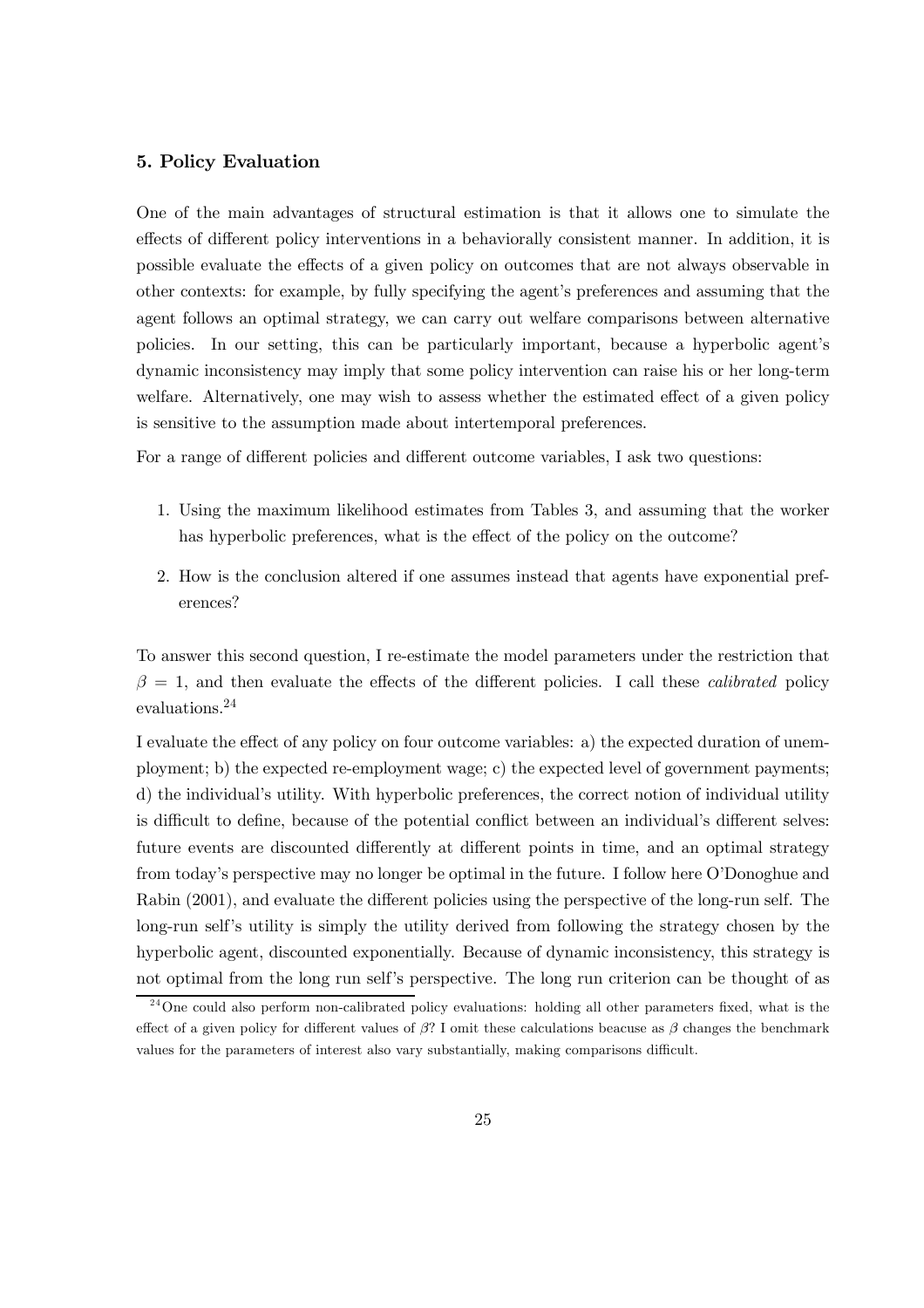### 5. Policy Evaluation

One of the main advantages of structural estimation is that it allows one to simulate the effects of different policy interventions in a behaviorally consistent manner. In addition, it is possible evaluate the effects of a given policy on outcomes that are not always observable in other contexts: for example, by fully specifying the agent's preferences and assuming that the agent follows an optimal strategy, we can carry out welfare comparisons between alternative policies. In our setting, this can be particularly important, because a hyperbolic agent's dynamic inconsistency may imply that some policy intervention can raise his or her long-term welfare. Alternatively, one may wish to assess whether the estimated effect of a given policy is sensitive to the assumption made about intertemporal preferences.

For a range of different policies and different outcome variables, I ask two questions:

1. Using the maximum likelihood estimates from Tables 3, and assuming that the worker has hyperbolic preferences, what is the effect of the policy on the outcome?
2. How is the conclusion altered if one assumes instead that agents have exponential preferences?

To answer this second question, I re-estimate the model parameters under the restriction that $\beta = 1$, and then evaluate the effects of the different policies. I call these *calibrated* policy evaluations.[24]

I evaluate the effect of any policy on four outcome variables: a) the expected duration of unemployment; b) the expected re-employment wage; c) the expected level of government payments; d) the individual's utility. With hyperbolic preferences, the correct notion of individual utility is difficult to define, because of the potential conflict between an individual's different selves: future events are discounted differently at different points in time, and an optimal strategy from today's perspective may no longer be optimal in the future. I follow here O'Donoghue and Rabin (2001), and evaluate the different policies using the perspective of the long-run self. The long-run self's utility is simply the utility derived from following the strategy chosen by the hyperbolic agent, discounted exponentially. Because of dynamic inconsistency, this strategy is not optimal from the long run self's perspective. The long run criterion can be thought of as

[24] One could also perform non-calibrated policy evaluations: holding all other parameters fixed, what is the effect of a given policy for different values of $\beta$? I omit these calculations beacuse as $\beta$ changes the benchmark values for the parameters of interest also vary substantially, making comparisons difficult.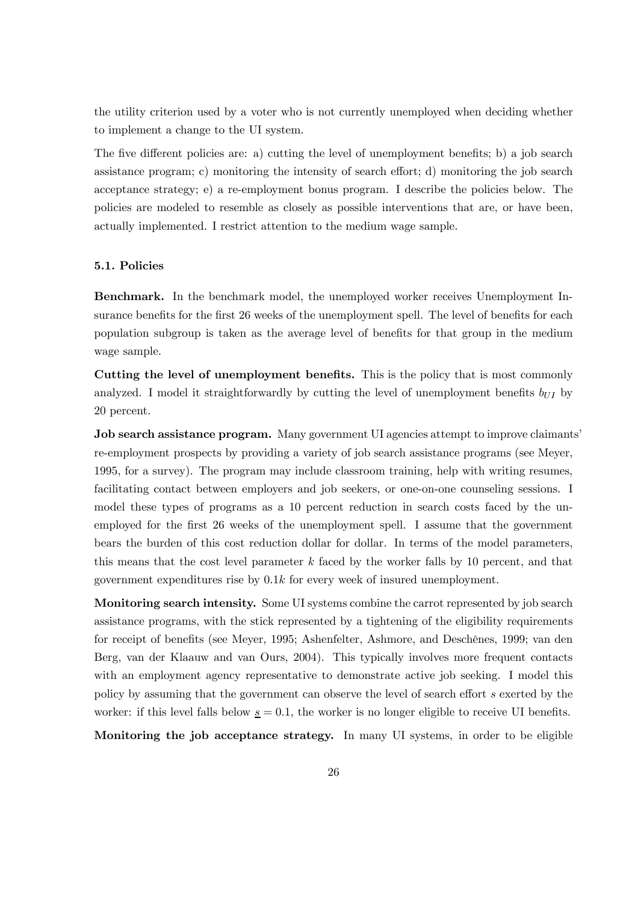the utility criterion used by a voter who is not currently unemployed when deciding whether to implement a change to the UI system.

The five different policies are: a) cutting the level of unemployment benefits; b) a job search assistance program; c) monitoring the intensity of search effort; d) monitoring the job search acceptance strategy; e) a re-employment bonus program. I describe the policies below. The policies are modeled to resemble as closely as possible interventions that are, or have been, actually implemented. I restrict attention to the medium wage sample.

### 5.1. Policies

**Benchmark.** In the benchmark model, the unemployed worker receives Unemployment Insurance benefits for the first 26 weeks of the unemployment spell. The level of benefits for each population subgroup is taken as the average level of benefits for that group in the medium wage sample.

**Cutting the level of unemployment benefits.** This is the policy that is most commonly analyzed. I model it straightforwardly by cutting the level of unemployment benefits $b_{UI}$ by 20 percent.

**Job search assistance program.** Many government UI agencies attempt to improve claimants' re-employment prospects by providing a variety of job search assistance programs (see Meyer, 1995, for a survey). The program may include classroom training, help with writing resumes, facilitating contact between employers and job seekers, or one-on-one counseling sessions. I model these types of programs as a 10 percent reduction in search costs faced by the unemployed for the first 26 weeks of the unemployment spell. I assume that the government bears the burden of this cost reduction dollar for dollar. In terms of the model parameters, this means that the cost level parameter $k$ faced by the worker falls by 10 percent, and that government expenditures rise by $0.1k$ for every week of insured unemployment.

**Monitoring search intensity.** Some UI systems combine the carrot represented by job search assistance programs, with the stick represented by a tightening of the eligibility requirements for receipt of benefits (see Meyer, 1995; Ashenfelter, Ashmore, and Deschênes, 1999; van den Berg, van der Klaauw and van Ours, 2004). This typically involves more frequent contacts with an employment agency representative to demonstrate active job seeking. I model this policy by assuming that the government can observe the level of search effort $s$ exerted by the worker: if this level falls below $\underline{s} = 0.1$, the worker is no longer eligible to receive UI benefits.

**Monitoring the job acceptance strategy.** In many UI systems, in order to be eligible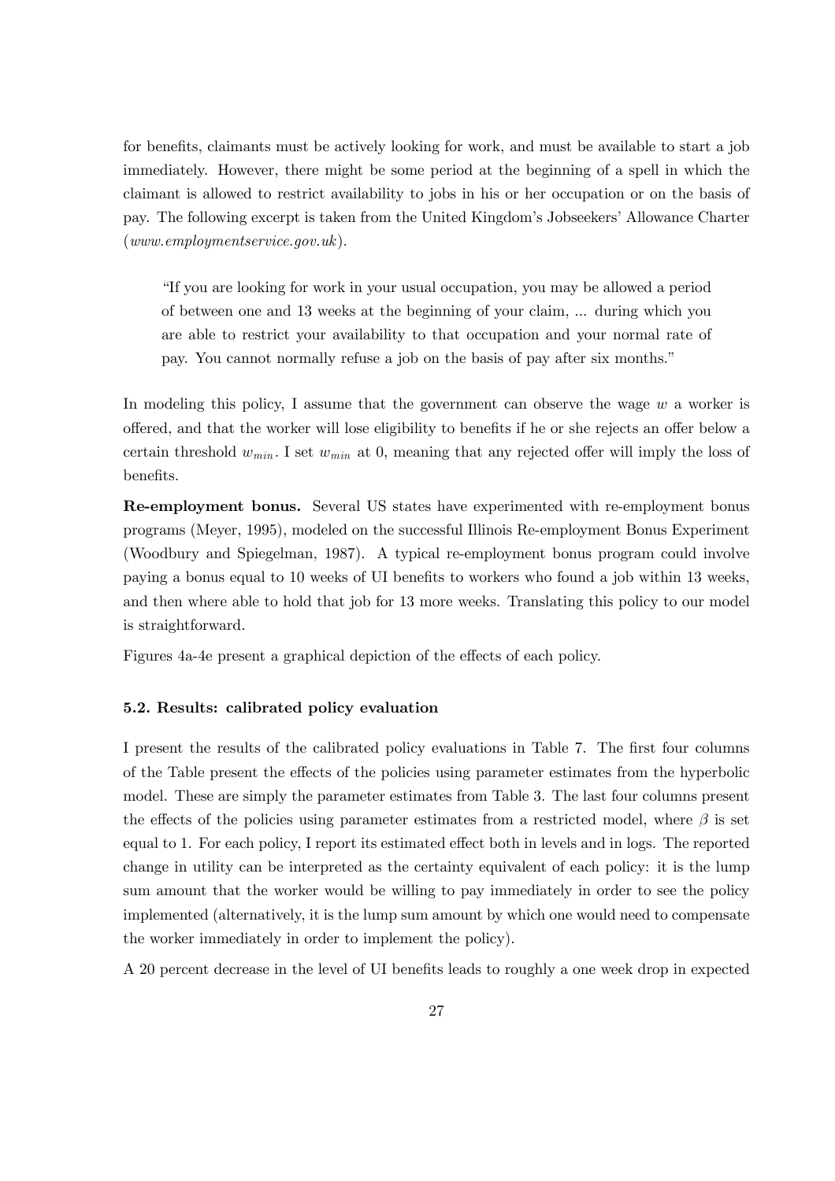for benefits, claimants must be actively looking for work, and must be available to start a job immediately. However, there might be some period at the beginning of a spell in which the claimant is allowed to restrict availability to jobs in his or her occupation or on the basis of pay. The following excerpt is taken from the United Kingdom's Jobseekers' Allowance Charter (*www.employmentservice.gov.uk*).

> "If you are looking for work in your usual occupation, you may be allowed a period of between one and 13 weeks at the beginning of your claim, ... during which you are able to restrict your availability to that occupation and your normal rate of pay. You cannot normally refuse a job on the basis of pay after six months."

In modeling this policy, I assume that the government can observe the wage $w$ a worker is offered, and that the worker will lose eligibility to benefits if he or she rejects an offer below a certain threshold $w_{min}$. I set $w_{min}$ at 0, meaning that any rejected offer will imply the loss of benefits.

**Re-employment bonus.** Several US states have experimented with re-employment bonus programs (Meyer, 1995), modeled on the successful Illinois Re-employment Bonus Experiment (Woodbury and Spiegelman, 1987). A typical re-employment bonus program could involve paying a bonus equal to 10 weeks of UI benefits to workers who found a job within 13 weeks, and then where able to hold that job for 13 more weeks. Translating this policy to our model is straightforward.

Figures 4a-4e present a graphical depiction of the effects of each policy.

### 5.2. Results: calibrated policy evaluation

I present the results of the calibrated policy evaluations in Table 7. The first four columns of the Table present the effects of the policies using parameter estimates from the hyperbolic model. These are simply the parameter estimates from Table 3. The last four columns present the effects of the policies using parameter estimates from a restricted model, where $\beta$ is set equal to 1. For each policy, I report its estimated effect both in levels and in logs. The reported change in utility can be interpreted as the certainty equivalent of each policy: it is the lump sum amount that the worker would be willing to pay immediately in order to see the policy implemented (alternatively, it is the lump sum amount by which one would need to compensate the worker immediately in order to implement the policy).

A 20 percent decrease in the level of UI benefits leads to roughly a one week drop in expected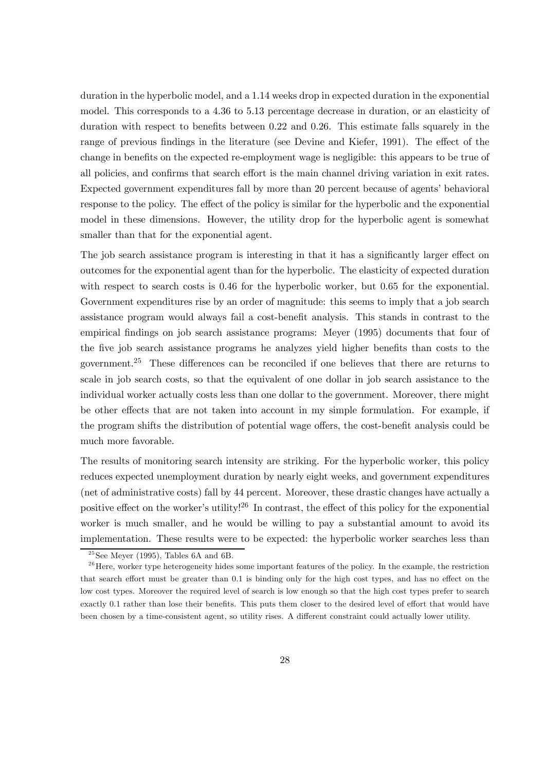duration in the hyperbolic model, and a 1.14 weeks drop in expected duration in the exponential model. This corresponds to a 4.36 to 5.13 percentage decrease in duration, or an elasticity of duration with respect to benefits between 0.22 and 0.26. This estimate falls squarely in the range of previous findings in the literature (see Devine and Kiefer, 1991). The effect of the change in benefits on the expected re-employment wage is negligible: this appears to be true of all policies, and confirms that search effort is the main channel driving variation in exit rates. Expected government expenditures fall by more than 20 percent because of agents' behavioral response to the policy. The effect of the policy is similar for the hyperbolic and the exponential model in these dimensions. However, the utility drop for the hyperbolic agent is somewhat smaller than that for the exponential agent.

The job search assistance program is interesting in that it has a significantly larger effect on outcomes for the exponential agent than for the hyperbolic. The elasticity of expected duration with respect to search costs is 0.46 for the hyperbolic worker, but 0.65 for the exponential. Government expenditures rise by an order of magnitude: this seems to imply that a job search assistance program would always fail a cost-benefit analysis. This stands in contrast to the empirical findings on job search assistance programs: Meyer (1995) documents that four of the five job search assistance programs he analyzes yield higher benefits than costs to the government.[25] These differences can be reconciled if one believes that there are returns to scale in job search costs, so that the equivalent of one dollar in job search assistance to the individual worker actually costs less than one dollar to the government. Moreover, there might be other effects that are not taken into account in my simple formulation. For example, if the program shifts the distribution of potential wage offers, the cost-benefit analysis could be much more favorable.

The results of monitoring search intensity are striking. For the hyperbolic worker, this policy reduces expected unemployment duration by nearly eight weeks, and government expenditures (net of administrative costs) fall by 44 percent. Moreover, these drastic changes have actually a positive effect on the worker's utility![26] In contrast, the effect of this policy for the exponential worker is much smaller, and he would be willing to pay a substantial amount to avoid its implementation. These results were to be expected: the hyperbolic worker searches less than

[25] See Meyer (1995), Tables 6A and 6B.

[26] Here, worker type heterogeneity hides some important features of the policy. In the example, the restriction that search effort must be greater than 0.1 is binding only for the high cost types, and has no effect on the low cost types. Moreover the required level of search is low enough so that the high cost types prefer to search exactly 0.1 rather than lose their benefits. This puts them closer to the desired level of effort that would have been chosen by a time-consistent agent, so utility rises. A different constraint could actually lower utility.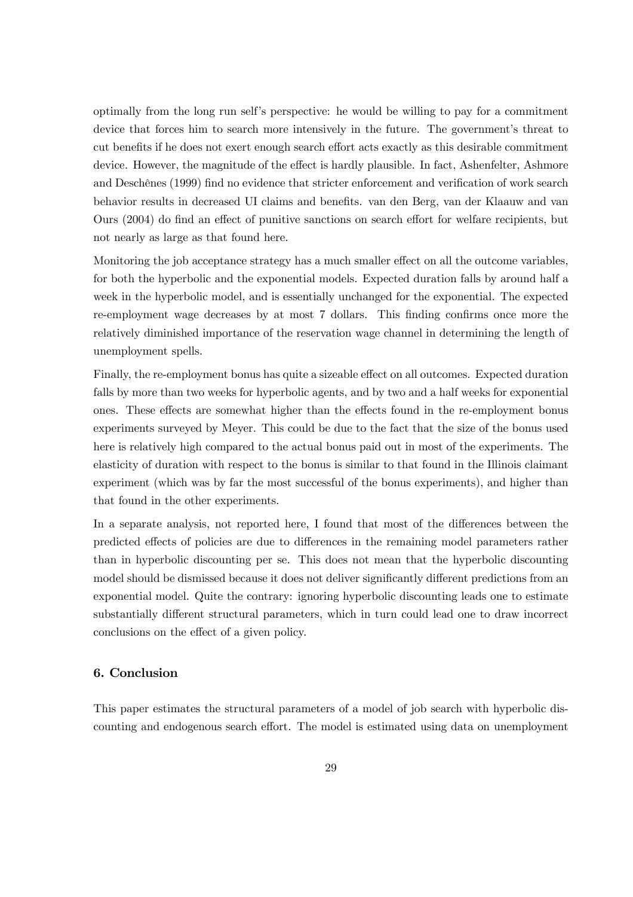optimally from the long run self's perspective: he would be willing to pay for a commitment device that forces him to search more intensively in the future. The government's threat to cut benefits if he does not exert enough search effort acts exactly as this desirable commitment device. However, the magnitude of the effect is hardly plausible. In fact, Ashenfelter, Ashmore and Deschênes (1999) find no evidence that stricter enforcement and verification of work search behavior results in decreased UI claims and benefits. van den Berg, van der Klaauw and van Ours (2004) do find an effect of punitive sanctions on search effort for welfare recipients, but not nearly as large as that found here.

Monitoring the job acceptance strategy has a much smaller effect on all the outcome variables, for both the hyperbolic and the exponential models. Expected duration falls by around half a week in the hyperbolic model, and is essentially unchanged for the exponential. The expected re-employment wage decreases by at most 7 dollars. This finding confirms once more the relatively diminished importance of the reservation wage channel in determining the length of unemployment spells.

Finally, the re-employment bonus has quite a sizeable effect on all outcomes. Expected duration falls by more than two weeks for hyperbolic agents, and by two and a half weeks for exponential ones. These effects are somewhat higher than the effects found in the re-employment bonus experiments surveyed by Meyer. This could be due to the fact that the size of the bonus used here is relatively high compared to the actual bonus paid out in most of the experiments. The elasticity of duration with respect to the bonus is similar to that found in the Illinois claimant experiment (which was by far the most successful of the bonus experiments), and higher than that found in the other experiments.

In a separate analysis, not reported here, I found that most of the differences between the predicted effects of policies are due to differences in the remaining model parameters rather than in hyperbolic discounting per se. This does not mean that the hyperbolic discounting model should be dismissed because it does not deliver significantly different predictions from an exponential model. Quite the contrary: ignoring hyperbolic discounting leads one to estimate substantially different structural parameters, which in turn could lead one to draw incorrect conclusions on the effect of a given policy.

## 6. Conclusion

This paper estimates the structural parameters of a model of job search with hyperbolic discounting and endogenous search effort. The model is estimated using data on unemployment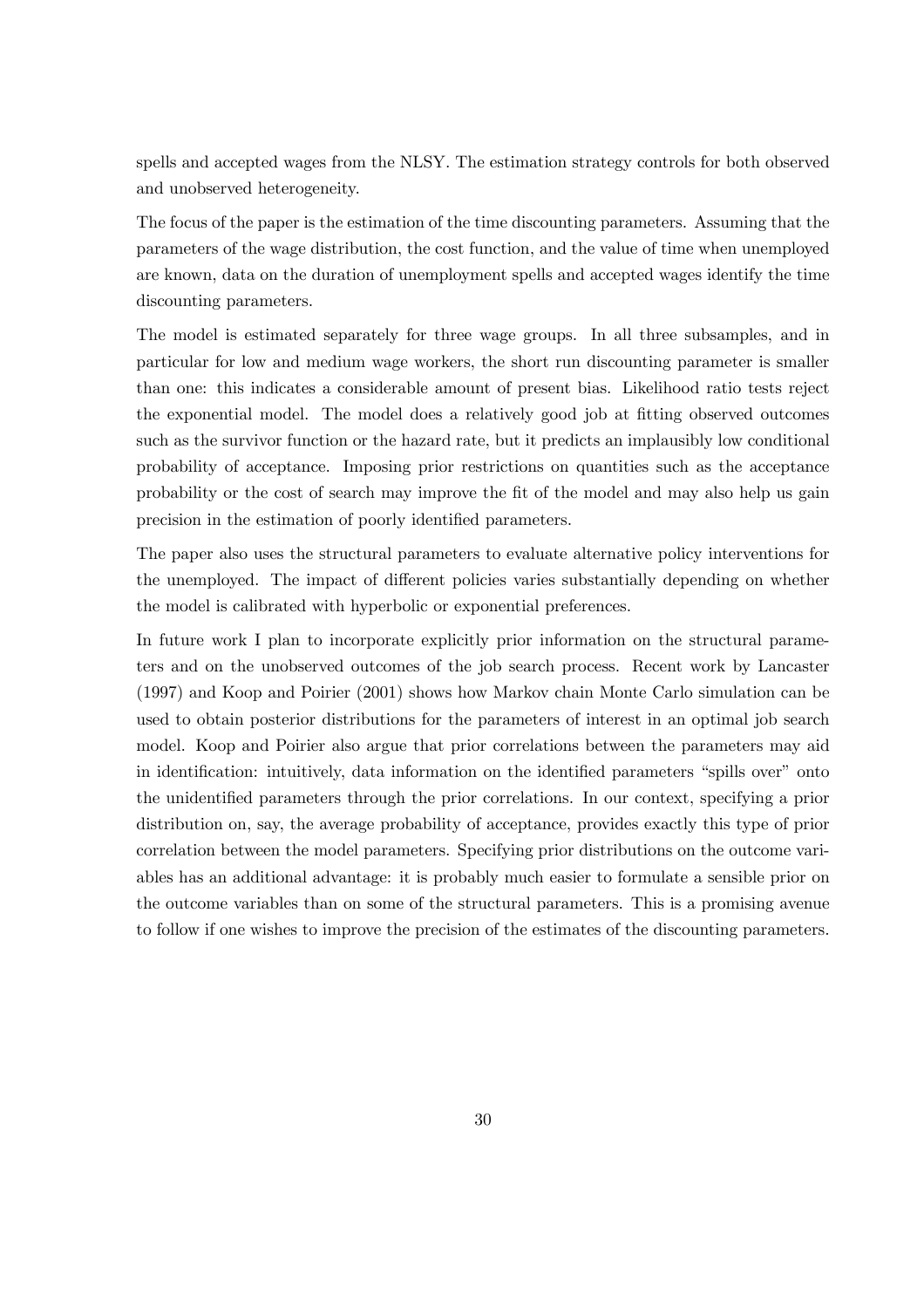spells and accepted wages from the NLSY. The estimation strategy controls for both observed and unobserved heterogeneity.

The focus of the paper is the estimation of the time discounting parameters. Assuming that the parameters of the wage distribution, the cost function, and the value of time when unemployed are known, data on the duration of unemployment spells and accepted wages identify the time discounting parameters.

The model is estimated separately for three wage groups. In all three subsamples, and in particular for low and medium wage workers, the short run discounting parameter is smaller than one: this indicates a considerable amount of present bias. Likelihood ratio tests reject the exponential model. The model does a relatively good job at fitting observed outcomes such as the survivor function or the hazard rate, but it predicts an implausibly low conditional probability of acceptance. Imposing prior restrictions on quantities such as the acceptance probability or the cost of search may improve the fit of the model and may also help us gain precision in the estimation of poorly identified parameters.

The paper also uses the structural parameters to evaluate alternative policy interventions for the unemployed. The impact of different policies varies substantially depending on whether the model is calibrated with hyperbolic or exponential preferences.

In future work I plan to incorporate explicitly prior information on the structural parameters and on the unobserved outcomes of the job search process. Recent work by Lancaster (1997) and Koop and Poirier (2001) shows how Markov chain Monte Carlo simulation can be used to obtain posterior distributions for the parameters of interest in an optimal job search model. Koop and Poirier also argue that prior correlations between the parameters may aid in identification: intuitively, data information on the identified parameters "spills over" onto the unidentified parameters through the prior correlations. In our context, specifying a prior distribution on, say, the average probability of acceptance, provides exactly this type of prior correlation between the model parameters. Specifying prior distributions on the outcome variables has an additional advantage: it is probably much easier to formulate a sensible prior on the outcome variables than on some of the structural parameters. This is a promising avenue to follow if one wishes to improve the precision of the estimates of the discounting parameters.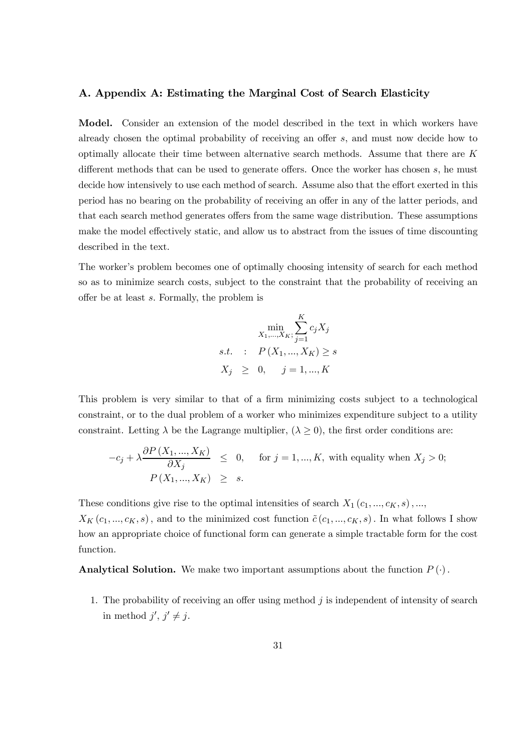## A. Appendix A: Estimating the Marginal Cost of Search Elasticity

**Model.** Consider an extension of the model described in the text in which workers have already chosen the optimal probability of receiving an offer $s$, and must now decide how to optimally allocate their time between alternative search methods. Assume that there are $K$ different methods that can be used to generate offers. Once the worker has chosen $s$, he must decide how intensively to use each method of search. Assume also that the effort exerted in this period has no bearing on the probability of receiving an offer in any of the latter periods, and that each search method generates offers from the same wage distribution. These assumptions make the model effectively static, and allow us to abstract from the issues of time discounting described in the text.

The worker's problem becomes one of optimally choosing intensity of search for each method so as to minimize search costs, subject to the constraint that the probability of receiving an offer be at least $s$. Formally, the problem is

$$
\begin{aligned}
& \min_{X_1,...,X_K;} \sum_{j=1}^{K} c_j X_j \\
s.t. \quad &: \quad P(X_1, ..., X_K) \geq s \\
X_j \quad &\geq \quad 0, \qquad j = 1, ..., K
\end{aligned}
$$

This problem is very similar to that of a firm minimizing costs subject to a technological constraint, or to the dual problem of a worker who minimizes expenditure subject to a utility constraint. Letting $\lambda$ be the Lagrange multiplier, $(\lambda \geq 0)$, the first order conditions are:

$$
\begin{aligned}
-c_j + \lambda \frac{\partial P(X_1, ..., X_K)}{\partial X_j} &\leq 0, \qquad \text{for } j = 1, ..., K, \text{ with equality when } X_j > 0; \\
P(X_1, ..., X_K) &\geq s.
\end{aligned}
$$

These conditions give rise to the optimal intensities of search $X_1(c_1, ..., c_K, s), ...,$ $X_K(c_1, ..., c_K, s)$, and to the minimized cost function $\tilde{c}(c_1, ..., c_K, s)$. In what follows I show how an appropriate choice of functional form can generate a simple tractable form for the cost function.

**Analytical Solution.** We make two important assumptions about the function $P(\cdot)$.

1. The probability of receiving an offer using method $j$ is independent of intensity of search in method $j'$, $j' \neq j$.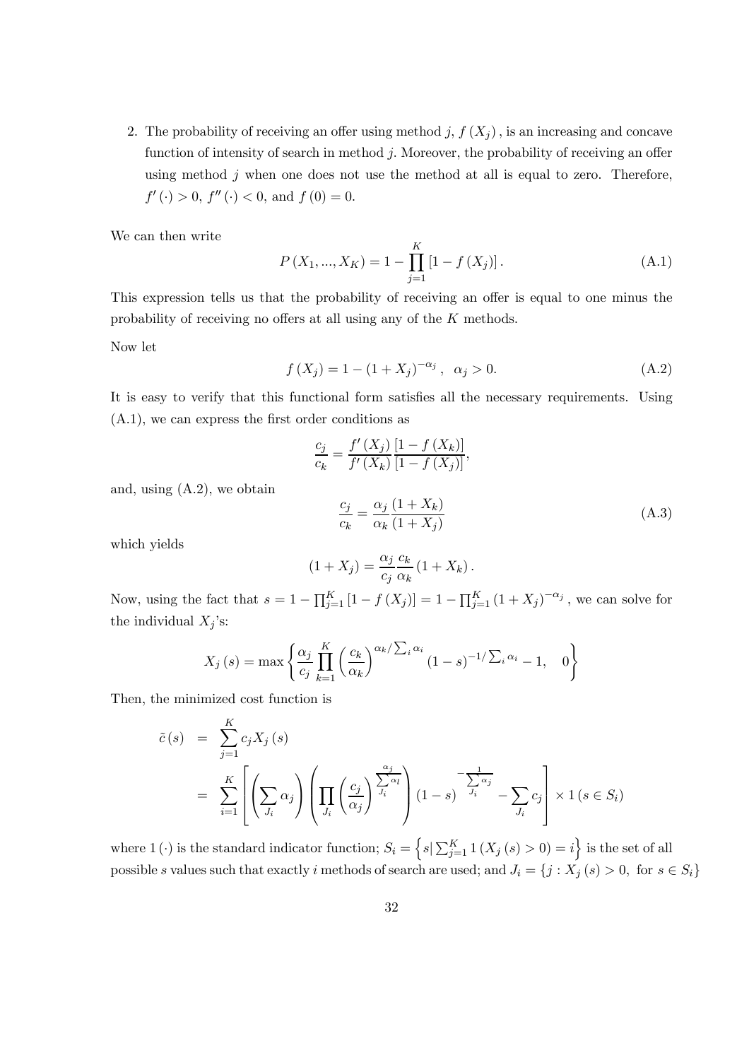2. The probability of receiving an offer using method $j$, $f(X_j)$, is an increasing and concave function of intensity of search in method $j$. Moreover, the probability of receiving an offer using method $j$ when one does not use the method at all is equal to zero. Therefore, $f'(\cdot) > 0$, $f''(\cdot) < 0$, and $f(0) = 0$.

We can then write

$$P(X_1, ..., X_K) = 1 - \prod_{j=1}^{K} [1 - f(X_j)]. \tag{A.1}$$

This expression tells us that the probability of receiving an offer is equal to one minus the probability of receiving no offers at all using any of the $K$ methods.

Now let

$$f(X_j) = 1 - (1 + X_j)^{-\alpha_j}, \;\; \alpha_j > 0. \tag{A.2}$$

It is easy to verify that this functional form satisfies all the necessary requirements. Using (A.1), we can express the first order conditions as

$$\frac{c_j}{c_k} = \frac{f'(X_j)}{f'(X_k)} \frac{[1 - f(X_k)]}{[1 - f(X_j)]},$$

and, using (A.2), we obtain

$$\frac{c_j}{c_k} = \frac{\alpha_j}{\alpha_k} \frac{(1 + X_k)}{(1 + X_j)} \tag{A.3}$$

which yields

$$(1 + X_j) = \frac{\alpha_j}{c_j} \frac{c_k}{\alpha_k} (1 + X_k).$$

Now, using the fact that $s = 1 - \prod_{j=1}^{K} [1 - f(X_j)] = 1 - \prod_{j=1}^{K} (1 + X_j)^{-\alpha_j}$, we can solve for the individual $X_j$'s:

$$X_j(s) = \max \left\{ \frac{\alpha_j}{c_j} \prod_{k=1}^{K} \left( \frac{c_k}{\alpha_k} \right)^{\alpha_k / \sum_i \alpha_i} (1 - s)^{-1/\sum_i \alpha_i} - 1, \quad 0 \right\}$$

Then, the minimized cost function is

$$\begin{aligned} \tilde{c}(s) &= \sum_{j=1}^{K} c_j X_j(s) \\ &= \sum_{i=1}^{K} \left[ \left( \sum_{J_i} \alpha_j \right) \left( \prod_{J_i} \left( \frac{c_j}{\alpha_j} \right)^{\frac{\alpha_j}{\sum_{J_i} \alpha_l}} \right) (1 - s)^{-\frac{1}{\sum_{J_i} \alpha_j}} - \sum_{J_i} c_j \right] \times 1(s \in S_i) \end{aligned}$$

where $1(\cdot)$ is the standard indicator function; $S_i = \left\{ s | \sum_{j=1}^{K} 1(X_j(s) > 0) = i \right\}$ is the set of all possible $s$ values such that exactly $i$ methods of search are used; and $J_i = \{ j : X_j(s) > 0, \text{ for } s \in S_i \}$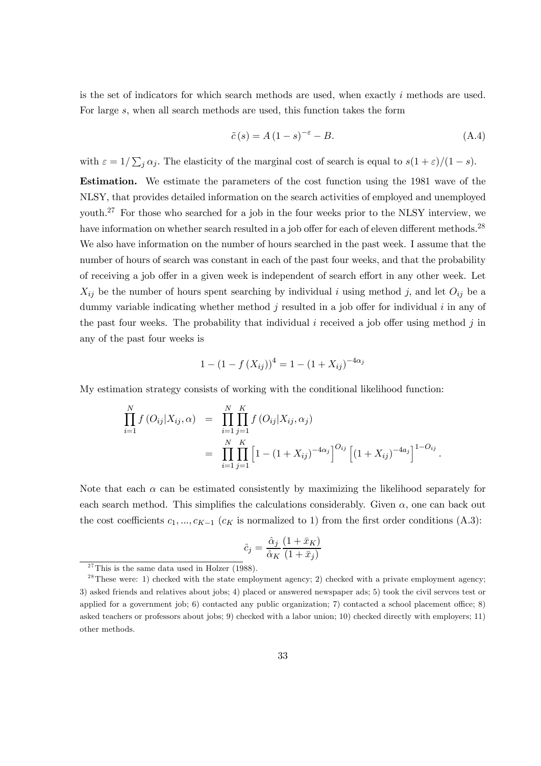is the set of indicators for which search methods are used, when exactly $i$ methods are used. For large $s$, when all search methods are used, this function takes the form

$$\tilde{c}(s) = A(1-s)^{-\varepsilon} - B. \tag{A.4}$$

with $\varepsilon = 1/\sum_j \alpha_j$. The elasticity of the marginal cost of search is equal to $s(1+\varepsilon)/(1-s)$.

**Estimation.** We estimate the parameters of the cost function using the 1981 wave of the NLSY, that provides detailed information on the search activities of employed and unemployed youth.[27] For those who searched for a job in the four weeks prior to the NLSY interview, we have information on whether search resulted in a job offer for each of eleven different methods.[28] We also have information on the number of hours searched in the past week. I assume that the number of hours of search was constant in each of the past four weeks, and that the probability of receiving a job offer in a given week is independent of search effort in any other week. Let $X_{ij}$ be the number of hours spent searching by individual $i$ using method $j$, and let $O_{ij}$ be a dummy variable indicating whether method $j$ resulted in a job offer for individual $i$ in any of the past four weeks. The probability that individual $i$ received a job offer using method $j$ in any of the past four weeks is

$$1 - (1 - f(X_{ij}))^4 = 1 - (1 + X_{ij})^{-4\alpha_j}$$

My estimation strategy consists of working with the conditional likelihood function:

$$\begin{aligned}
\prod_{i=1}^{N} f(O_{ij}|X_{ij}, \alpha) &= \prod_{i=1}^{N}\prod_{j=1}^{K} f(O_{ij}|X_{ij}, \alpha_j) \\
&= \prod_{i=1}^{N}\prod_{j=1}^{K} \left[1 - (1 + X_{ij})^{-4\alpha_j}\right]^{O_{ij}} \left[(1 + X_{ij})^{-4a_j}\right]^{1-O_{ij}}.
\end{aligned}$$

Note that each $\alpha$ can be estimated consistently by maximizing the likelihood separately for each search method. This simplifies the calculations considerably. Given $\alpha$, one can back out the cost coefficients $c_1, ..., c_{K-1}$ ($c_K$ is normalized to 1) from the first order conditions (A.3):

$$\hat{c}_j = \frac{\hat{\alpha}_j}{\hat{\alpha}_K}\frac{(1 + \bar{x}_K)}{(1 + \bar{x}_j)}$$

[27] This is the same data used in Holzer (1988).

[28] These were: 1) checked with the state employment agency; 2) checked with a private employment agency; 3) asked friends and relatives about jobs; 4) placed or answered newspaper ads; 5) took the civil servces test or applied for a government job; 6) contacted any public organization; 7) contacted a school placement office; 8) asked teachers or professors about jobs; 9) checked with a labor union; 10) checked directly with employers; 11) other methods.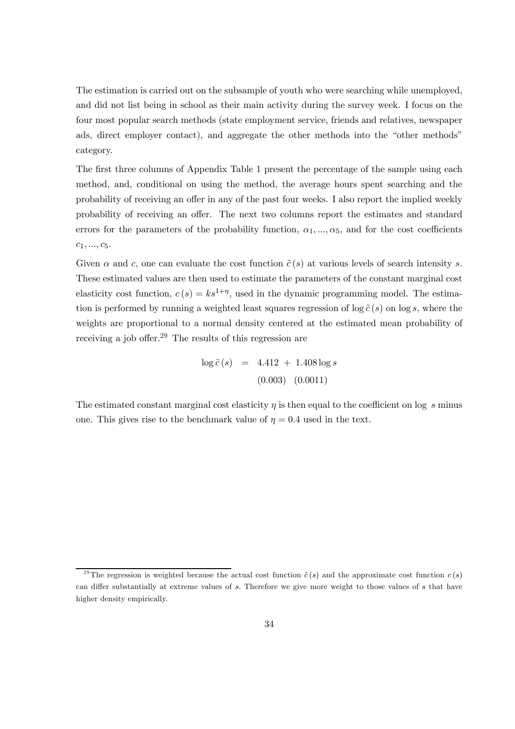The estimation is carried out on the subsample of youth who were searching while unemployed, and did not list being in school as their main activity during the survey week. I focus on the four most popular search methods (state employment service, friends and relatives, newspaper ads, direct employer contact), and aggregate the other methods into the "other methods" category.

The first three columns of Appendix Table 1 present the percentage of the sample using each method, and, conditional on using the method, the average hours spent searching and the probability of receiving an offer in any of the past four weeks. I also report the implied weekly probability of receiving an offer. The next two columns report the estimates and standard errors for the parameters of the probability function, $\alpha_1, ..., \alpha_5$, and for the cost coefficients $c_1, ..., c_5$.

Given $\alpha$ and $c$, one can evaluate the cost function $\tilde{c}(s)$ at various levels of search intensity $s$. These estimated values are then used to estimate the parameters of the constant marginal cost elasticity cost function, $c(s) = ks^{1+\eta}$, used in the dynamic programming model. The estimation is performed by running a weighted least squares regression of $\log \tilde{c}(s)$ on $\log s$, where the weights are proportional to a normal density centered at the estimated mean probability of receiving a job offer.[29] The results of this regression are

$$\begin{aligned} \log \tilde{c}(s) &= \underset{(0.003)}{4.412} + \underset{(0.0011)}{1.408} \log s \end{aligned}$$

The estimated constant marginal cost elasticity $\eta$ is then equal to the coefficient on log $s$ minus one. This gives rise to the benchmark value of $\eta = 0.4$ used in the text.

[29] The regression is weighted because the actual cost function $\tilde{c}(s)$ and the approximate cost function $c(s)$ can differ substantially at extreme values of $s$. Therefore we give more weight to those values of $s$ that have higher density empirically.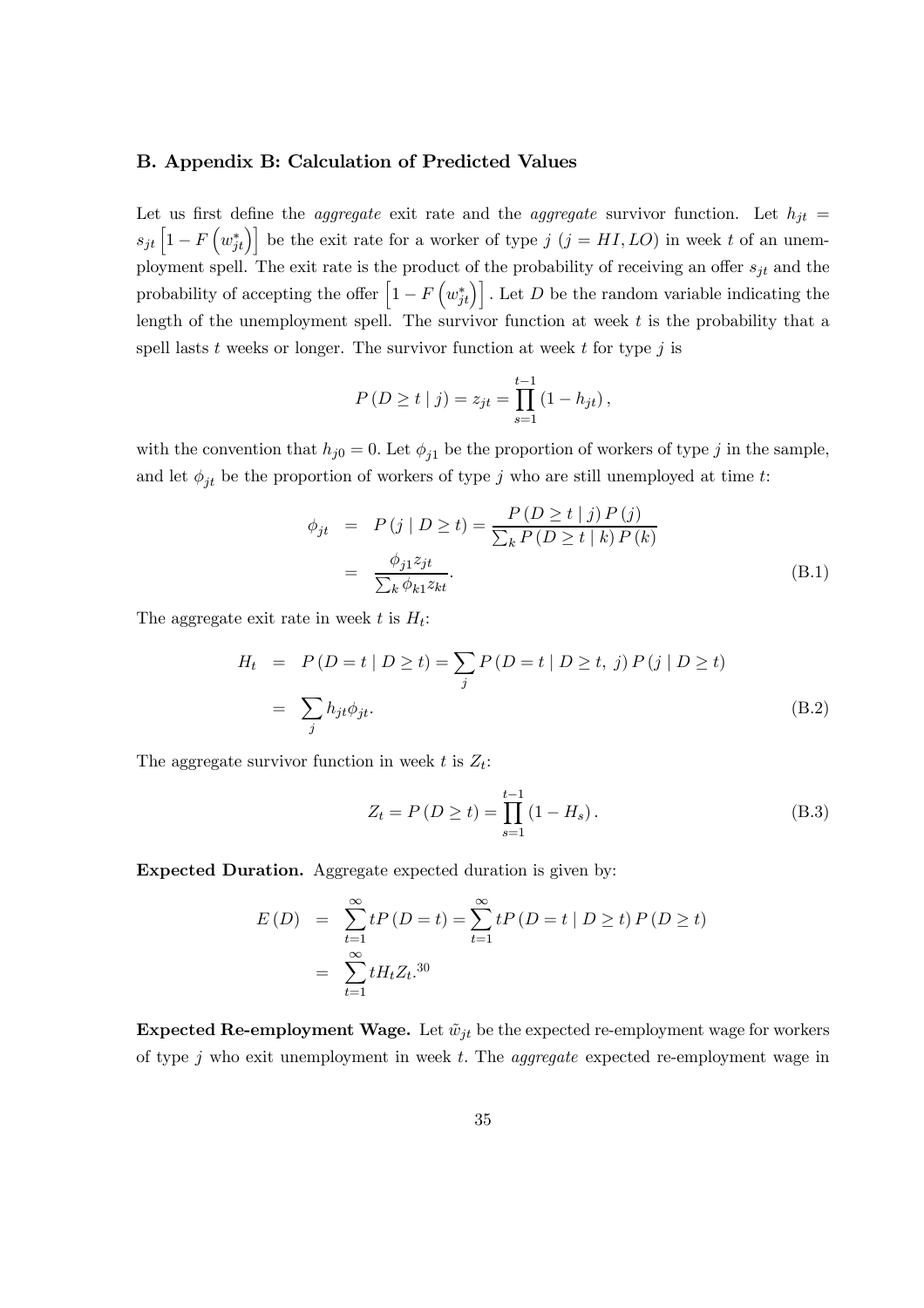## B. Appendix B: Calculation of Predicted Values

Let us first define the *aggregate* exit rate and the *aggregate* survivor function. Let $h_{jt} = s_{jt}\left[1 - F\left(w_{jt}^{*}\right)\right]$ be the exit rate for a worker of type $j$ ($j = HI, LO$) in week $t$ of an unemployment spell. The exit rate is the product of the probability of receiving an offer $s_{jt}$ and the probability of accepting the offer $\left[1 - F\left(w_{jt}^{*}\right)\right]$. Let $D$ be the random variable indicating the length of the unemployment spell. The survivor function at week $t$ is the probability that a spell lasts $t$ weeks or longer. The survivor function at week $t$ for type $j$ is

$$P(D \geq t \mid j) = z_{jt} = \prod_{s=1}^{t-1}(1 - h_{jt}),$$

with the convention that $h_{j0} = 0$. Let $\phi_{j1}$ be the proportion of workers of type $j$ in the sample, and let $\phi_{jt}$ be the proportion of workers of type $j$ who are still unemployed at time $t$:

$$\begin{aligned} \phi_{jt} &= P(j \mid D \geq t) = \frac{P(D \geq t \mid j) P(j)}{\sum_k P(D \geq t \mid k) P(k)} \\ &= \frac{\phi_{j1} z_{jt}}{\sum_k \phi_{k1} z_{kt}}. \end{aligned} \tag{B.1}$$

The aggregate exit rate in week $t$ is $H_t$:

$$\begin{aligned} H_t &= P(D = t \mid D \geq t) = \sum_j P(D = t \mid D \geq t,\ j) P(j \mid D \geq t) \\ &= \sum_j h_{jt} \phi_{jt}. \end{aligned} \tag{B.2}$$

The aggregate survivor function in week $t$ is $Z_t$:

$$Z_t = P(D \geq t) = \prod_{s=1}^{t-1}(1 - H_s). \tag{B.3}$$

**Expected Duration.** Aggregate expected duration is given by:

$$\begin{aligned} E(D) &= \sum_{t=1}^{\infty} t P(D = t) = \sum_{t=1}^{\infty} t P(D = t \mid D \geq t) P(D \geq t) \\ &= \sum_{t=1}^{\infty} t H_t Z_t. \end{aligned}$$ [30]

**Expected Re-employment Wage.** Let $\tilde{w}_{jt}$ be the expected re-employment wage for workers of type $j$ who exit unemployment in week $t$. The *aggregate* expected re-employment wage in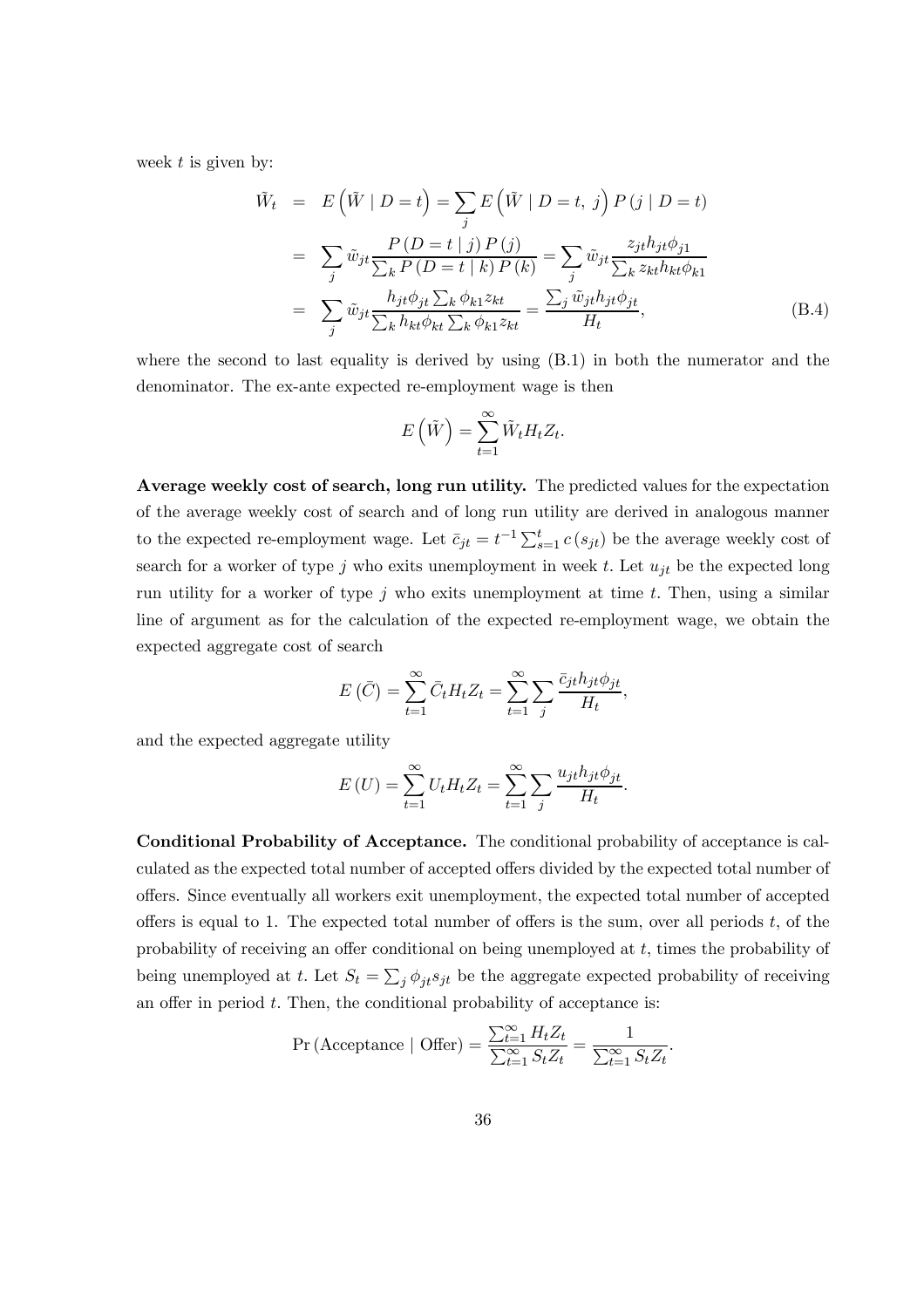week $t$ is given by:

$$
\begin{aligned}
\tilde{W}_t &= E\left(\tilde{W} \mid D = t\right) = \sum_j E\left(\tilde{W} \mid D = t,\, j\right) P\left(j \mid D = t\right) \\
&= \sum_j \tilde{w}_{jt} \frac{P\left(D = t \mid j\right) P\left(j\right)}{\sum_k P\left(D = t \mid k\right) P\left(k\right)} = \sum_j \tilde{w}_{jt} \frac{z_{jt} h_{jt} \phi_{j1}}{\sum_k z_{kt} h_{kt} \phi_{k1}} \\
&= \sum_j \tilde{w}_{jt} \frac{h_{jt} \phi_{jt} \sum_k \phi_{k1} z_{kt}}{\sum_k h_{kt} \phi_{kt} \sum_k \phi_{k1} z_{kt}} = \frac{\sum_j \tilde{w}_{jt} h_{jt} \phi_{jt}}{H_t},
\end{aligned}
\tag{B.4}
$$

where the second to last equality is derived by using (B.1) in both the numerator and the denominator. The ex-ante expected re-employment wage is then

$$
E\left(\tilde{W}\right) = \sum_{t=1}^{\infty} \tilde{W}_t H_t Z_t.
$$

**Average weekly cost of search, long run utility.** The predicted values for the expectation of the average weekly cost of search and of long run utility are derived in analogous manner to the expected re-employment wage. Let $\bar{c}_{jt} = t^{-1} \sum_{s=1}^{t} c\left(s_{jt}\right)$ be the average weekly cost of search for a worker of type $j$ who exits unemployment in week $t$. Let $u_{jt}$ be the expected long run utility for a worker of type $j$ who exits unemployment at time $t$. Then, using a similar line of argument as for the calculation of the expected re-employment wage, we obtain the expected aggregate cost of search

$$
E\left(\bar{C}\right) = \sum_{t=1}^{\infty} \bar{C}_t H_t Z_t = \sum_{t=1}^{\infty} \sum_j \frac{\bar{c}_{jt} h_{jt} \phi_{jt}}{H_t},
$$

and the expected aggregate utility

$$
E\left(U\right) = \sum_{t=1}^{\infty} U_t H_t Z_t = \sum_{t=1}^{\infty} \sum_j \frac{u_{jt} h_{jt} \phi_{jt}}{H_t}.
$$

**Conditional Probability of Acceptance.** The conditional probability of acceptance is calculated as the expected total number of accepted offers divided by the expected total number of offers. Since eventually all workers exit unemployment, the expected total number of accepted offers is equal to 1. The expected total number of offers is the sum, over all periods $t$, of the probability of receiving an offer conditional on being unemployed at $t$, times the probability of being unemployed at $t$. Let $S_t = \sum_j \phi_{jt} s_{jt}$ be the aggregate expected probability of receiving an offer in period $t$. Then, the conditional probability of acceptance is:

$$
\Pr\left(\text{Acceptance} \mid \text{Offer}\right) = \frac{\sum_{t=1}^{\infty} H_t Z_t}{\sum_{t=1}^{\infty} S_t Z_t} = \frac{1}{\sum_{t=1}^{\infty} S_t Z_t}.
$$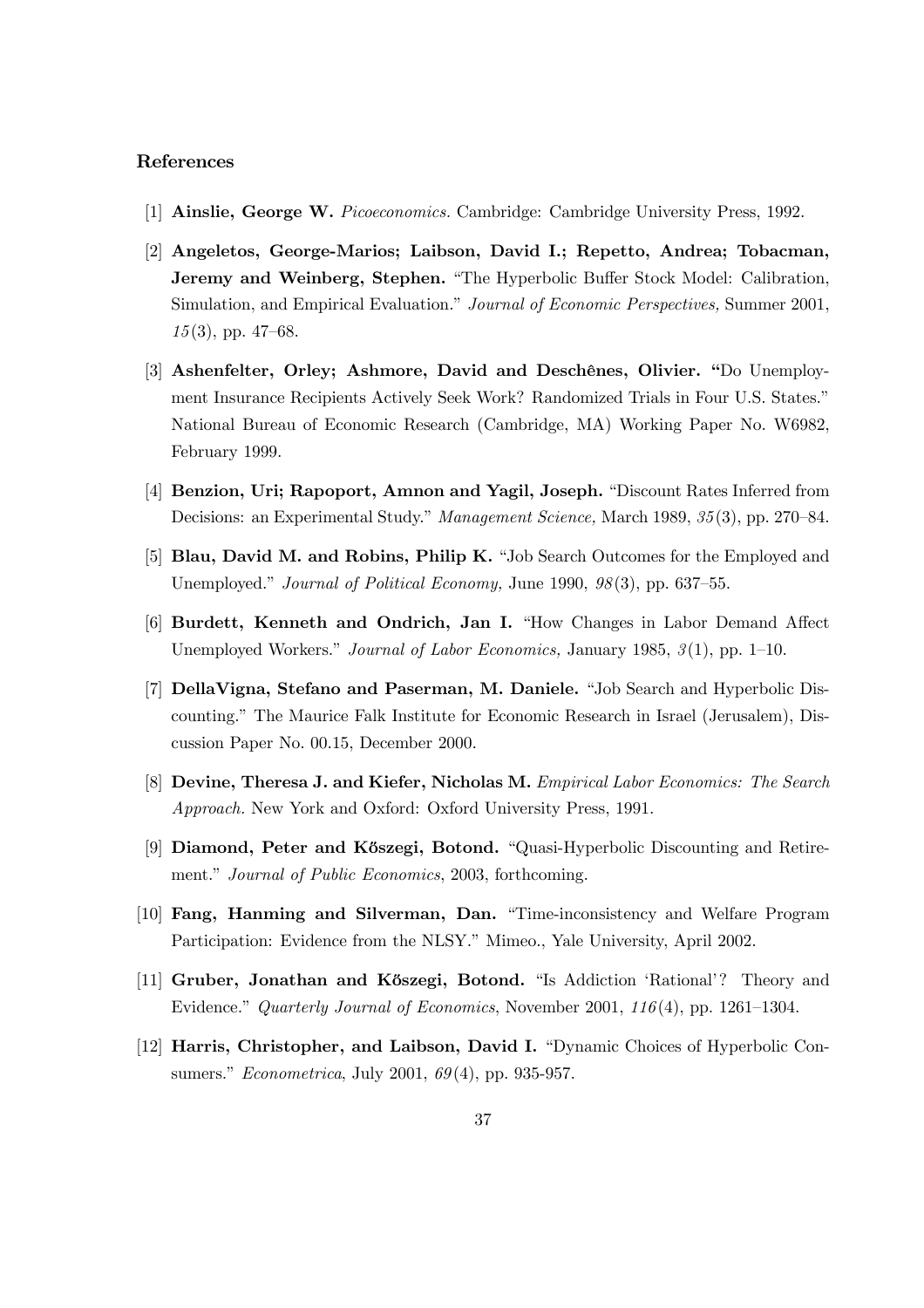## References

[1] **Ainslie, George W.** *Picoeconomics.* Cambridge: Cambridge University Press, 1992.

[2] **Angeletos, George-Marios; Laibson, David I.; Repetto, Andrea; Tobacman, Jeremy and Weinberg, Stephen.** "The Hyperbolic Buffer Stock Model: Calibration, Simulation, and Empirical Evaluation." *Journal of Economic Perspectives,* Summer 2001, *15*(3), pp. 47–68.

[3] **Ashenfelter, Orley; Ashmore, David and Deschênes, Olivier.** "Do Unemployment Insurance Recipients Actively Seek Work? Randomized Trials in Four U.S. States." National Bureau of Economic Research (Cambridge, MA) Working Paper No. W6982, February 1999.

[4] **Benzion, Uri; Rapoport, Amnon and Yagil, Joseph.** "Discount Rates Inferred from Decisions: an Experimental Study." *Management Science,* March 1989, *35*(3), pp. 270–84.

[5] **Blau, David M. and Robins, Philip K.** "Job Search Outcomes for the Employed and Unemployed." *Journal of Political Economy,* June 1990, *98*(3), pp. 637–55.

[6] **Burdett, Kenneth and Ondrich, Jan I.** "How Changes in Labor Demand Affect Unemployed Workers." *Journal of Labor Economics,* January 1985, *3*(1), pp. 1–10.

[7] **DellaVigna, Stefano and Paserman, M. Daniele.** "Job Search and Hyperbolic Discounting." The Maurice Falk Institute for Economic Research in Israel (Jerusalem), Discussion Paper No. 00.15, December 2000.

[8] **Devine, Theresa J. and Kiefer, Nicholas M.** *Empirical Labor Economics: The Search Approach.* New York and Oxford: Oxford University Press, 1991.

[9] **Diamond, Peter and Kőszegi, Botond.** "Quasi-Hyperbolic Discounting and Retirement." *Journal of Public Economics*, 2003, forthcoming.

[10] **Fang, Hanming and Silverman, Dan.** "Time-inconsistency and Welfare Program Participation: Evidence from the NLSY." Mimeo., Yale University, April 2002.

[11] **Gruber, Jonathan and Kőszegi, Botond.** "Is Addiction 'Rational'? Theory and Evidence." *Quarterly Journal of Economics*, November 2001, *116*(4), pp. 1261–1304.

[12] **Harris, Christopher, and Laibson, David I.** "Dynamic Choices of Hyperbolic Consumers." *Econometrica*, July 2001, *69*(4), pp. 935-957.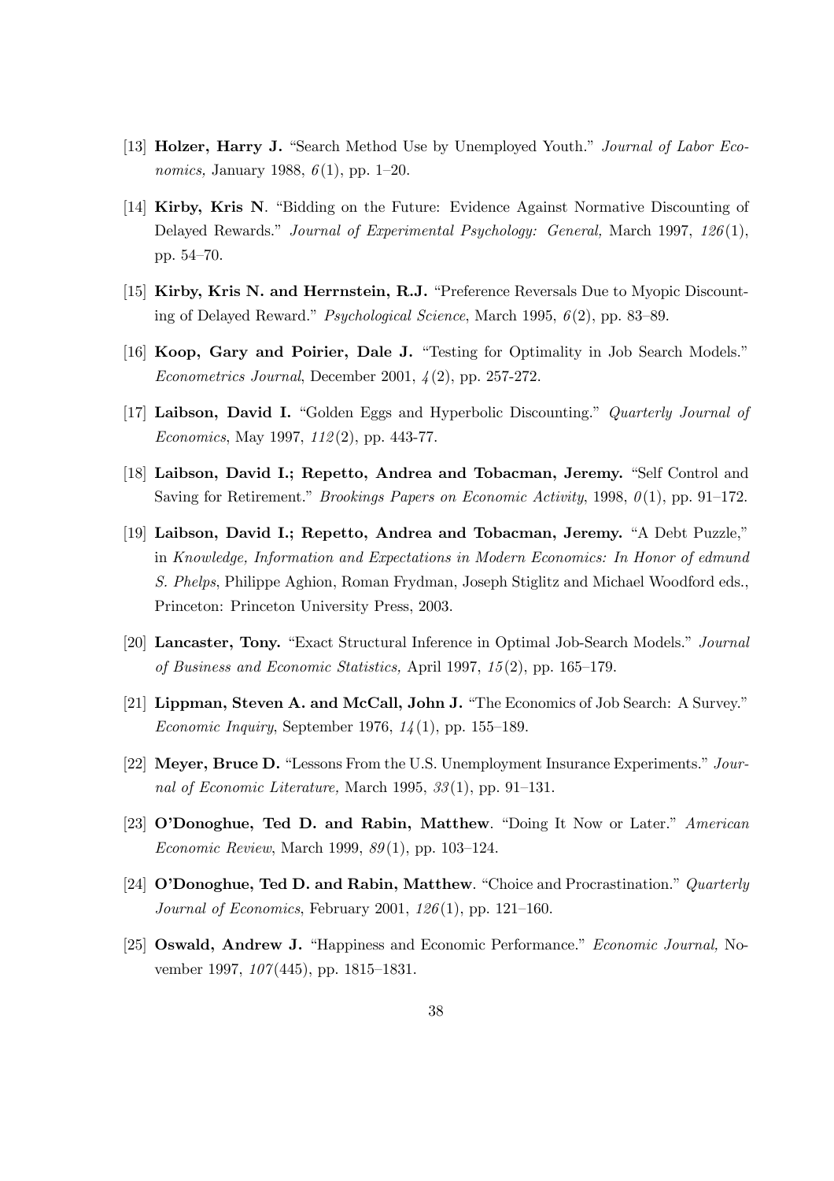[13] **Holzer, Harry J.** "Search Method Use by Unemployed Youth." *Journal of Labor Economics,* January 1988, *6*(1), pp. 1–20.

[14] **Kirby, Kris N**. "Bidding on the Future: Evidence Against Normative Discounting of Delayed Rewards." *Journal of Experimental Psychology: General,* March 1997, *126*(1), pp. 54–70.

[15] **Kirby, Kris N. and Herrnstein, R.J.** "Preference Reversals Due to Myopic Discounting of Delayed Reward." *Psychological Science*, March 1995, *6*(2), pp. 83–89.

[16] **Koop, Gary and Poirier, Dale J.** "Testing for Optimality in Job Search Models." *Econometrics Journal*, December 2001, *4*(2), pp. 257-272.

[17] **Laibson, David I.** "Golden Eggs and Hyperbolic Discounting." *Quarterly Journal of Economics*, May 1997, *112*(2), pp. 443-77.

[18] **Laibson, David I.; Repetto, Andrea and Tobacman, Jeremy.** "Self Control and Saving for Retirement." *Brookings Papers on Economic Activity*, 1998, *0*(1), pp. 91–172.

[19] **Laibson, David I.; Repetto, Andrea and Tobacman, Jeremy.** "A Debt Puzzle," in *Knowledge, Information and Expectations in Modern Economics: In Honor of edmund S. Phelps*, Philippe Aghion, Roman Frydman, Joseph Stiglitz and Michael Woodford eds., Princeton: Princeton University Press, 2003.

[20] **Lancaster, Tony.** "Exact Structural Inference in Optimal Job-Search Models." *Journal of Business and Economic Statistics,* April 1997, *15*(2), pp. 165–179.

[21] **Lippman, Steven A. and McCall, John J.** "The Economics of Job Search: A Survey." *Economic Inquiry*, September 1976, *14*(1), pp. 155–189.

[22] **Meyer, Bruce D.** "Lessons From the U.S. Unemployment Insurance Experiments." *Journal of Economic Literature,* March 1995, *33*(1), pp. 91–131.

[23] **O'Donoghue, Ted D. and Rabin, Matthew**. "Doing It Now or Later." *American Economic Review*, March 1999, *89*(1), pp. 103–124.

[24] **O'Donoghue, Ted D. and Rabin, Matthew**. "Choice and Procrastination." *Quarterly Journal of Economics*, February 2001, *126*(1), pp. 121–160.

[25] **Oswald, Andrew J.** "Happiness and Economic Performance." *Economic Journal,* November 1997, *107*(445), pp. 1815–1831.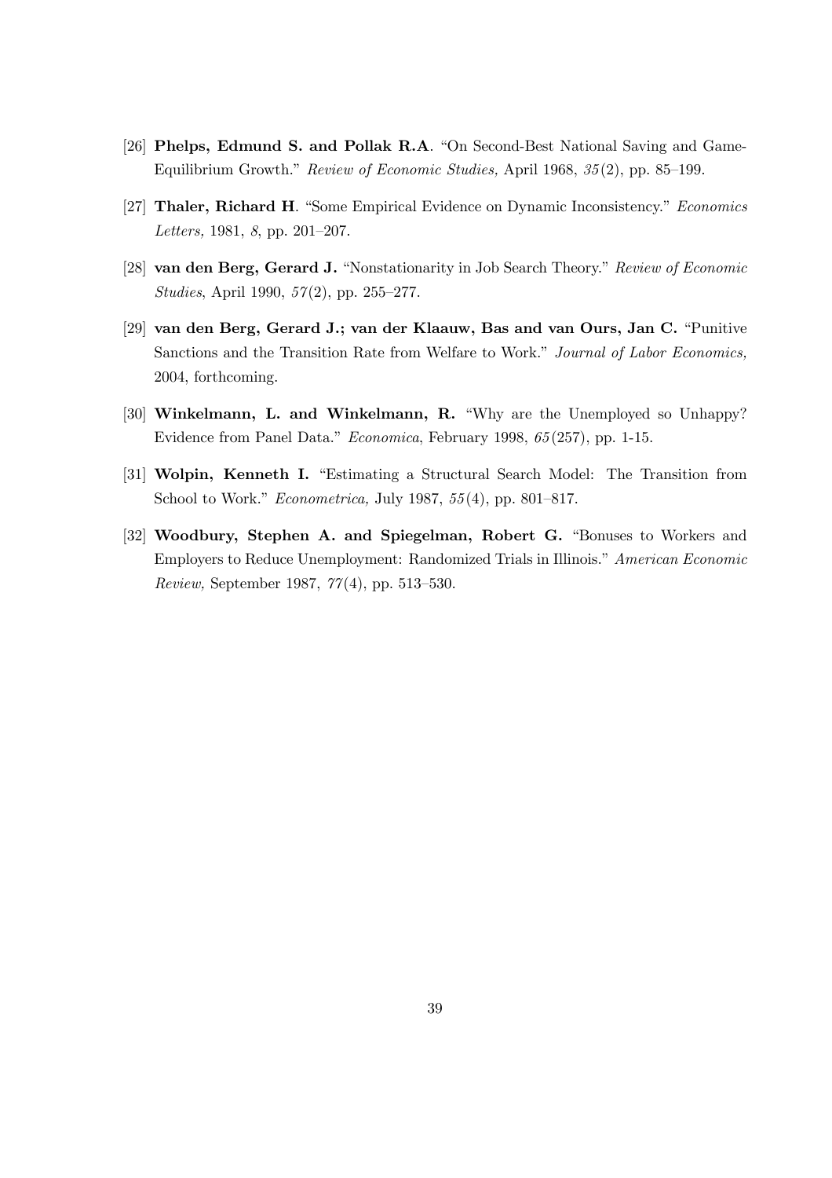[26] **Phelps, Edmund S. and Pollak R.A**. "On Second-Best National Saving and Game-Equilibrium Growth." *Review of Economic Studies,* April 1968, *35*(2), pp. 85–199.

[27] **Thaler, Richard H**. "Some Empirical Evidence on Dynamic Inconsistency." *Economics Letters,* 1981, *8*, pp. 201–207.

[28] **van den Berg, Gerard J.** "Nonstationarity in Job Search Theory." *Review of Economic Studies*, April 1990, *57*(2), pp. 255–277.

[29] **van den Berg, Gerard J.; van der Klaauw, Bas and van Ours, Jan C.** "Punitive Sanctions and the Transition Rate from Welfare to Work." *Journal of Labor Economics,* 2004, forthcoming.

[30] **Winkelmann, L. and Winkelmann, R.** "Why are the Unemployed so Unhappy? Evidence from Panel Data." *Economica*, February 1998, *65*(257), pp. 1-15.

[31] **Wolpin, Kenneth I.** "Estimating a Structural Search Model: The Transition from School to Work." *Econometrica,* July 1987, *55*(4), pp. 801–817.

[32] **Woodbury, Stephen A. and Spiegelman, Robert G.** "Bonuses to Workers and Employers to Reduce Unemployment: Randomized Trials in Illinois." *American Economic Review,* September 1987, *77*(4), pp. 513–530.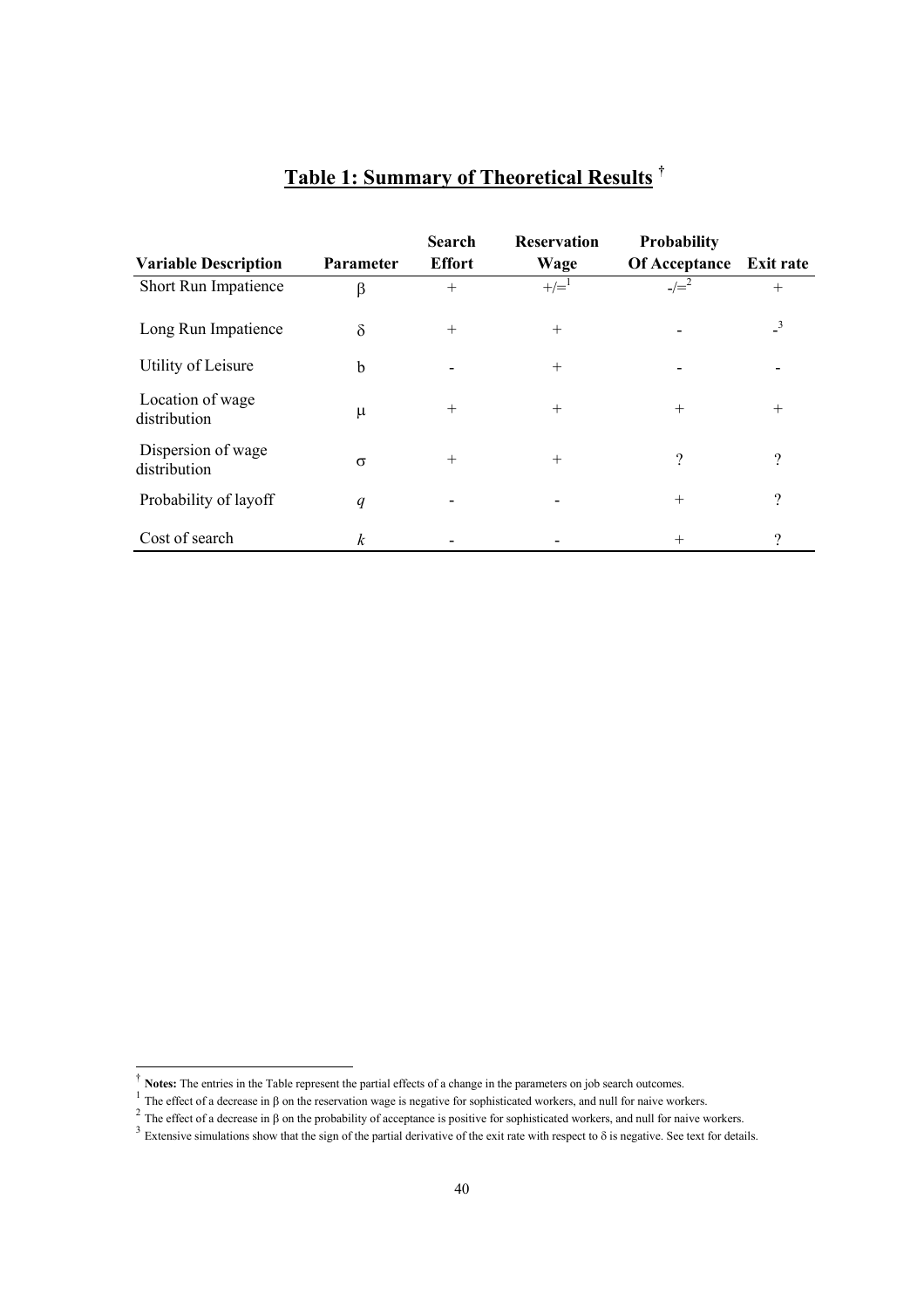# Table 1: Summary of Theoretical Results [†]

| Variable Description | Parameter | Search Effort | Reservation Wage | Probability Of Acceptance | Exit rate |
|---|---|---|---|---|---|
| Short Run Impatience | $\beta$ | + | +/=[1] | -/=[2] | + |
| Long Run Impatience | $\delta$ | + | + | - | -[3] |
| Utility of Leisure | b | - | + | - | - |
| Location of wage distribution | $\mu$ | + | + | + | + |
| Dispersion of wage distribution | $\sigma$ | + | + | ? | ? |
| Probability of layoff | $q$ | - | - | + | ? |
| Cost of search | $k$ | - | - | + | ? |

[†] **Notes:** The entries in the Table represent the partial effects of a change in the parameters on job search outcomes.

[1] The effect of a decrease in $\beta$ on the reservation wage is negative for sophisticated workers, and null for naive workers.

[2] The effect of a decrease in $\beta$ on the probability of acceptance is positive for sophisticated workers, and null for naive workers.

[3] Extensive simulations show that the sign of the partial derivative of the exit rate with respect to $\delta$ is negative. See text for details.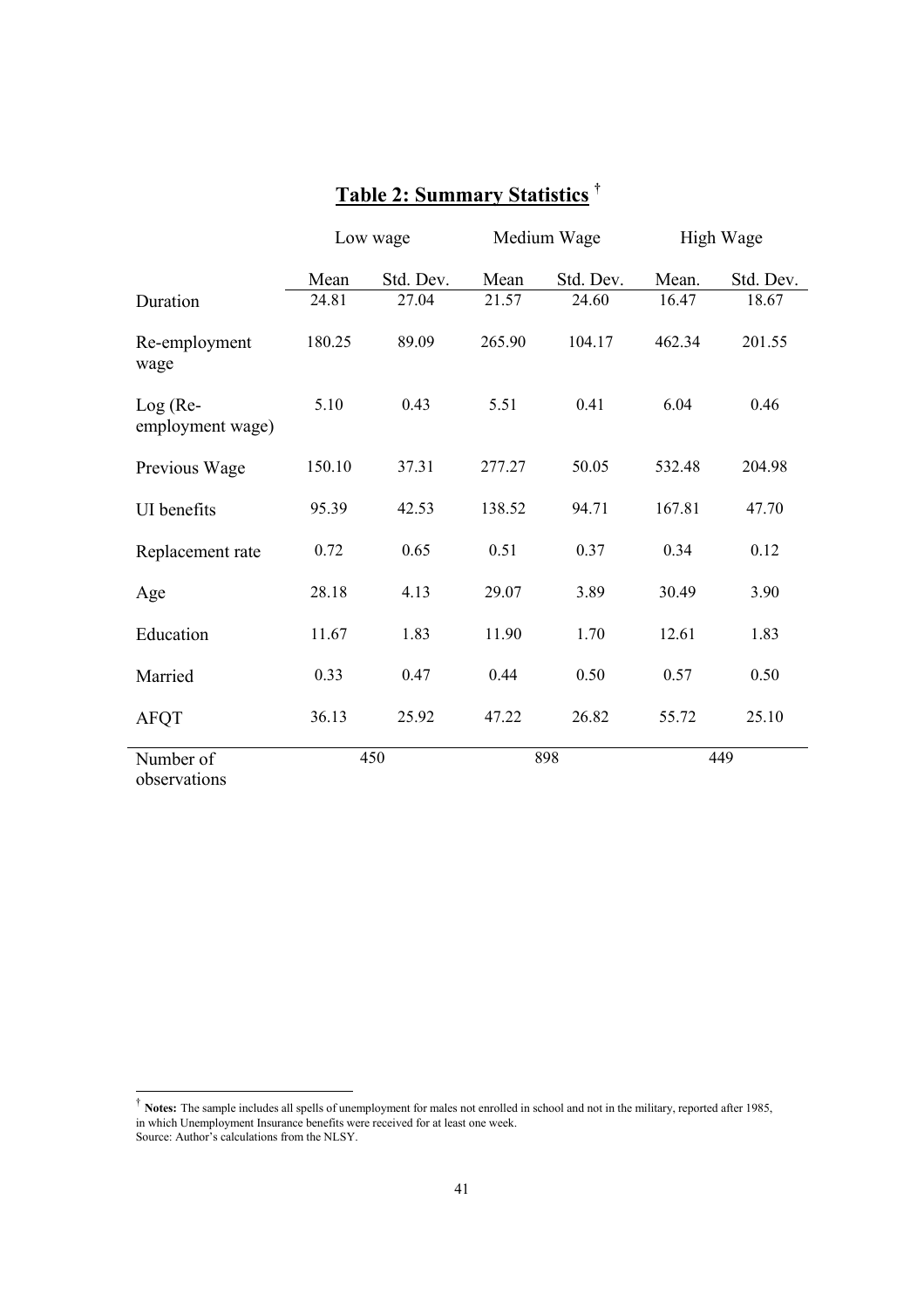## **Table 2: Summary Statistics** †

| | Low wage | | Medium Wage | | High Wage | |
|---|---|---|---|---|---|---|
| | Mean | Std. Dev. | Mean | Std. Dev. | Mean. | Std. Dev. |
| Duration | 24.81 | 27.04 | 21.57 | 24.60 | 16.47 | 18.67 |
| Re-employment wage | 180.25 | 89.09 | 265.90 | 104.17 | 462.34 | 201.55 |
| Log (Re-employment wage) | 5.10 | 0.43 | 5.51 | 0.41 | 6.04 | 0.46 |
| Previous Wage | 150.10 | 37.31 | 277.27 | 50.05 | 532.48 | 204.98 |
| UI benefits | 95.39 | 42.53 | 138.52 | 94.71 | 167.81 | 47.70 |
| Replacement rate | 0.72 | 0.65 | 0.51 | 0.37 | 0.34 | 0.12 |
| Age | 28.18 | 4.13 | 29.07 | 3.89 | 30.49 | 3.90 |
| Education | 11.67 | 1.83 | 11.90 | 1.70 | 12.61 | 1.83 |
| Married | 0.33 | 0.47 | 0.44 | 0.50 | 0.57 | 0.50 |
| AFQT | 36.13 | 25.92 | 47.22 | 26.82 | 55.72 | 25.10 |
| Number of observations | 450 | | 898 | | 449 | |

† **Notes:** The sample includes all spells of unemployment for males not enrolled in school and not in the military, reported after 1985, in which Unemployment Insurance benefits were received for at least one week.
Source: Author's calculations from the NLSY.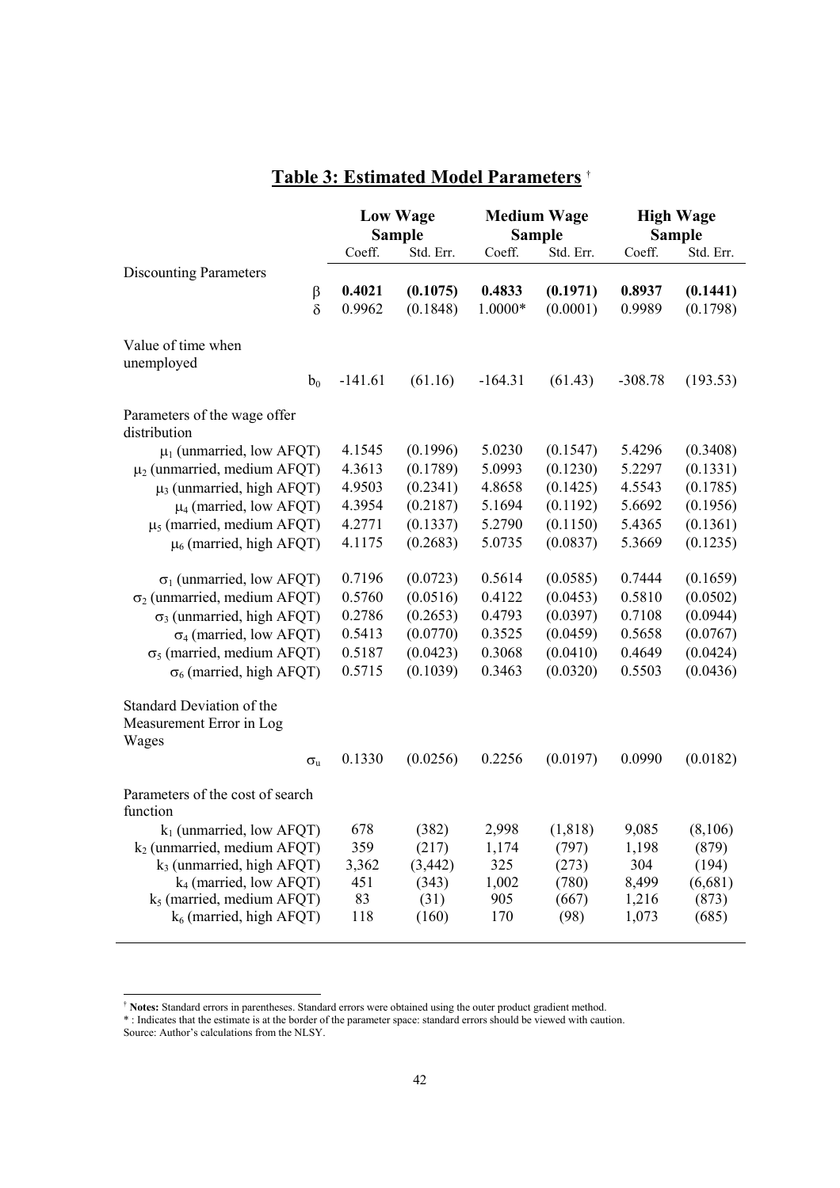## Table 3: Estimated Model Parameters [†]

| | Low Wage Sample | | Medium Wage Sample | | High Wage Sample | |
|---|---|---|---|---|---|---|
| | Coeff. | Std. Err. | Coeff. | Std. Err. | Coeff. | Std. Err. |
| **Discounting Parameters** | | | | | | |
| $\beta$ | **0.4021** | **(0.1075)** | **0.4833** | **(0.1971)** | **0.8937** | **(0.1441)** |
| $\delta$ | 0.9962 | (0.1848) | 1.0000* | (0.0001) | 0.9989 | (0.1798) |
| **Value of time when unemployed** | | | | | | |
| $b_0$ | -141.61 | (61.16) | -164.31 | (61.43) | -308.78 | (193.53) |
| **Parameters of the wage offer distribution** | | | | | | |
| $\mu_1$ (unmarried, low AFQT) | 4.1545 | (0.1996) | 5.0230 | (0.1547) | 5.4296 | (0.3408) |
| $\mu_2$ (unmarried, medium AFQT) | 4.3613 | (0.1789) | 5.0993 | (0.1230) | 5.2297 | (0.1331) |
| $\mu_3$ (unmarried, high AFQT) | 4.9503 | (0.2341) | 4.8658 | (0.1425) | 4.5543 | (0.1785) |
| $\mu_4$ (married, low AFQT) | 4.3954 | (0.2187) | 5.1694 | (0.1192) | 5.6692 | (0.1956) |
| $\mu_5$ (married, medium AFQT) | 4.2771 | (0.1337) | 5.2790 | (0.1150) | 5.4365 | (0.1361) |
| $\mu_6$ (married, high AFQT) | 4.1175 | (0.2683) | 5.0735 | (0.0837) | 5.3669 | (0.1235) |
| $\sigma_1$ (unmarried, low AFQT) | 0.7196 | (0.0723) | 0.5614 | (0.0585) | 0.7444 | (0.1659) |
| $\sigma_2$ (unmarried, medium AFQT) | 0.5760 | (0.0516) | 0.4122 | (0.0453) | 0.5810 | (0.0502) |
| $\sigma_3$ (unmarried, high AFQT) | 0.2786 | (0.2653) | 0.4793 | (0.0397) | 0.7108 | (0.0944) |
| $\sigma_4$ (married, low AFQT) | 0.5413 | (0.0770) | 0.3525 | (0.0459) | 0.5658 | (0.0767) |
| $\sigma_5$ (married, medium AFQT) | 0.5187 | (0.0423) | 0.3068 | (0.0410) | 0.4649 | (0.0424) |
| $\sigma_6$ (married, high AFQT) | 0.5715 | (0.1039) | 0.3463 | (0.0320) | 0.5503 | (0.0436) |
| **Standard Deviation of the Measurement Error in Log Wages** | | | | | | |
| $\sigma_u$ | 0.1330 | (0.0256) | 0.2256 | (0.0197) | 0.0990 | (0.0182) |
| **Parameters of the cost of search function** | | | | | | |
| $k_1$ (unmarried, low AFQT) | 678 | (382) | 2,998 | (1,818) | 9,085 | (8,106) |
| $k_2$ (unmarried, medium AFQT) | 359 | (217) | 1,174 | (797) | 1,198 | (879) |
| $k_3$ (unmarried, high AFQT) | 3,362 | (3,442) | 325 | (273) | 304 | (194) |
| $k_4$ (married, low AFQT) | 451 | (343) | 1,002 | (780) | 8,499 | (6,681) |
| $k_5$ (married, medium AFQT) | 83 | (31) | 905 | (667) | 1,216 | (873) |
| $k_6$ (married, high AFQT) | 118 | (160) | 170 | (98) | 1,073 | (685) |

[†] **Notes:** Standard errors in parentheses. Standard errors were obtained using the outer product gradient method.
* : Indicates that the estimate is at the border of the parameter space: standard errors should be viewed with caution.
Source: Author's calculations from the NLSY.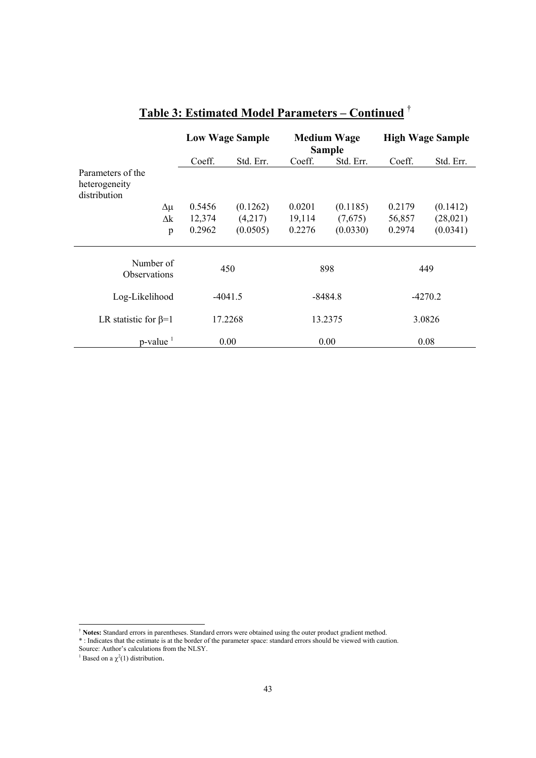## Table 3: Estimated Model Parameters – Continued [†]

| | Low Wage Sample | | Medium Wage Sample | | High Wage Sample | |
|---|---|---|---|---|---|---|
| | Coeff. | Std. Err. | Coeff. | Std. Err. | Coeff. | Std. Err. |
| Parameters of the heterogeneity distribution | | | | | | |
| $\Delta\mu$ | 0.5456 | (0.1262) | 0.0201 | (0.1185) | 0.2179 | (0.1412) |
| $\Delta k$ | 12,374 | (4,217) | 19,114 | (7,675) | 56,857 | (28,021) |
| p | 0.2962 | (0.0505) | 0.2276 | (0.0330) | 0.2974 | (0.0341) |
| Number of Observations | 450 | | 898 | | 449 | |
| Log-Likelihood | -4041.5 | | -8484.8 | | -4270.2 | |
| LR statistic for $\beta$=1 | 17.2268 | | 13.2375 | | 3.0826 | |
| p-value [1] | 0.00 | | 0.00 | | 0.08 | |

[†] **Notes:** Standard errors in parentheses. Standard errors were obtained using the outer product gradient method.
* : Indicates that the estimate is at the border of the parameter space: standard errors should be viewed with caution.
Source: Author's calculations from the NLSY.
[1] Based on a $\chi^2(1)$ distribution.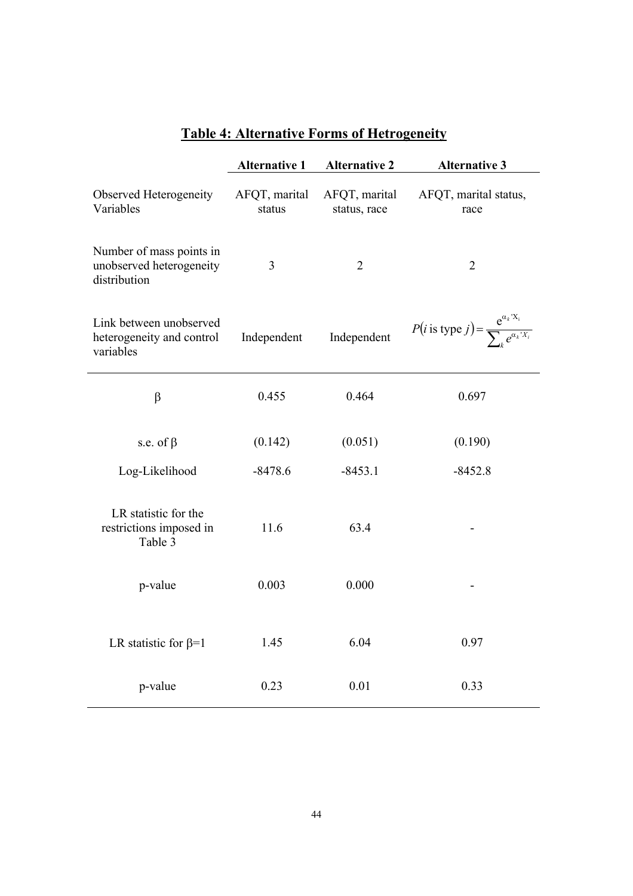# Table 4: Alternative Forms of Hetrogeneity

| | Alternative 1 | Alternative 2 | Alternative 3 |
|---|---|---|---|
| Observed Heterogeneity Variables | AFQT, marital status | AFQT, marital status, race | AFQT, marital status, race |
| Number of mass points in unobserved heterogeneity distribution | 3 | 2 | 2 |
| Link between unobserved heterogeneity and control variables | Independent | Independent | $P(i \text{ is type } j) = \frac{e^{\alpha_k' X_i}}{\sum_k e^{\alpha_k' X_i}}$ |
| $\beta$ | 0.455 | 0.464 | 0.697 |
| s.e. of $\beta$ | (0.142) | (0.051) | (0.190) |
| Log-Likelihood | -8478.6 | -8453.1 | -8452.8 |
| LR statistic for the restrictions imposed in Table 3 | 11.6 | 63.4 | - |
| p-value | 0.003 | 0.000 | - |
| LR statistic for $\beta$=1 | 1.45 | 6.04 | 0.97 |
| p-value | 0.23 | 0.01 | 0.33 |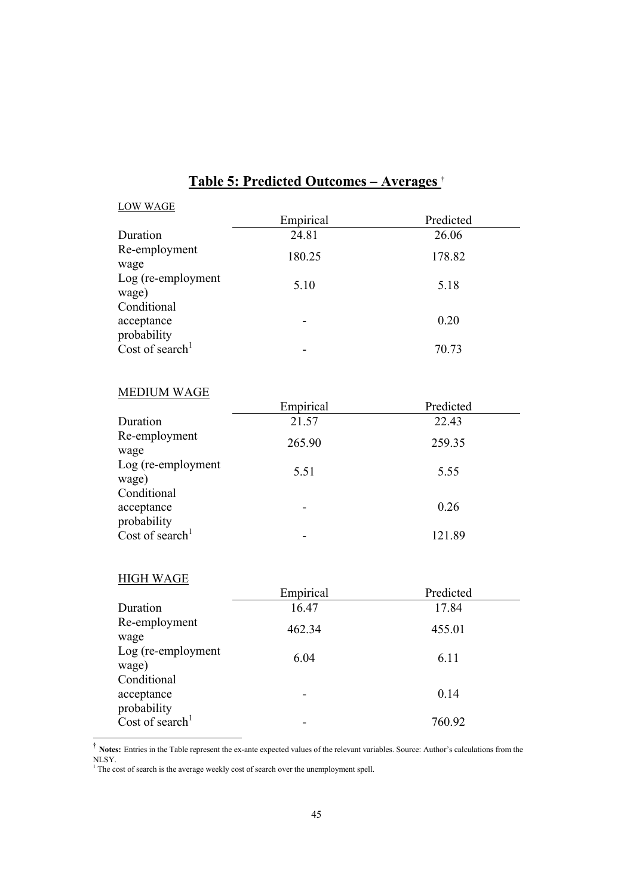## Table 5: Predicted Outcomes – Averages [†]

LOW WAGE

| | Empirical | Predicted |
|---|---|---|
| Duration | 24.81 | 26.06 |
| Re-employment wage | 180.25 | 178.82 |
| Log (re-employment wage) | 5.10 | 5.18 |
| Conditional acceptance probability | - | 0.20 |
| Cost of search[1] | - | 70.73 |

MEDIUM WAGE

| | Empirical | Predicted |
|---|---|---|
| Duration | 21.57 | 22.43 |
| Re-employment wage | 265.90 | 259.35 |
| Log (re-employment wage) | 5.51 | 5.55 |
| Conditional acceptance probability | - | 0.26 |
| Cost of search[1] | - | 121.89 |

HIGH WAGE

| | Empirical | Predicted |
|---|---|---|
| Duration | 16.47 | 17.84 |
| Re-employment wage | 462.34 | 455.01 |
| Log (re-employment wage) | 6.04 | 6.11 |
| Conditional acceptance probability | - | 0.14 |
| Cost of search[1] | - | 760.92 |

[†] **Notes:** Entries in the Table represent the ex-ante expected values of the relevant variables. Source: Author's calculations from the NLSY.

[1] The cost of search is the average weekly cost of search over the unemployment spell.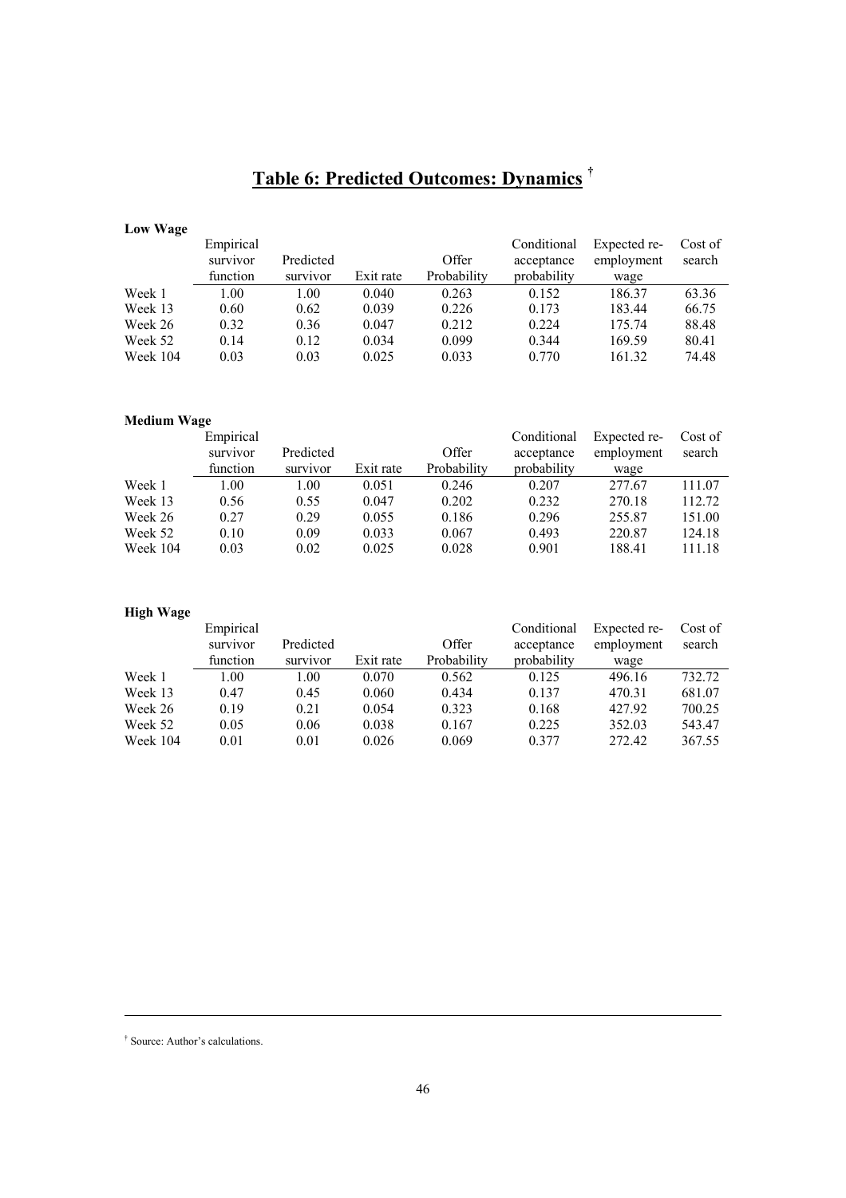# Table 6: Predicted Outcomes: Dynamics [†]

**Low Wage**

| | Empirical survivor function | Predicted survivor | Exit rate | Offer Probability | Conditional acceptance probability | Expected re-employment wage | Cost of search |
|---|---|---|---|---|---|---|---|
| Week 1 | 1.00 | 1.00 | 0.040 | 0.263 | 0.152 | 186.37 | 63.36 |
| Week 13 | 0.60 | 0.62 | 0.039 | 0.226 | 0.173 | 183.44 | 66.75 |
| Week 26 | 0.32 | 0.36 | 0.047 | 0.212 | 0.224 | 175.74 | 88.48 |
| Week 52 | 0.14 | 0.12 | 0.034 | 0.099 | 0.344 | 169.59 | 80.41 |
| Week 104 | 0.03 | 0.03 | 0.025 | 0.033 | 0.770 | 161.32 | 74.48 |

**Medium Wage**

| | Empirical survivor function | Predicted survivor | Exit rate | Offer Probability | Conditional acceptance probability | Expected re-employment wage | Cost of search |
|---|---|---|---|---|---|---|---|
| Week 1 | 1.00 | 1.00 | 0.051 | 0.246 | 0.207 | 277.67 | 111.07 |
| Week 13 | 0.56 | 0.55 | 0.047 | 0.202 | 0.232 | 270.18 | 112.72 |
| Week 26 | 0.27 | 0.29 | 0.055 | 0.186 | 0.296 | 255.87 | 151.00 |
| Week 52 | 0.10 | 0.09 | 0.033 | 0.067 | 0.493 | 220.87 | 124.18 |
| Week 104 | 0.03 | 0.02 | 0.025 | 0.028 | 0.901 | 188.41 | 111.18 |

**High Wage**

| | Empirical survivor function | Predicted survivor | Exit rate | Offer Probability | Conditional acceptance probability | Expected re-employment wage | Cost of search |
|---|---|---|---|---|---|---|---|
| Week 1 | 1.00 | 1.00 | 0.070 | 0.562 | 0.125 | 496.16 | 732.72 |
| Week 13 | 0.47 | 0.45 | 0.060 | 0.434 | 0.137 | 470.31 | 681.07 |
| Week 26 | 0.19 | 0.21 | 0.054 | 0.323 | 0.168 | 427.92 | 700.25 |
| Week 52 | 0.05 | 0.06 | 0.038 | 0.167 | 0.225 | 352.03 | 543.47 |
| Week 104 | 0.01 | 0.01 | 0.026 | 0.069 | 0.377 | 272.42 | 367.55 |

[†] Source: Author's calculations.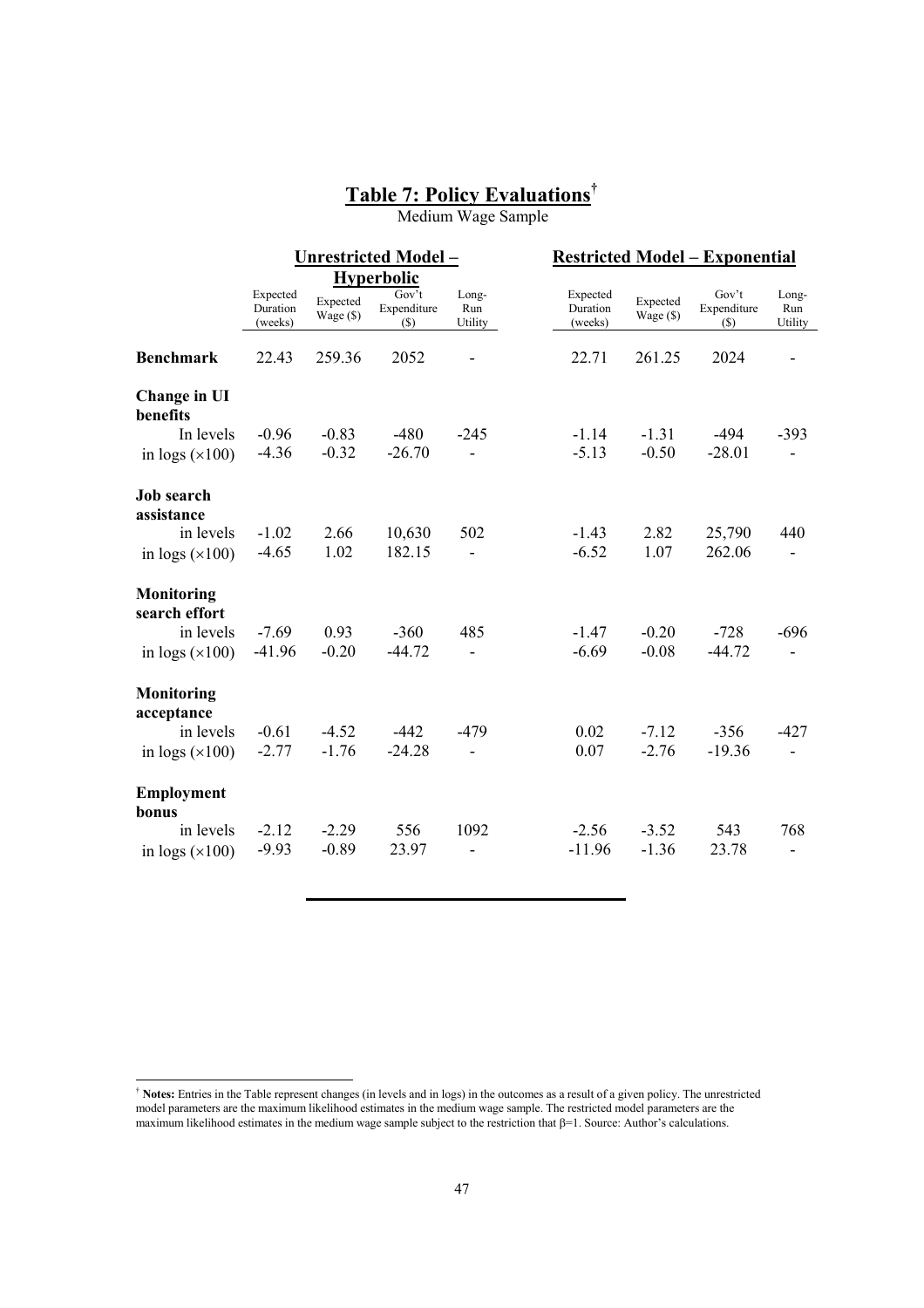# Table 7: Policy Evaluations[†]

Medium Wage Sample

| | Unrestricted Model – Hyperbolic | | | | Restricted Model – Exponential | | | |
|---|---|---|---|---|---|---|---|---|
| | Expected Duration (weeks) | Expected Wage ($) | Gov't Expenditure ($) | Long-Run Utility | Expected Duration (weeks) | Expected Wage ($) | Gov't Expenditure ($) | Long-Run Utility |
| **Benchmark** | 22.43 | 259.36 | 2052 | - | 22.71 | 261.25 | 2024 | - |
| **Change in UI benefits** | | | | | | | | |
| In levels | -0.96 | -0.83 | -480 | -245 | -1.14 | -1.31 | -494 | -393 |
| in logs (×100) | -4.36 | -0.32 | -26.70 | - | -5.13 | -0.50 | -28.01 | - |
| **Job search assistance** | | | | | | | | |
| in levels | -1.02 | 2.66 | 10,630 | 502 | -1.43 | 2.82 | 25,790 | 440 |
| in logs (×100) | -4.65 | 1.02 | 182.15 | - | -6.52 | 1.07 | 262.06 | - |
| **Monitoring search effort** | | | | | | | | |
| in levels | -7.69 | 0.93 | -360 | 485 | -1.47 | -0.20 | -728 | -696 |
| in logs (×100) | -41.96 | -0.20 | -44.72 | - | -6.69 | -0.08 | -44.72 | - |
| **Monitoring acceptance** | | | | | | | | |
| in levels | -0.61 | -4.52 | -442 | -479 | 0.02 | -7.12 | -356 | -427 |
| in logs (×100) | -2.77 | -1.76 | -24.28 | - | 0.07 | -2.76 | -19.36 | - |
| **Employment bonus** | | | | | | | | |
| in levels | -2.12 | -2.29 | 556 | 1092 | -2.56 | -3.52 | 543 | 768 |
| in logs (×100) | -9.93 | -0.89 | 23.97 | - | -11.96 | -1.36 | 23.78 | - |

[†] **Notes:** Entries in the Table represent changes (in levels and in logs) in the outcomes as a result of a given policy. The unrestricted model parameters are the maximum likelihood estimates in the medium wage sample. The restricted model parameters are the maximum likelihood estimates in the medium wage sample subject to the restriction that $\beta=1$. Source: Author's calculations.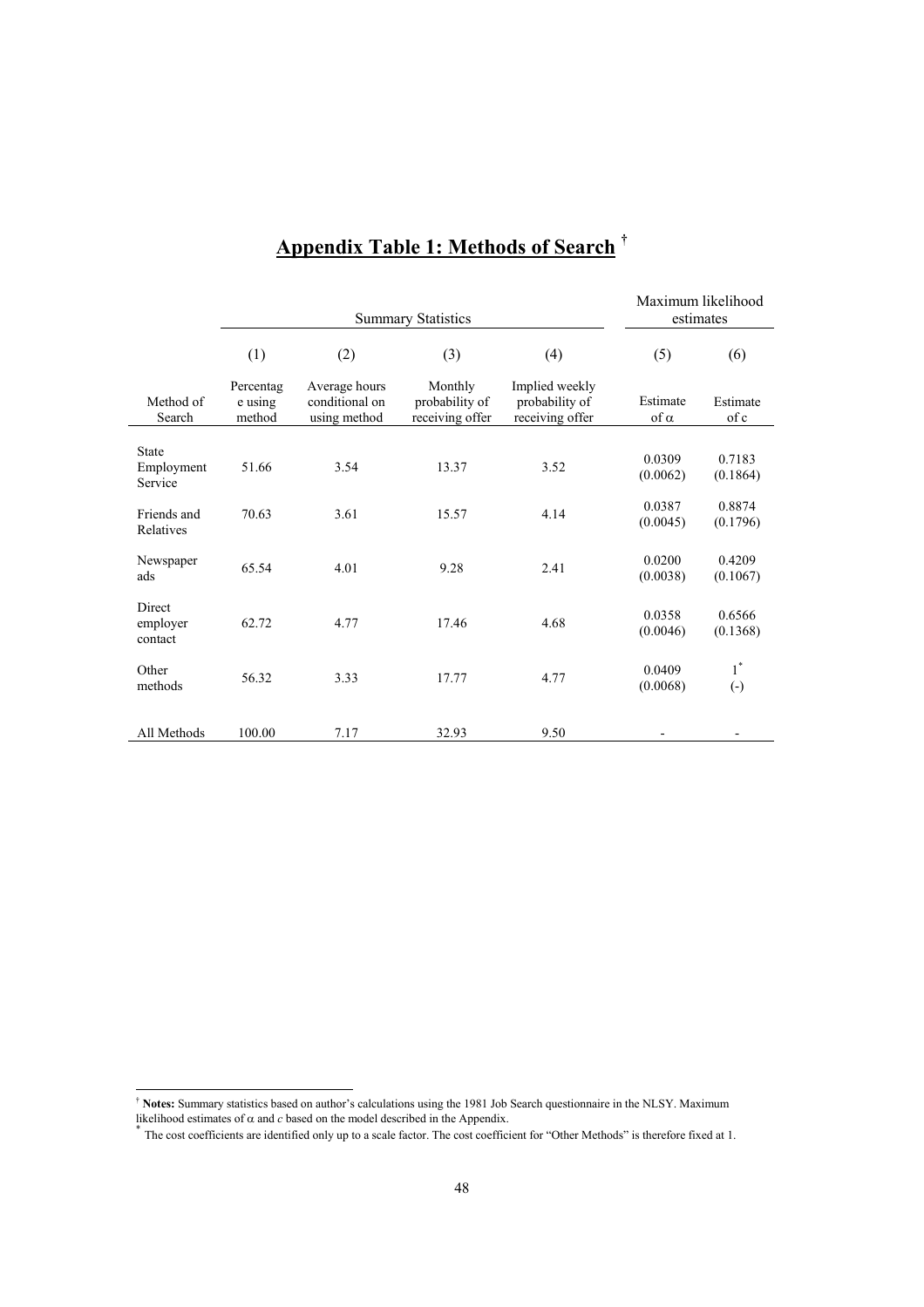# Appendix Table 1: Methods of Search [†]

| | Summary Statistics | | | | Maximum likelihood estimates | |
|---|---|---|---|---|---|---|
| | (1) | (2) | (3) | (4) | (5) | (6) |
| Method of Search | Percentage using method | Average hours conditional on using method | Monthly probability of receiving offer | Implied weekly probability of receiving offer | Estimate of $\alpha$ | Estimate of c |
| State Employment Service | 51.66 | 3.54 | 13.37 | 3.52 | 0.0309 (0.0062) | 0.7183 (0.1864) |
| Friends and Relatives | 70.63 | 3.61 | 15.57 | 4.14 | 0.0387 (0.0045) | 0.8874 (0.1796) |
| Newspaper ads | 65.54 | 4.01 | 9.28 | 2.41 | 0.0200 (0.0038) | 0.4209 (0.1067) |
| Direct employer contact | 62.72 | 4.77 | 17.46 | 4.68 | 0.0358 (0.0046) | 0.6566 (0.1368) |
| Other methods | 56.32 | 3.33 | 17.77 | 4.77 | 0.0409 (0.0068) | 1[*] (-) |
| All Methods | 100.00 | 7.17 | 32.93 | 9.50 | - | - |

[†] **Notes:** Summary statistics based on author's calculations using the 1981 Job Search questionnaire in the NLSY. Maximum likelihood estimates of $\alpha$ and $c$ based on the model described in the Appendix.

[*] The cost coefficients are identified only up to a scale factor. The cost coefficient for "Other Methods" is therefore fixed at 1.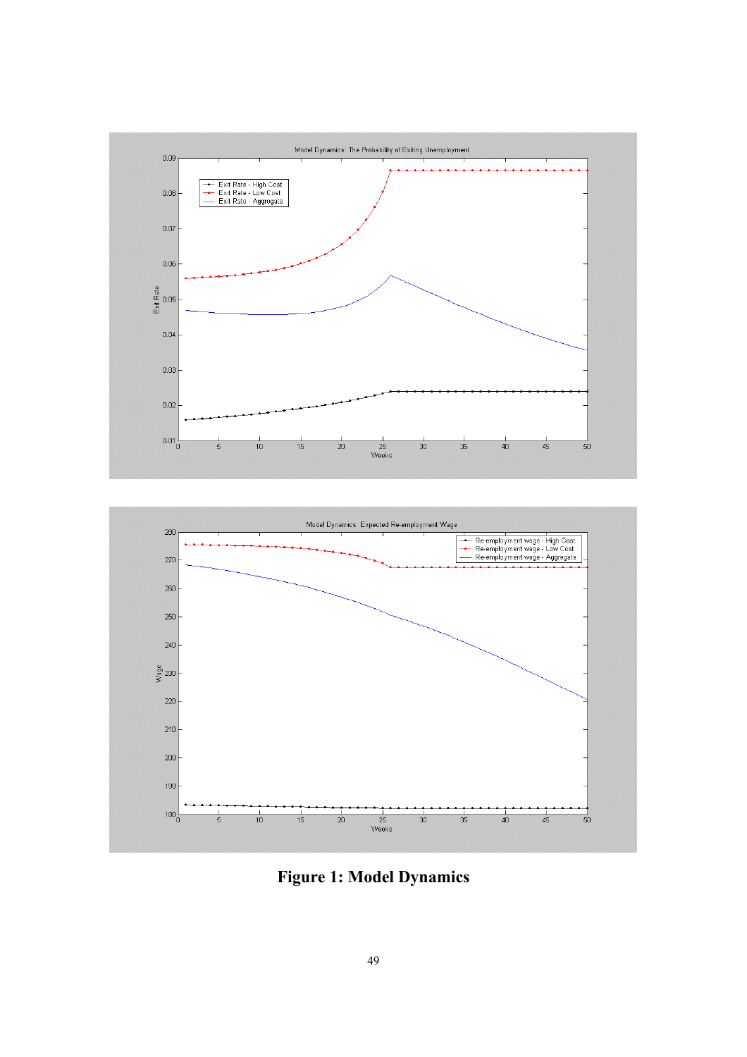**Figure 1: Model Dynamics**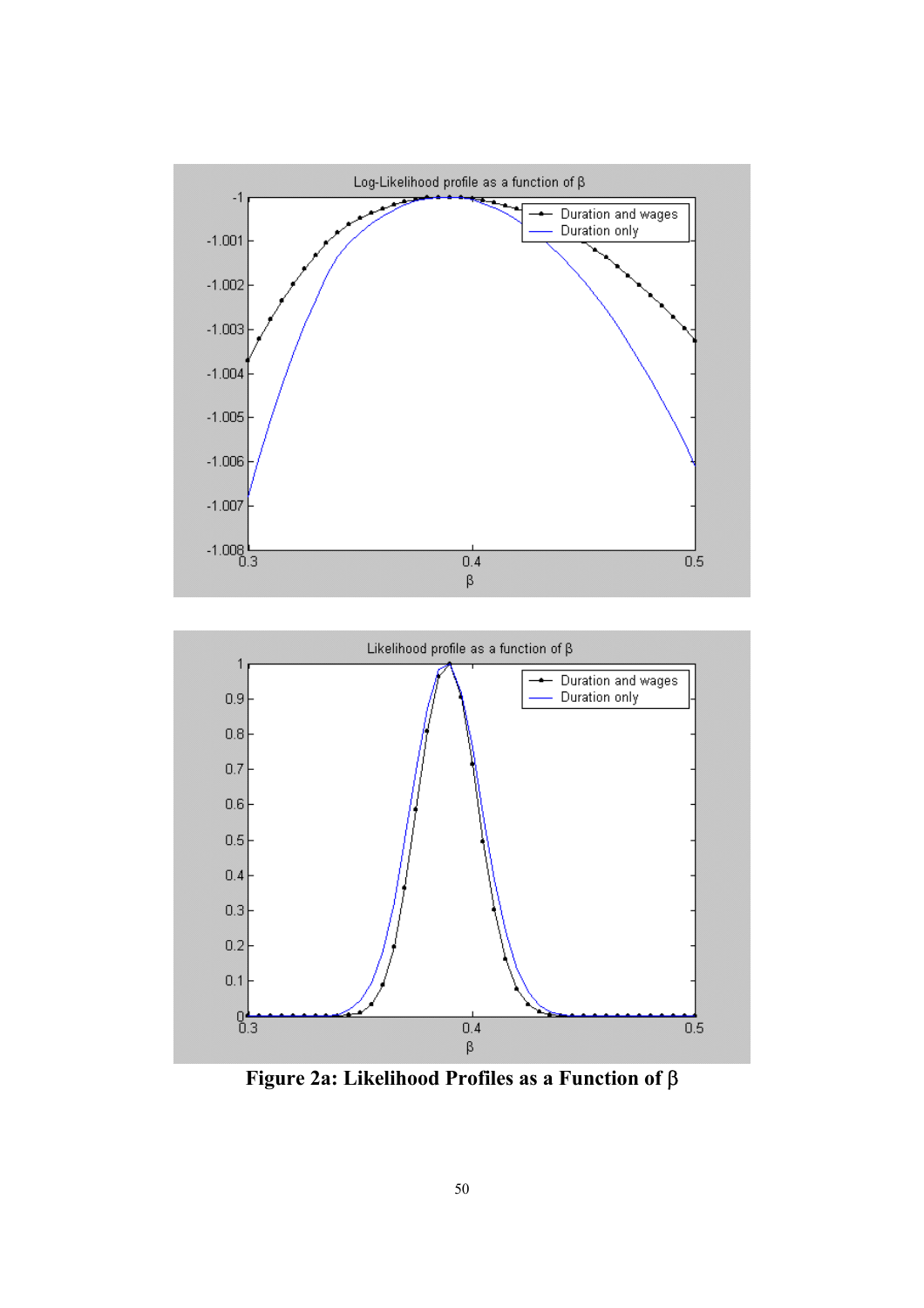**Figure 2a: Likelihood Profiles as a Function of β**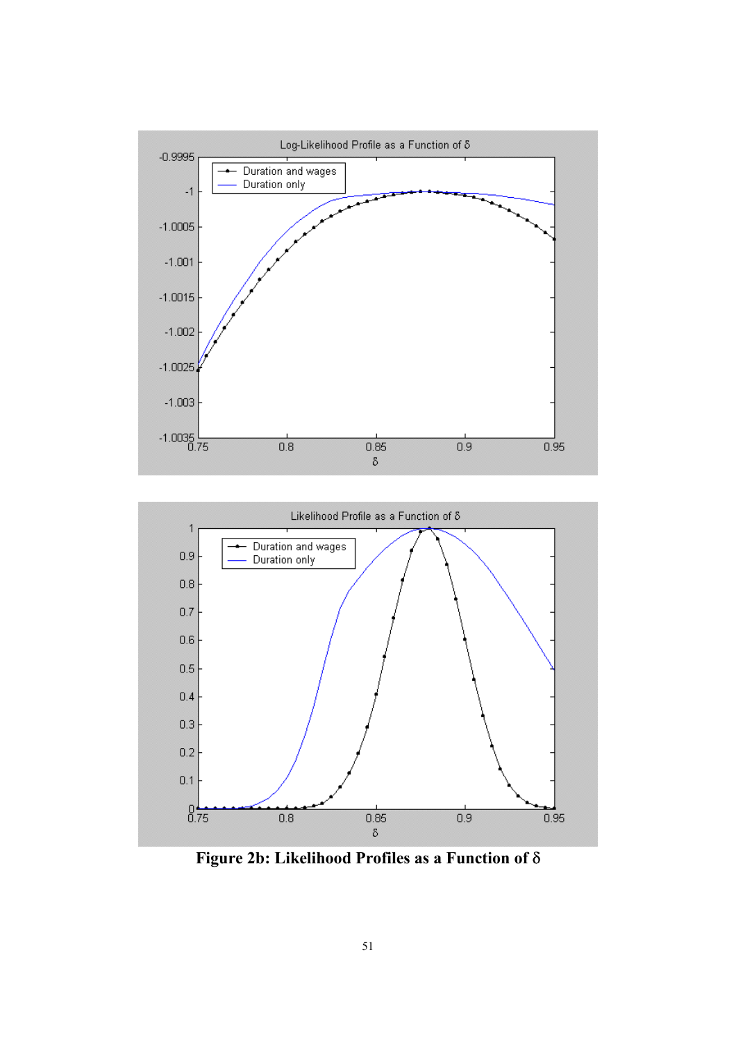**Figure 2b: Likelihood Profiles as a Function of δ**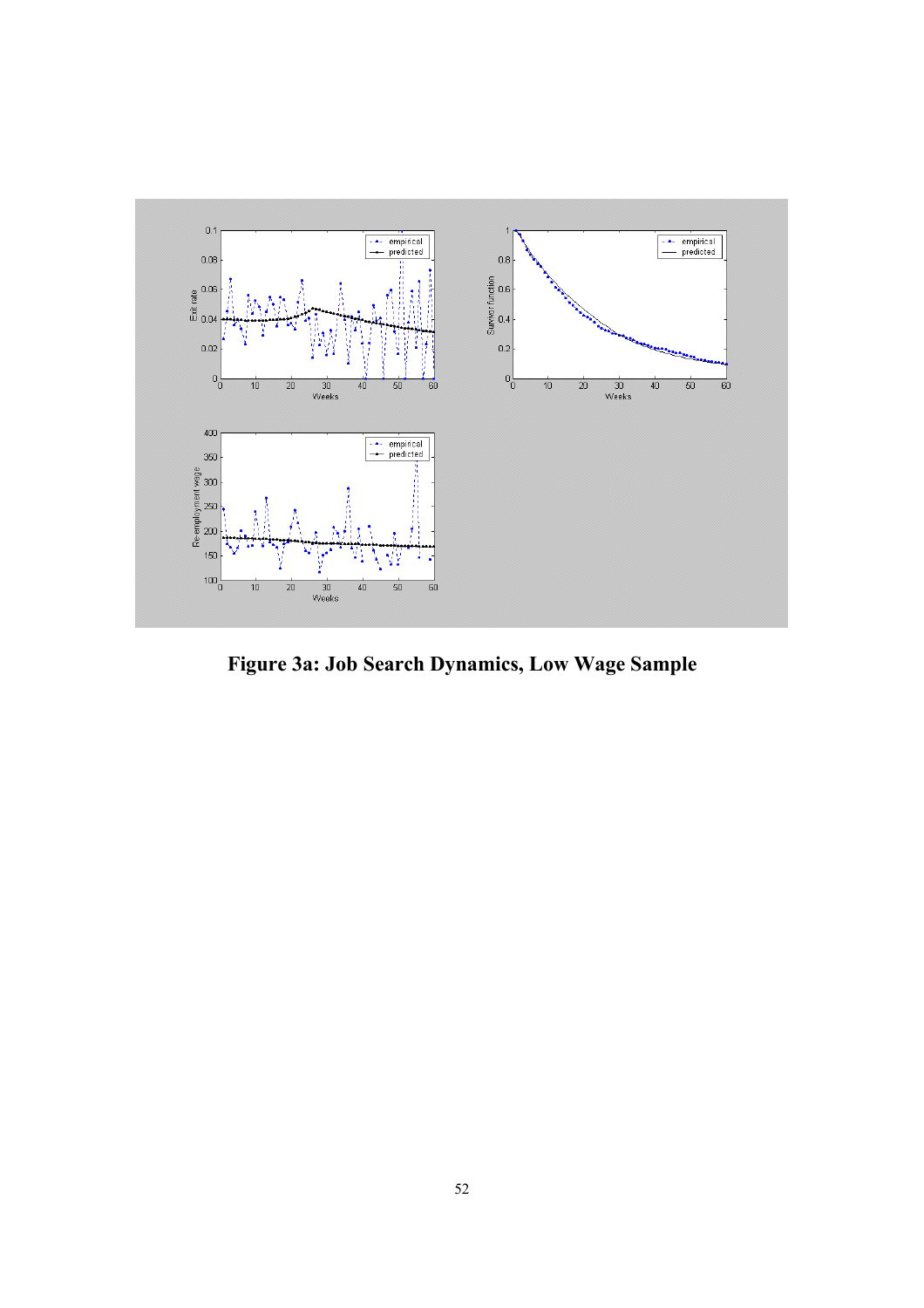**Figure 3a: Job Search Dynamics, Low Wage Sample**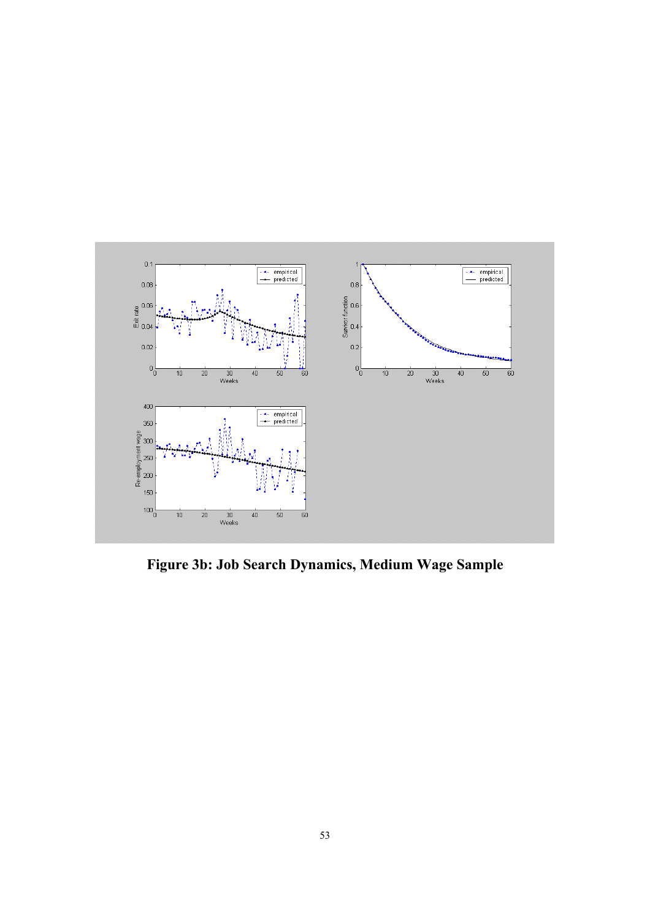**Figure 3b: Job Search Dynamics, Medium Wage Sample**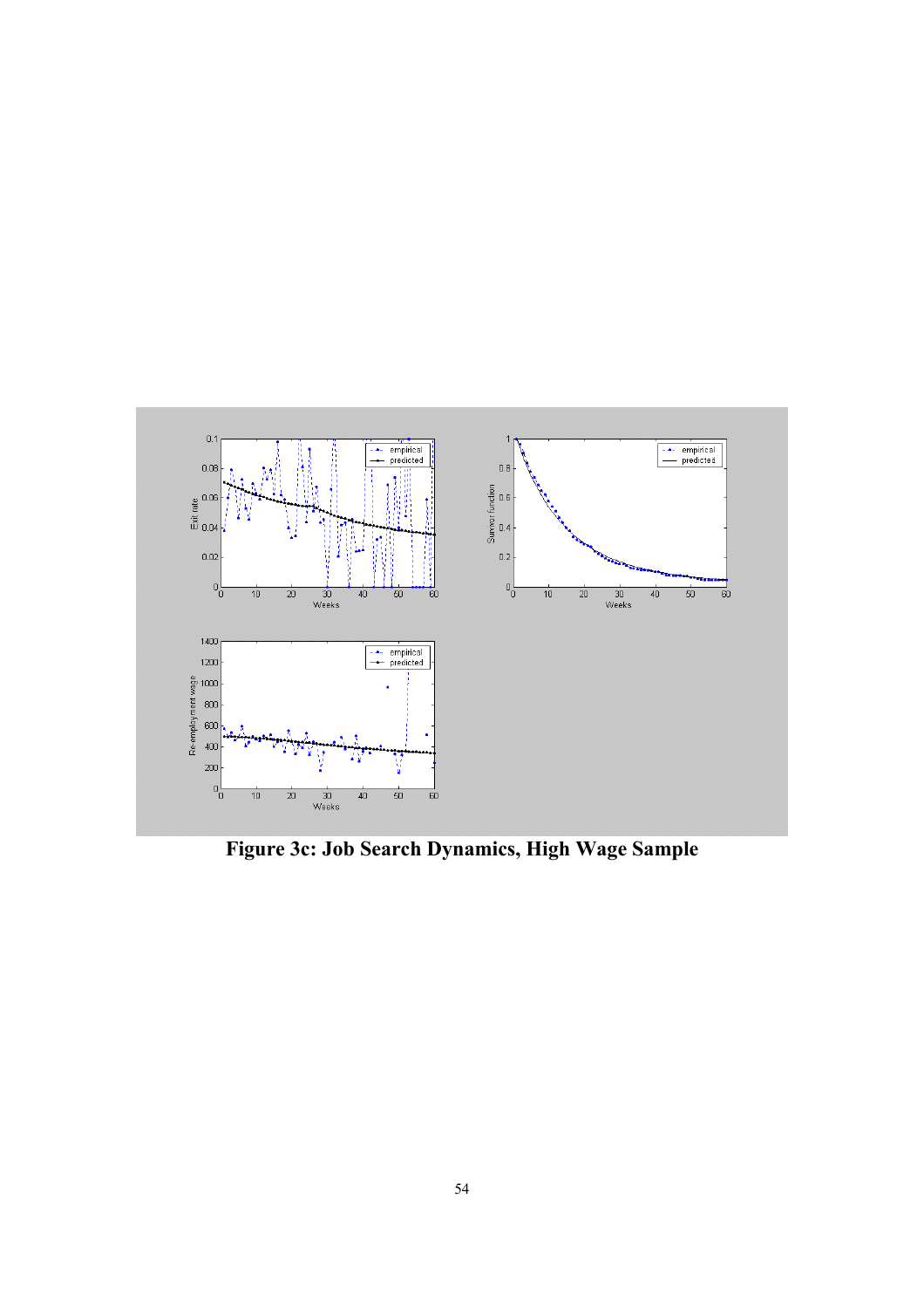**Figure 3c: Job Search Dynamics, High Wage Sample**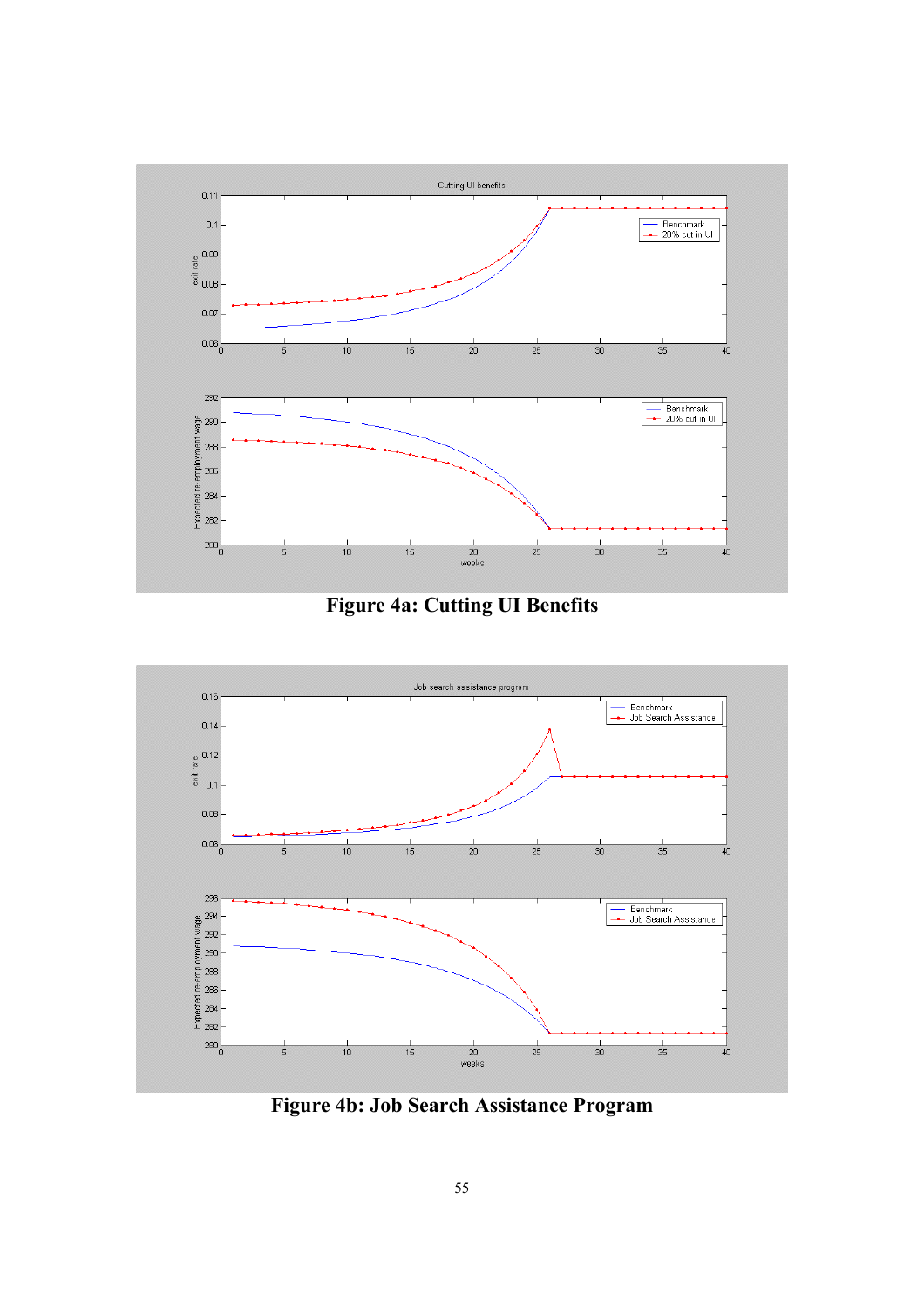**Figure 4a: Cutting UI Benefits**

**Figure 4b: Job Search Assistance Program**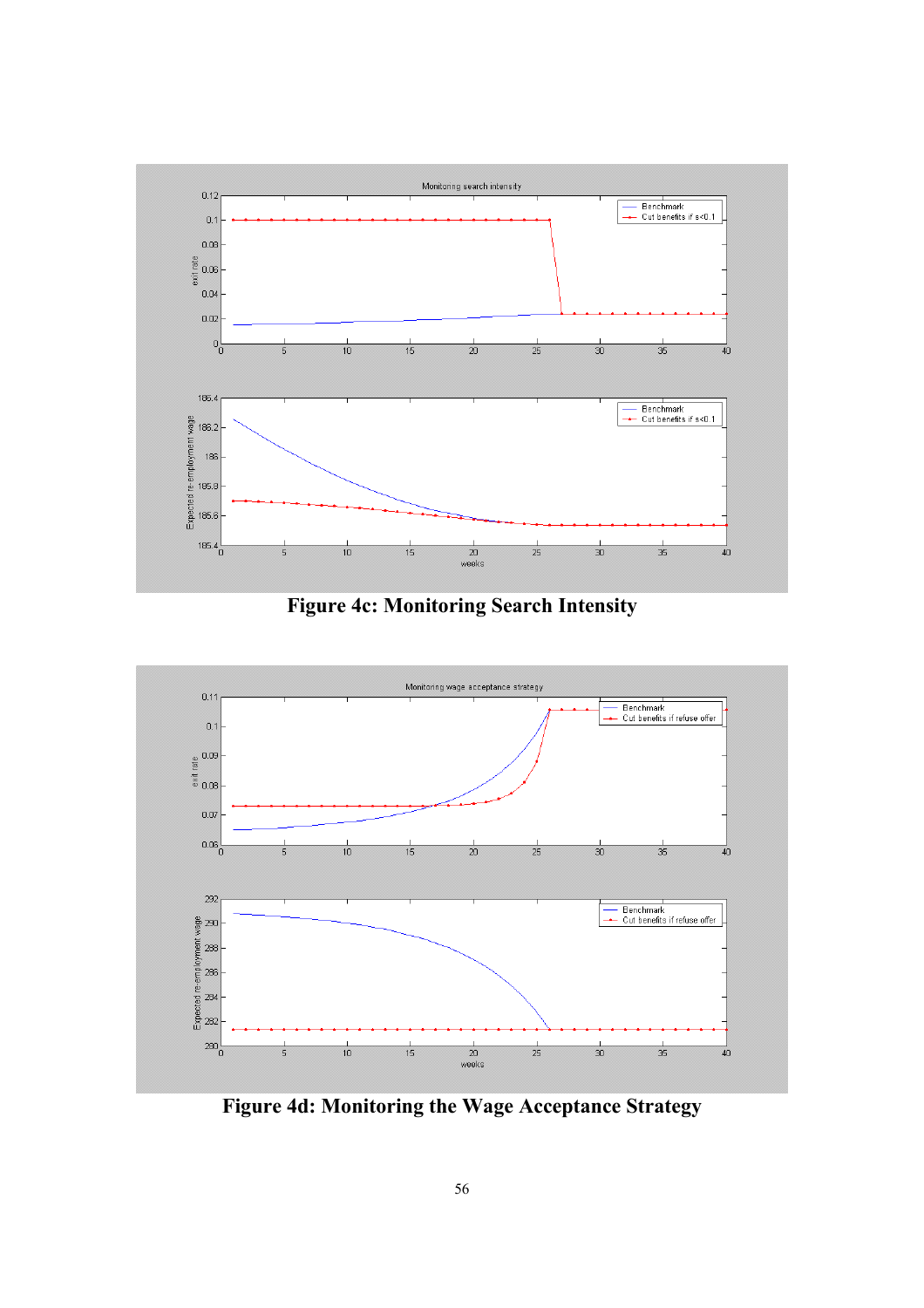Figure 4c: Monitoring Search Intensity

Figure 4d: Monitoring the Wage Acceptance Strategy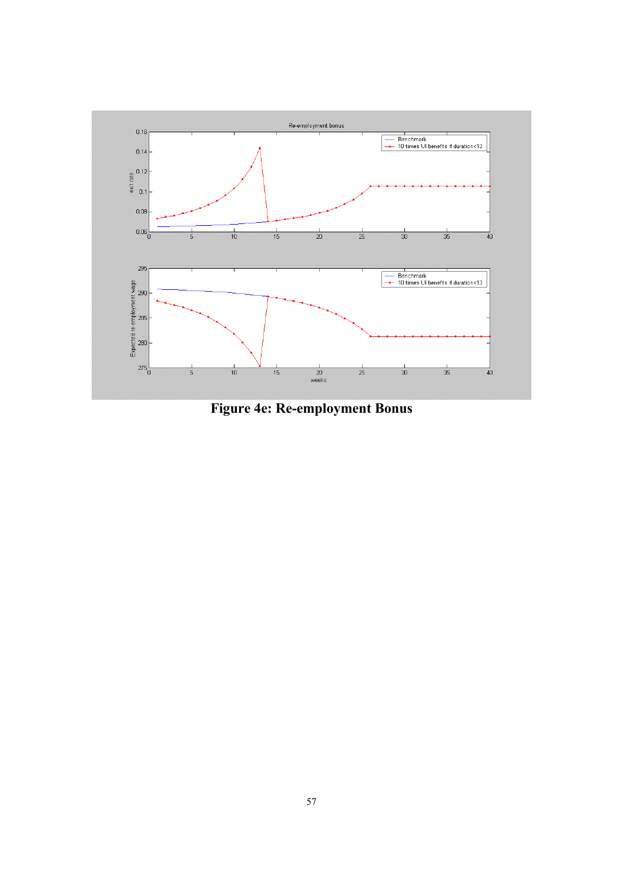**Figure 4e: Re-employment Bonus**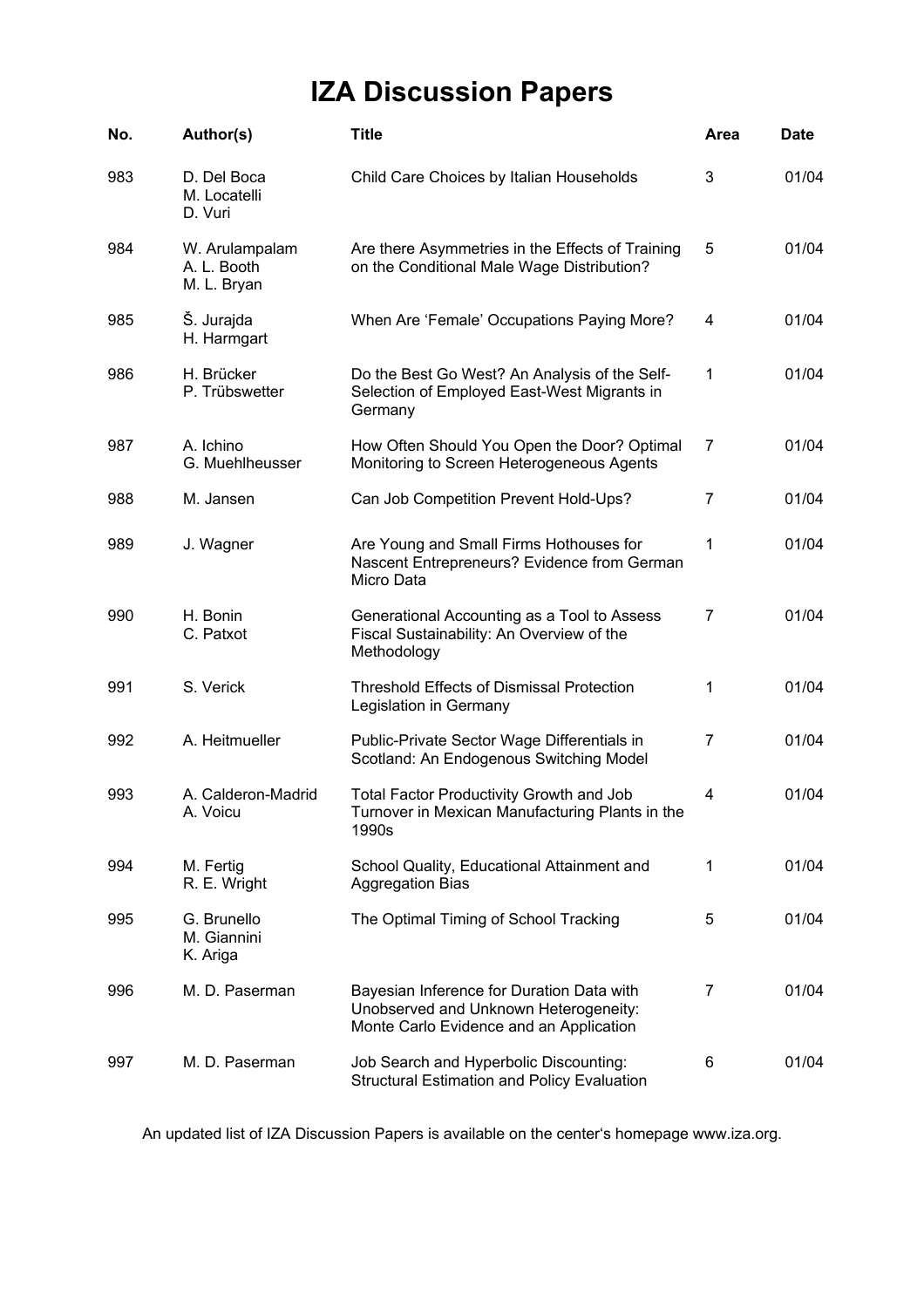# IZA Discussion Papers

| No. | Author(s) | Title | Area | Date |
|---|---|---|---|---|
| 983 | D. Del Boca<br>M. Locatelli<br>D. Vuri | Child Care Choices by Italian Households | 3 | 01/04 |
| 984 | W. Arulampalam<br>A. L. Booth<br>M. L. Bryan | Are there Asymmetries in the Effects of Training on the Conditional Male Wage Distribution? | 5 | 01/04 |
| 985 | Š. Jurajda<br>H. Harmgart | When Are 'Female' Occupations Paying More? | 4 | 01/04 |
| 986 | H. Brücker<br>P. Trübswetter | Do the Best Go West? An Analysis of the Self-Selection of Employed East-West Migrants in Germany | 1 | 01/04 |
| 987 | A. Ichino<br>G. Muehlheusser | How Often Should You Open the Door? Optimal Monitoring to Screen Heterogeneous Agents | 7 | 01/04 |
| 988 | M. Jansen | Can Job Competition Prevent Hold-Ups? | 7 | 01/04 |
| 989 | J. Wagner | Are Young and Small Firms Hothouses for Nascent Entrepreneurs? Evidence from German Micro Data | 1 | 01/04 |
| 990 | H. Bonin<br>C. Patxot | Generational Accounting as a Tool to Assess Fiscal Sustainability: An Overview of the Methodology | 7 | 01/04 |
| 991 | S. Verick | Threshold Effects of Dismissal Protection Legislation in Germany | 1 | 01/04 |
| 992 | A. Heitmueller | Public-Private Sector Wage Differentials in Scotland: An Endogenous Switching Model | 7 | 01/04 |
| 993 | A. Calderon-Madrid<br>A. Voicu | Total Factor Productivity Growth and Job Turnover in Mexican Manufacturing Plants in the 1990s | 4 | 01/04 |
| 994 | M. Fertig<br>R. E. Wright | School Quality, Educational Attainment and Aggregation Bias | 1 | 01/04 |
| 995 | G. Brunello<br>M. Giannini<br>K. Ariga | The Optimal Timing of School Tracking | 5 | 01/04 |
| 996 | M. D. Paserman | Bayesian Inference for Duration Data with Unobserved and Unknown Heterogeneity: Monte Carlo Evidence and an Application | 7 | 01/04 |
| 997 | M. D. Paserman | Job Search and Hyperbolic Discounting: Structural Estimation and Policy Evaluation | 6 | 01/04 |

An updated list of IZA Discussion Papers is available on the center's homepage www.iza.org.